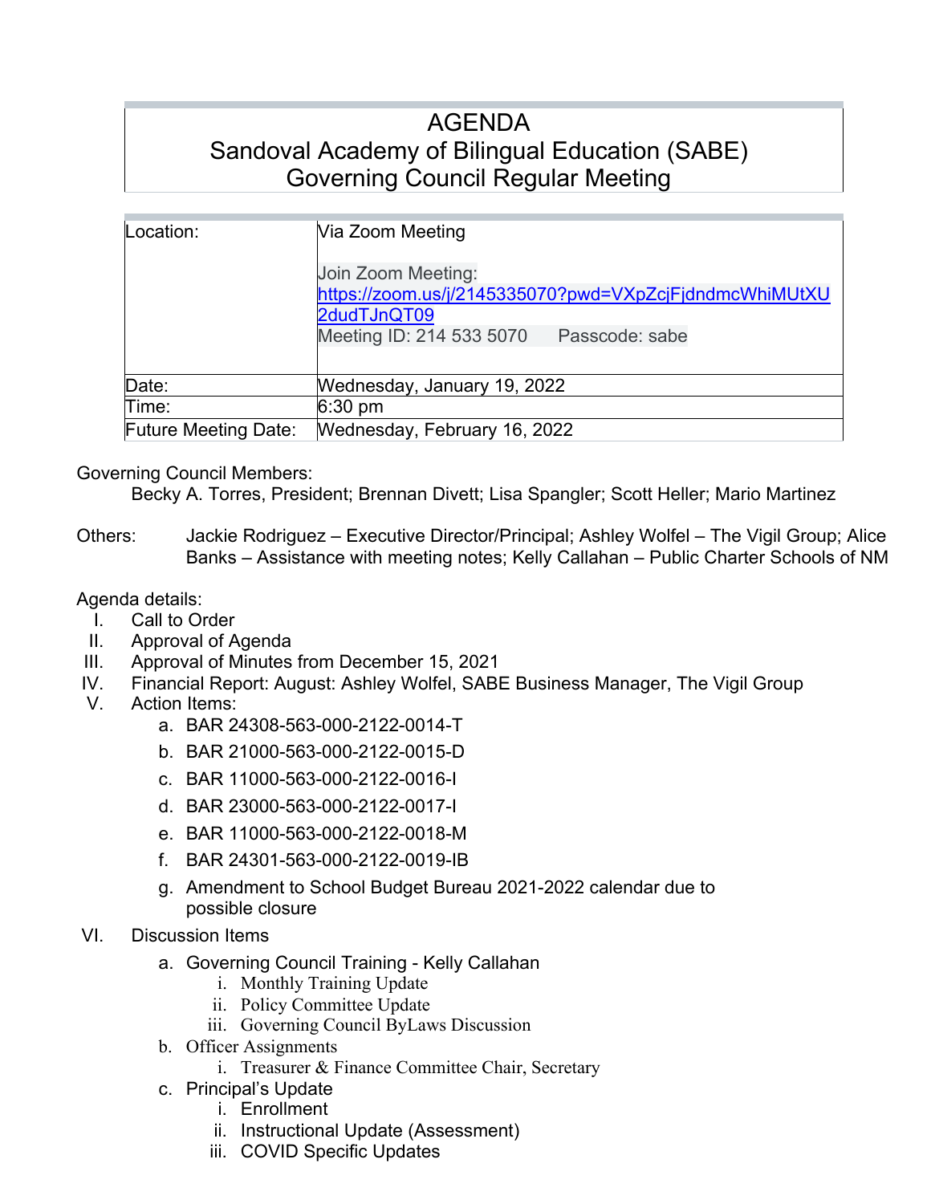# AGENDA
## Sandoval Academy of Bilingual Education (SABE)
## Governing Council Regular Meeting

| Location: | Via Zoom Meeting<br><br>Join Zoom Meeting:<br>https://zoom.us/j/2145335070?pwd=VXpZcjFjdndmcWhiMUtXU2dudTJnQT09<br>Meeting ID: 214 533 5070      Passcode: sabe |
|---|---|
| Date: | Wednesday, January 19, 2022 |
| Time: | 6:30 pm |
| Future Meeting Date: | Wednesday, February 16, 2022 |

Governing Council Members:

Becky A. Torres, President; Brennan Divett; Lisa Spangler; Scott Heller; Mario Martinez

Others: Jackie Rodriguez – Executive Director/Principal; Ashley Wolfel – The Vigil Group; Alice Banks – Assistance with meeting notes; Kelly Callahan – Public Charter Schools of NM

Agenda details:

I. Call to Order
II. Approval of Agenda
III. Approval of Minutes from December 15, 2021
IV. Financial Report: August: Ashley Wolfel, SABE Business Manager, The Vigil Group
V. Action Items:
   a. BAR 24308-563-000-2122-0014-T
   b. BAR 21000-563-000-2122-0015-D
   c. BAR 11000-563-000-2122-0016-I
   d. BAR 23000-563-000-2122-0017-I
   e. BAR 11000-563-000-2122-0018-M
   f. BAR 24301-563-000-2122-0019-IB
   g. Amendment to School Budget Bureau 2021-2022 calendar due to possible closure
VI. Discussion Items
   a. Governing Council Training - Kelly Callahan
      i. Monthly Training Update
      ii. Policy Committee Update
      iii. Governing Council ByLaws Discussion
   b. Officer Assignments
      i. Treasurer & Finance Committee Chair, Secretary
   c. Principal's Update
      i. Enrollment
      ii. Instructional Update (Assessment)
      iii. COVID Specific Updates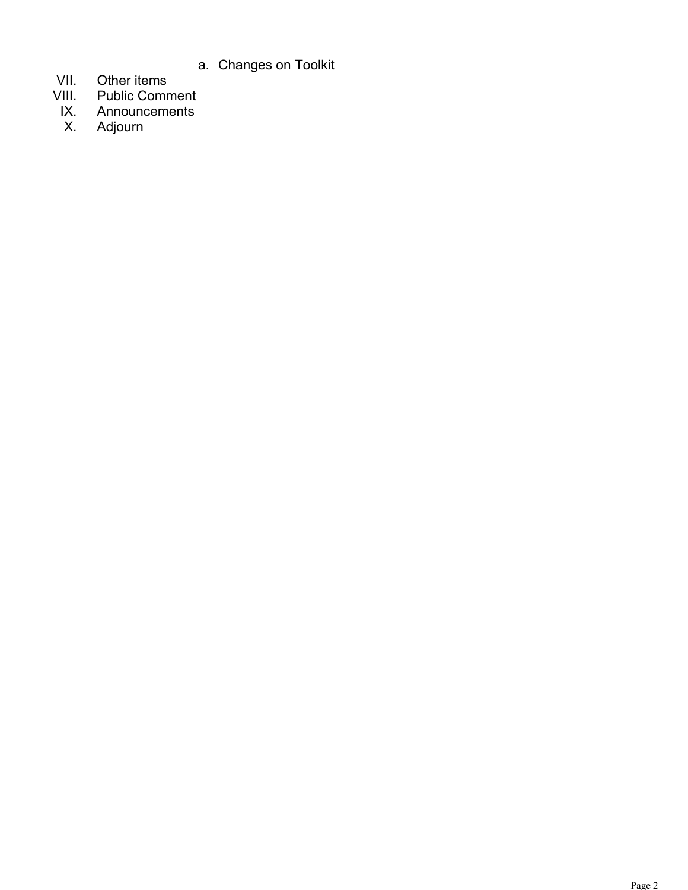a. Changes on Toolkit

VII. Other items

VIII. Public Comment

IX. Announcements

X. Adjourn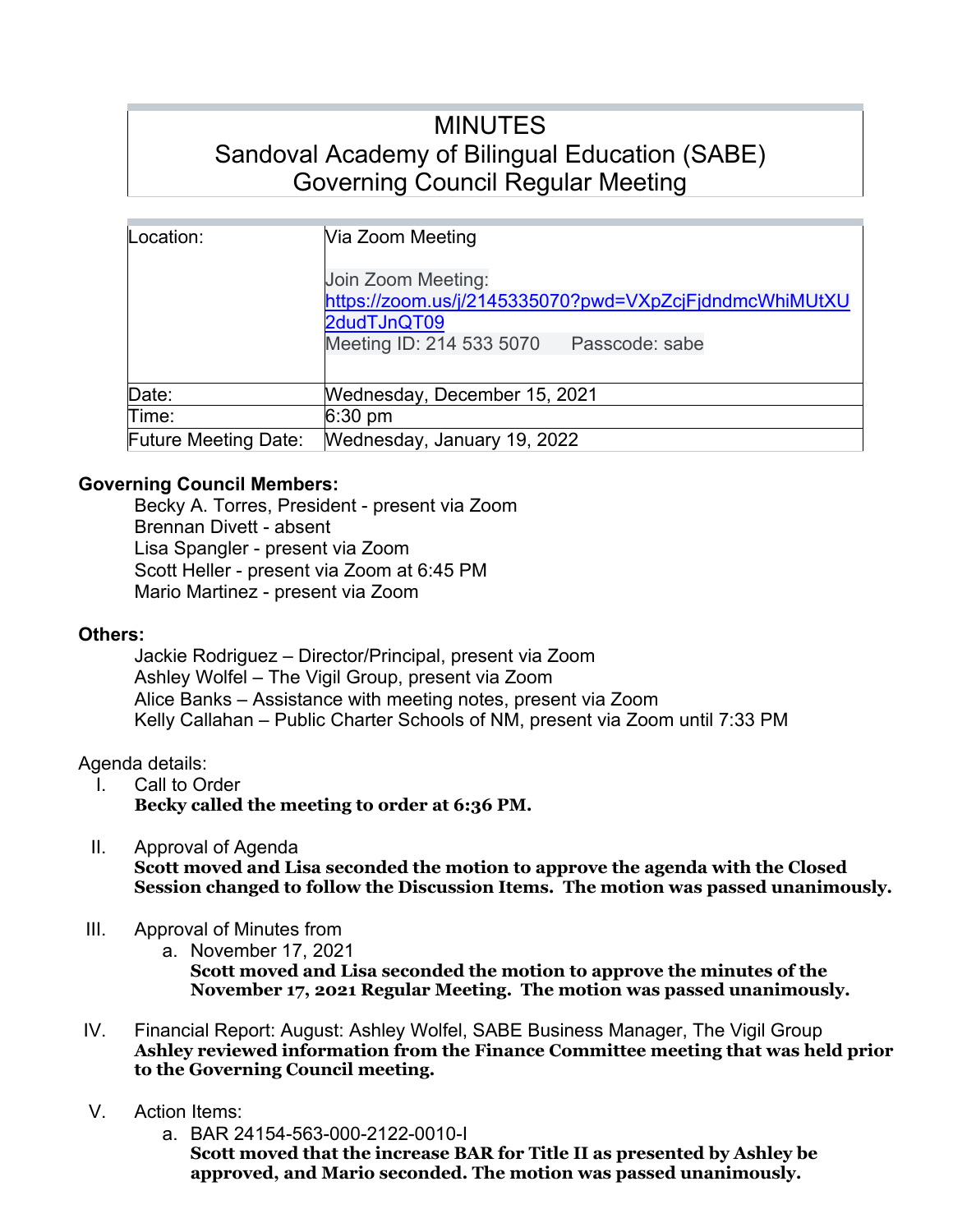# MINUTES
## Sandoval Academy of Bilingual Education (SABE)
## Governing Council Regular Meeting

| | |
|---|---|
| Location: | Via Zoom Meeting<br><br>Join Zoom Meeting:<br>https://zoom.us/j/2145335070?pwd=VXpZcjFjdndmcWhiMUtXU2dudTJnQT09<br>Meeting ID: 214 533 5070 Passcode: sabe |
| Date: | Wednesday, December 15, 2021 |
| Time: | 6:30 pm |
| Future Meeting Date: | Wednesday, January 19, 2022 |

**Governing Council Members:**

Becky A. Torres, President - present via Zoom
Brennan Divett - absent
Lisa Spangler - present via Zoom
Scott Heller - present via Zoom at 6:45 PM
Mario Martinez - present via Zoom

**Others:**

Jackie Rodriguez – Director/Principal, present via Zoom
Ashley Wolfel – The Vigil Group, present via Zoom
Alice Banks – Assistance with meeting notes, present via Zoom
Kelly Callahan – Public Charter Schools of NM, present via Zoom until 7:33 PM

Agenda details:

I. Call to Order
**Becky called the meeting to order at 6:36 PM.**

II. Approval of Agenda
**Scott moved and Lisa seconded the motion to approve the agenda with the Closed Session changed to follow the Discussion Items. The motion was passed unanimously.**

III. Approval of Minutes from
   a. November 17, 2021
   **Scott moved and Lisa seconded the motion to approve the minutes of the November 17, 2021 Regular Meeting. The motion was passed unanimously.**

IV. Financial Report: August: Ashley Wolfel, SABE Business Manager, The Vigil Group
**Ashley reviewed information from the Finance Committee meeting that was held prior to the Governing Council meeting.**

V. Action Items:
   a. BAR 24154-563-000-2122-0010-I
   **Scott moved that the increase BAR for Title II as presented by Ashley be approved, and Mario seconded. The motion was passed unanimously.**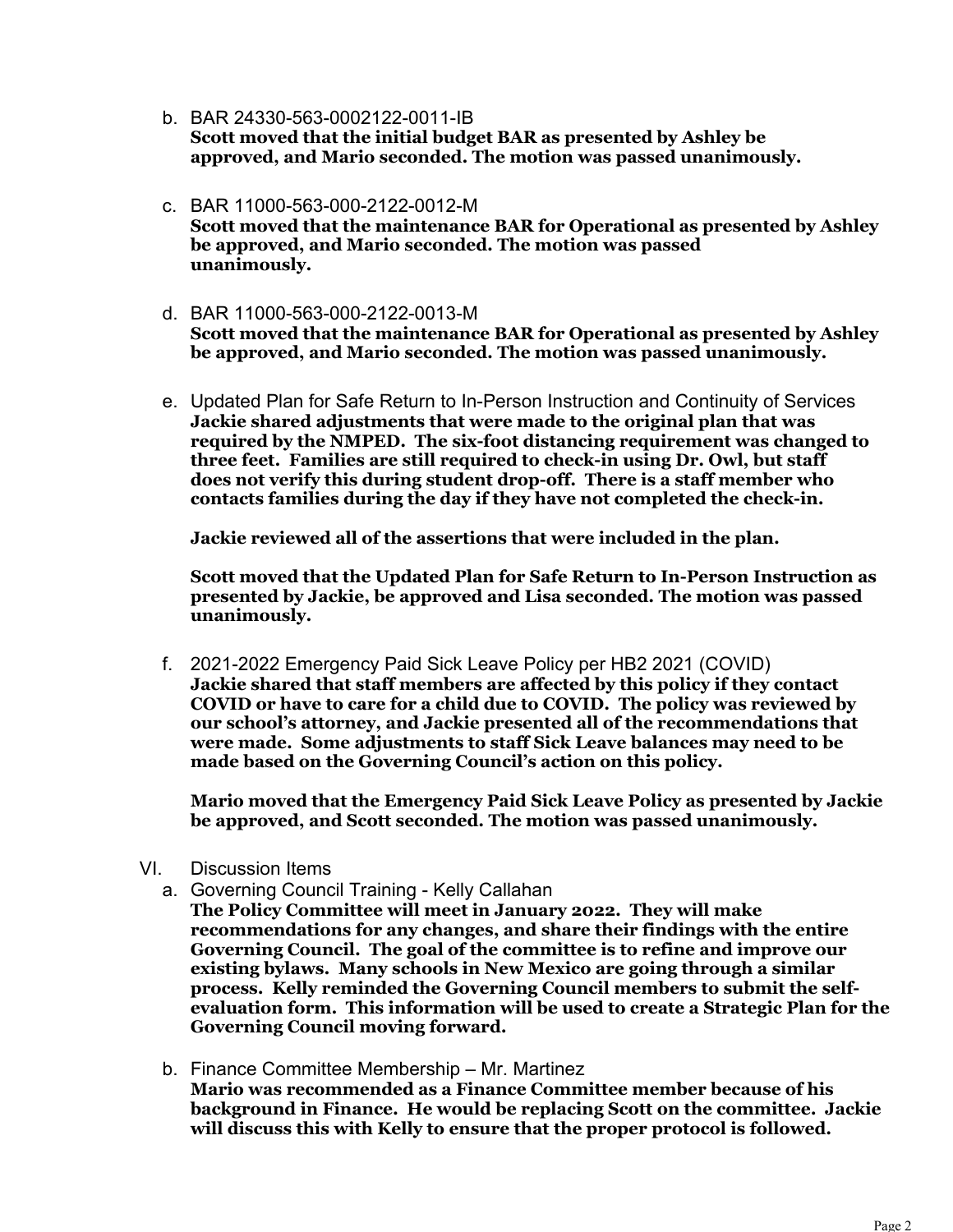b. BAR 24330-563-0002122-0011-IB
   **Scott moved that the initial budget BAR as presented by Ashley be approved, and Mario seconded. The motion was passed unanimously.**

c. BAR 11000-563-000-2122-0012-M
   **Scott moved that the maintenance BAR for Operational as presented by Ashley be approved, and Mario seconded. The motion was passed unanimously.**

d. BAR 11000-563-000-2122-0013-M
   **Scott moved that the maintenance BAR for Operational as presented by Ashley be approved, and Mario seconded. The motion was passed unanimously.**

e. Updated Plan for Safe Return to In-Person Instruction and Continuity of Services
   **Jackie shared adjustments that were made to the original plan that was required by the NMPED. The six-foot distancing requirement was changed to three feet. Families are still required to check-in using Dr. Owl, but staff does not verify this during student drop-off. There is a staff member who contacts families during the day if they have not completed the check-in.**

   **Jackie reviewed all of the assertions that were included in the plan.**

   **Scott moved that the Updated Plan for Safe Return to In-Person Instruction as presented by Jackie, be approved and Lisa seconded. The motion was passed unanimously.**

f. 2021-2022 Emergency Paid Sick Leave Policy per HB2 2021 (COVID)
   **Jackie shared that staff members are affected by this policy if they contact COVID or have to care for a child due to COVID. The policy was reviewed by our school's attorney, and Jackie presented all of the recommendations that were made. Some adjustments to staff Sick Leave balances may need to be made based on the Governing Council's action on this policy.**

   **Mario moved that the Emergency Paid Sick Leave Policy as presented by Jackie be approved, and Scott seconded. The motion was passed unanimously.**

VI. Discussion Items

a. Governing Council Training - Kelly Callahan
   **The Policy Committee will meet in January 2022. They will make recommendations for any changes, and share their findings with the entire Governing Council. The goal of the committee is to refine and improve our existing bylaws. Many schools in New Mexico are going through a similar process. Kelly reminded the Governing Council members to submit the self-evaluation form. This information will be used to create a Strategic Plan for the Governing Council moving forward.**

b. Finance Committee Membership – Mr. Martinez
   **Mario was recommended as a Finance Committee member because of his background in Finance. He would be replacing Scott on the committee. Jackie will discuss this with Kelly to ensure that the proper protocol is followed.**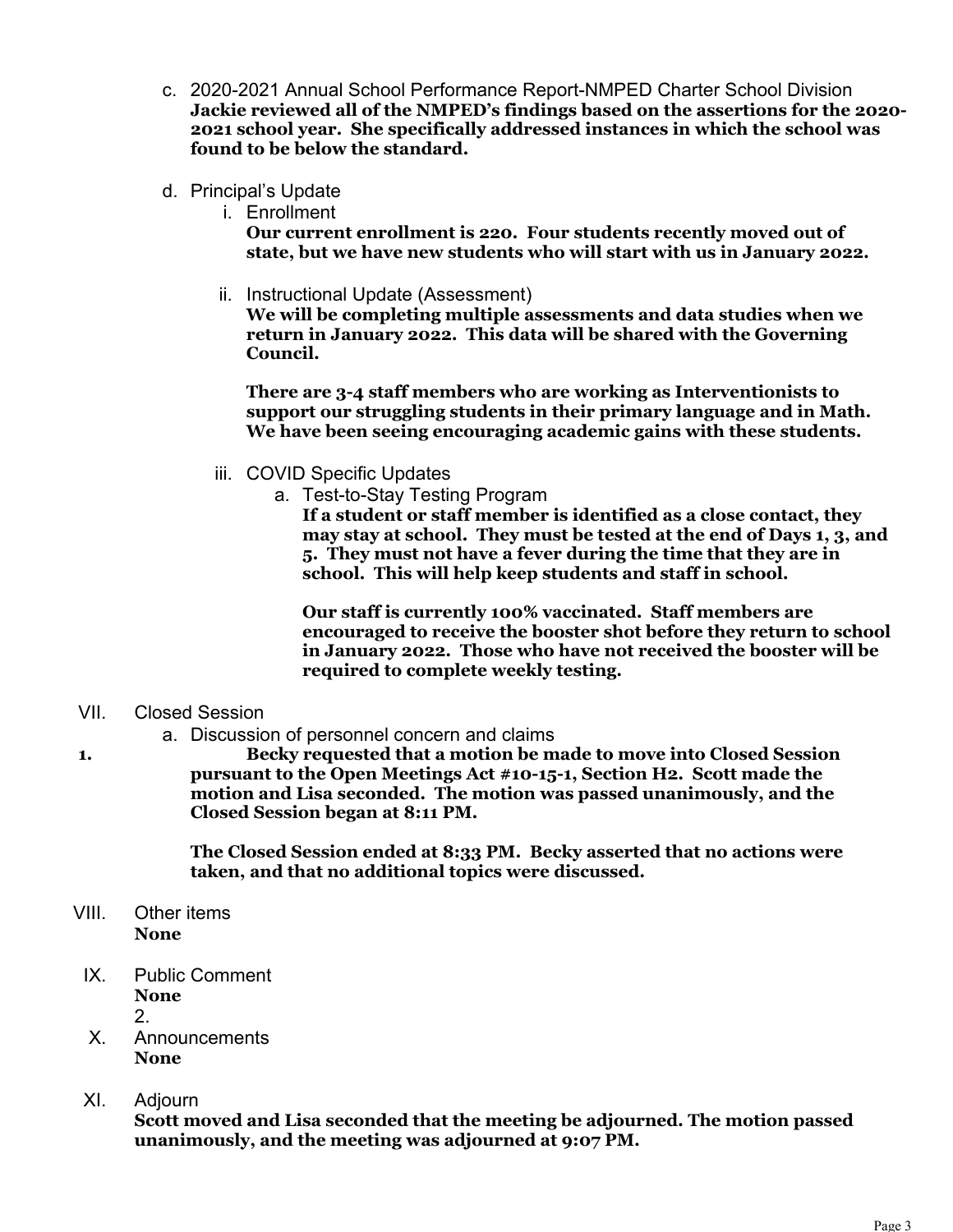c. 2020-2021 Annual School Performance Report-NMPED Charter School Division
   **Jackie reviewed all of the NMPED's findings based on the assertions for the 2020-2021 school year. She specifically addressed instances in which the school was found to be below the standard.**

d. Principal's Update
   i. Enrollment
      **Our current enrollment is 220. Four students recently moved out of state, but we have new students who will start with us in January 2022.**

   ii. Instructional Update (Assessment)
      **We will be completing multiple assessments and data studies when we return in January 2022. This data will be shared with the Governing Council.**

      **There are 3-4 staff members who are working as Interventionists to support our struggling students in their primary language and in Math. We have been seeing encouraging academic gains with these students.**

   iii. COVID Specific Updates
      a. Test-to-Stay Testing Program
         **If a student or staff member is identified as a close contact, they may stay at school. They must be tested at the end of Days 1, 3, and 5. They must not have a fever during the time that they are in school. This will help keep students and staff in school.**

         **Our staff is currently 100% vaccinated. Staff members are encouraged to receive the booster shot before they return to school in January 2022. Those who have not received the booster will be required to complete weekly testing.**

VII. Closed Session
   a. Discussion of personnel concern and claims

1. **Becky requested that a motion be made to move into Closed Session pursuant to the Open Meetings Act #10-15-1, Section H2. Scott made the motion and Lisa seconded. The motion was passed unanimously, and the Closed Session began at 8:11 PM.**

   **The Closed Session ended at 8:33 PM. Becky asserted that no actions were taken, and that no additional topics were discussed.**

VIII. Other items
   **None**

IX. Public Comment
   **None**
   2.

X. Announcements
   **None**

XI. Adjourn
   **Scott moved and Lisa seconded that the meeting be adjourned. The motion passed unanimously, and the meeting was adjourned at 9:07 PM.**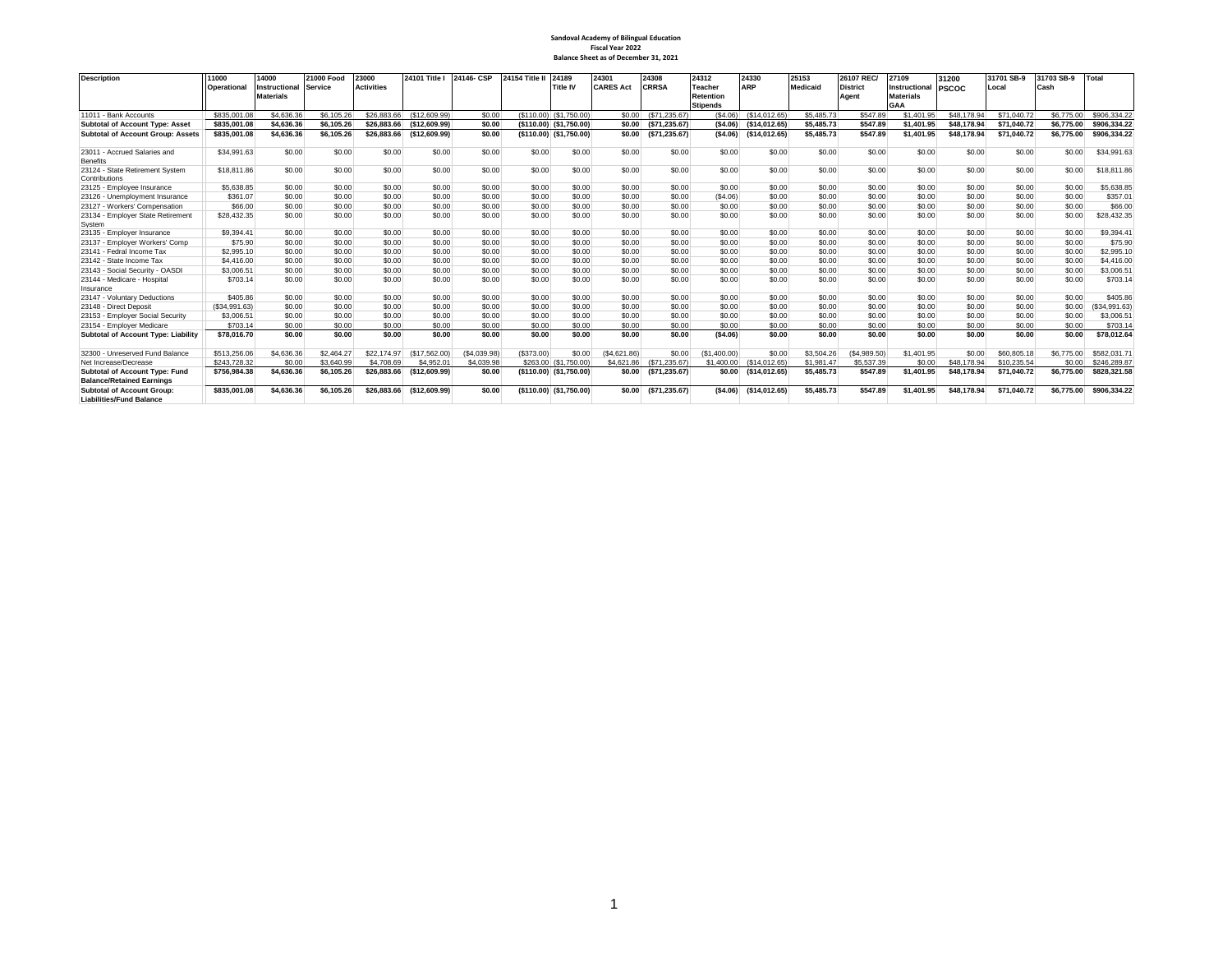**Sandoval Academy of Bilingual Education**
**Fiscal Year 2022**
**Balance Sheet as of December 31, 2021**

| Description | 11000 Operational | 14000 Instructional Materials | 21000 Food Service | 23000 Activities | 24101 Title I | 24146- CSP | 24154 Title II | 24189 Title IV | 24301 CARES Act | 24308 CRRSA | 24312 Teacher Retention Stipends | 24330 ARP | 25153 Medicaid | 26107 REC/ District Agent | 27109 Instructional Materials GAA | 31200 PSCOC | 31701 SB-9 Local | 31703 SB-9 Cash | Total |
|---|---|---|---|---|---|---|---|---|---|---|---|---|---|---|---|---|---|---|---|
| 11011 - Bank Accounts | $835,001.08 | $4,636.36 | $6,105.26 | $26,883.66 | ($12,609.99) | $0.00 | ($110.00) | ($1,750.00) | $0.00 | ($71,235.67) | ($4.06) | ($14,012.65) | $5,485.73 | $547.89 | $1,401.95 | $48,178.94 | $71,040.72 | $6,775.00 | $906,334.22 |
| **Subtotal of Account Type: Asset** | **$835,001.08** | **$4,636.36** | **$6,105.26** | **$26,883.66** | **($12,609.99)** | **$0.00** | **($110.00)** | **($1,750.00)** | **$0.00** | **($71,235.67)** | **($4.06)** | **($14,012.65)** | **$5,485.73** | **$547.89** | **$1,401.95** | **$48,178.94** | **$71,040.72** | **$6,775.00** | **$906,334.22** |
| **Subtotal of Account Group: Assets** | **$835,001.08** | **$4,636.36** | **$6,105.26** | **$26,883.66** | **($12,609.99)** | **$0.00** | **($110.00)** | **($1,750.00)** | **$0.00** | **($71,235.67)** | **($4.06)** | **($14,012.65)** | **$5,485.73** | **$547.89** | **$1,401.95** | **$48,178.94** | **$71,040.72** | **$6,775.00** | **$906,334.22** |
| 23011 - Accrued Salaries and Benefits | $34,991.63 | $0.00 | $0.00 | $0.00 | $0.00 | $0.00 | $0.00 | $0.00 | $0.00 | $0.00 | $0.00 | $0.00 | $0.00 | $0.00 | $0.00 | $0.00 | $0.00 | $0.00 | $34,991.63 |
| 23124 - State Retirement System Contributions | $18,811.86 | $0.00 | $0.00 | $0.00 | $0.00 | $0.00 | $0.00 | $0.00 | $0.00 | $0.00 | $0.00 | $0.00 | $0.00 | $0.00 | $0.00 | $0.00 | $0.00 | $0.00 | $18,811.86 |
| 23125 - Employee Insurance | $5,638.85 | $0.00 | $0.00 | $0.00 | $0.00 | $0.00 | $0.00 | $0.00 | $0.00 | $0.00 | $0.00 | $0.00 | $0.00 | $0.00 | $0.00 | $0.00 | $0.00 | $0.00 | $5,638.85 |
| 23126 - Unemployment Insurance | $361.07 | $0.00 | $0.00 | $0.00 | $0.00 | $0.00 | $0.00 | $0.00 | $0.00 | $0.00 | ($4.06) | $0.00 | $0.00 | $0.00 | $0.00 | $0.00 | $0.00 | $0.00 | $357.01 |
| 23127 - Workers' Compensation | $66.00 | $0.00 | $0.00 | $0.00 | $0.00 | $0.00 | $0.00 | $0.00 | $0.00 | $0.00 | $0.00 | $0.00 | $0.00 | $0.00 | $0.00 | $0.00 | $0.00 | $0.00 | $66.00 |
| 23134 - Employer State Retirement System | $28,432.35 | $0.00 | $0.00 | $0.00 | $0.00 | $0.00 | $0.00 | $0.00 | $0.00 | $0.00 | $0.00 | $0.00 | $0.00 | $0.00 | $0.00 | $0.00 | $0.00 | $0.00 | $28,432.35 |
| 23135 - Employer Insurance | $9,394.41 | $0.00 | $0.00 | $0.00 | $0.00 | $0.00 | $0.00 | $0.00 | $0.00 | $0.00 | $0.00 | $0.00 | $0.00 | $0.00 | $0.00 | $0.00 | $0.00 | $0.00 | $9,394.41 |
| 23137 - Employer Workers' Comp | $75.90 | $0.00 | $0.00 | $0.00 | $0.00 | $0.00 | $0.00 | $0.00 | $0.00 | $0.00 | $0.00 | $0.00 | $0.00 | $0.00 | $0.00 | $0.00 | $0.00 | $0.00 | $75.90 |
| 23141 - Fedral Income Tax | $2,995.10 | $0.00 | $0.00 | $0.00 | $0.00 | $0.00 | $0.00 | $0.00 | $0.00 | $0.00 | $0.00 | $0.00 | $0.00 | $0.00 | $0.00 | $0.00 | $0.00 | $0.00 | $2,995.10 |
| 23142 - State Income Tax | $4,416.00 | $0.00 | $0.00 | $0.00 | $0.00 | $0.00 | $0.00 | $0.00 | $0.00 | $0.00 | $0.00 | $0.00 | $0.00 | $0.00 | $0.00 | $0.00 | $0.00 | $0.00 | $4,416.00 |
| 23143 - Social Security - OASDI | $3,006.51 | $0.00 | $0.00 | $0.00 | $0.00 | $0.00 | $0.00 | $0.00 | $0.00 | $0.00 | $0.00 | $0.00 | $0.00 | $0.00 | $0.00 | $0.00 | $0.00 | $0.00 | $3,006.51 |
| 23144 - Medicare - Hospital Insurance | $703.14 | $0.00 | $0.00 | $0.00 | $0.00 | $0.00 | $0.00 | $0.00 | $0.00 | $0.00 | $0.00 | $0.00 | $0.00 | $0.00 | $0.00 | $0.00 | $0.00 | $0.00 | $703.14 |
| 23147 - Voluntary Deductions | $405.86 | $0.00 | $0.00 | $0.00 | $0.00 | $0.00 | $0.00 | $0.00 | $0.00 | $0.00 | $0.00 | $0.00 | $0.00 | $0.00 | $0.00 | $0.00 | $0.00 | $0.00 | $405.86 |
| 23148 - Direct Deposit | ($34,991.63) | $0.00 | $0.00 | $0.00 | $0.00 | $0.00 | $0.00 | $0.00 | $0.00 | $0.00 | $0.00 | $0.00 | $0.00 | $0.00 | $0.00 | $0.00 | $0.00 | $0.00 | ($34,991.63) |
| 23153 - Employer Social Security | $3,006.51 | $0.00 | $0.00 | $0.00 | $0.00 | $0.00 | $0.00 | $0.00 | $0.00 | $0.00 | $0.00 | $0.00 | $0.00 | $0.00 | $0.00 | $0.00 | $0.00 | $0.00 | $3,006.51 |
| 23154 - Employer Medicare | $703.14 | $0.00 | $0.00 | $0.00 | $0.00 | $0.00 | $0.00 | $0.00 | $0.00 | $0.00 | $0.00 | $0.00 | $0.00 | $0.00 | $0.00 | $0.00 | $0.00 | $0.00 | $703.14 |
| **Subtotal of Account Type: Liability** | **$78,016.70** | **$0.00** | **$0.00** | **$0.00** | **$0.00** | **$0.00** | **$0.00** | **$0.00** | **$0.00** | **$0.00** | **($4.06)** | **$0.00** | **$0.00** | **$0.00** | **$0.00** | **$0.00** | **$0.00** | **$0.00** | **$78,012.64** |
| 32300 - Unreserved Fund Balance | $513,256.06 | $4,636.36 | $2,464.27 | $22,174.97 | ($17,562.00) | ($4,039.98) | ($373.00) | $0.00 | ($4,621.86) | $0.00 | ($1,400.00) | $0.00 | $3,504.26 | ($4,989.50) | $1,401.95 | $0.00 | $60,805.18 | $6,775.00 | $582,031.71 |
| Net Increase/Decrease | $243,728.32 | $0.00 | $3,640.99 | $4,708.69 | $4,952.01 | $4,039.98 | $263.00 | ($1,750.00) | $4,621.86 | ($71,235.67) | $1,400.00 | ($14,012.65) | $1,981.47 | $5,537.39 | $0.00 | $48,178.94 | $10,235.54 | $0.00 | $246,289.87 |
| **Subtotal of Account Type: Fund Balance/Retained Earnings** | **$756,984.38** | **$4,636.36** | **$6,105.26** | **$26,883.66** | **($12,609.99)** | **$0.00** | **($110.00)** | **($1,750.00)** | **$0.00** | **($71,235.67)** | **$0.00** | **($14,012.65)** | **$5,485.73** | **$547.89** | **$1,401.95** | **$48,178.94** | **$71,040.72** | **$6,775.00** | **$828,321.58** |
| **Subtotal of Account Group: Liabilities/Fund Balance** | **$835,001.08** | **$4,636.36** | **$6,105.26** | **$26,883.66** | **($12,609.99)** | **$0.00** | **($110.00)** | **($1,750.00)** | **$0.00** | **($71,235.67)** | **($4.06)** | **($14,012.65)** | **$5,485.73** | **$547.89** | **$1,401.95** | **$48,178.94** | **$71,040.72** | **$6,775.00** | **$906,334.22** |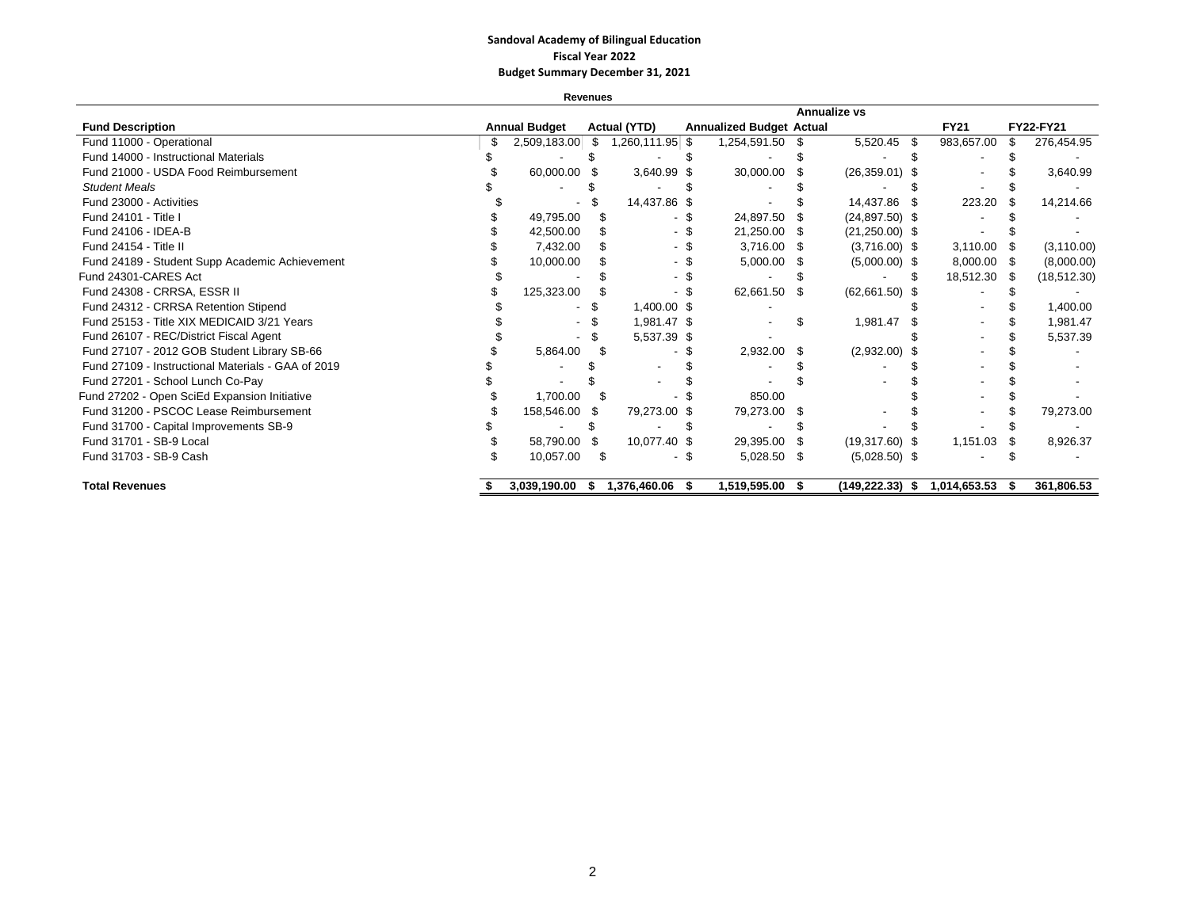**Sandoval Academy of Bilingual Education**
**Fiscal Year 2022**
**Budget Summary December 31, 2021**

**Revenues**

| Fund Description | Annual Budget | Actual (YTD) | Annualized Budget | Annualize vs Actual | FY21 | FY22-FY21 |
|---|---|---|---|---|---|---|
| Fund 11000 - Operational | $ 2,509,183.00 | $ 1,260,111.95 | $ 1,254,591.50 | $ 5,520.45 | $ 983,657.00 | $ 276,454.95 |
| Fund 14000 - Instructional Materials | $ - | $ - | $ - | $ - | $ - | $ - |
| Fund 21000 - USDA Food Reimbursement | $ 60,000.00 | $ 3,640.99 | $ 30,000.00 | $ (26,359.01) | $ - | $ 3,640.99 |
| *Student Meals* | $ - | $ - | $ - | $ - | $ - | $ - |
| Fund 23000 - Activities | $ - | $ 14,437.86 | $ - | $ 14,437.86 | $ 223.20 | $ 14,214.66 |
| Fund 24101 - Title I | $ 49,795.00 | $ - | $ 24,897.50 | $ (24,897.50) | $ - | $ - |
| Fund 24106 - IDEA-B | $ 42,500.00 | $ - | $ 21,250.00 | $ (21,250.00) | $ - | $ - |
| Fund 24154 - Title II | $ 7,432.00 | $ - | $ 3,716.00 | $ (3,716.00) | $ 3,110.00 | $ (3,110.00) |
| Fund 24189 - Student Supp Academic Achievement | $ 10,000.00 | $ - | $ 5,000.00 | $ (5,000.00) | $ 8,000.00 | $ (8,000.00) |
| Fund 24301-CARES Act | $ - | $ - | $ - | $ - | $ 18,512.30 | $ (18,512.30) |
| Fund 24308 - CRRSA, ESSR II | $ 125,323.00 | $ - | $ 62,661.50 | $ (62,661.50) | $ - | $ - |
| Fund 24312 - CRRSA Retention Stipend | $ - | $ 1,400.00 | $ - | | $ - | $ 1,400.00 |
| Fund 25153 - Title XIX MEDICAID 3/21 Years | $ - | $ 1,981.47 | $ - | $ 1,981.47 | $ - | $ 1,981.47 |
| Fund 26107 - REC/District Fiscal Agent | $ - | $ 5,537.39 | $ - | | $ - | $ 5,537.39 |
| Fund 27107 - 2012 GOB Student Library SB-66 | $ 5,864.00 | $ - | $ 2,932.00 | $ (2,932.00) | $ - | $ - |
| Fund 27109 - Instructional Materials - GAA of 2019 | $ - | $ - | $ - | $ - | $ - | $ - |
| Fund 27201 - School Lunch Co-Pay | $ - | $ - | $ - | $ - | $ - | $ - |
| Fund 27202 - Open SciEd Expansion Initiative | $ 1,700.00 | $ - | $ 850.00 | | $ - | $ - |
| Fund 31200 - PSCOC Lease Reimbursement | $ 158,546.00 | $ 79,273.00 | $ 79,273.00 | $ - | $ - | $ 79,273.00 |
| Fund 31700 - Capital Improvements SB-9 | $ - | $ - | $ - | $ - | $ - | $ - |
| Fund 31701 - SB-9 Local | $ 58,790.00 | $ 10,077.40 | $ 29,395.00 | $ (19,317.60) | $ 1,151.03 | $ 8,926.37 |
| Fund 31703 - SB-9 Cash | $ 10,057.00 | $ - | $ 5,028.50 | $ (5,028.50) | $ - | $ - |
| **Total Revenues** | **$ 3,039,190.00** | **$ 1,376,460.06** | **$ 1,519,595.00** | **$ (149,222.33)** | **$ 1,014,653.53** | **$ 361,806.53** |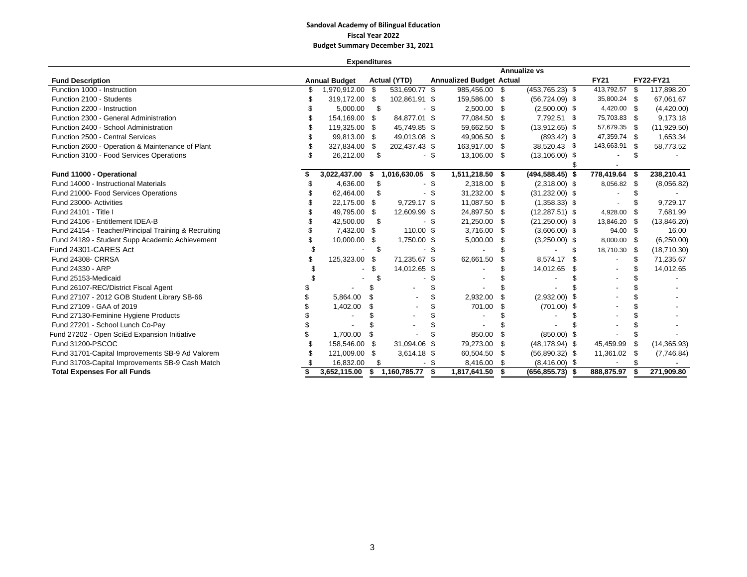**Sandoval Academy of Bilingual Education**
**Fiscal Year 2022**
**Budget Summary December 31, 2021**

**Expenditures**

| Fund Description | Annual Budget | Actual (YTD) | Annualized Budget | Annualize vs Actual | FY21 | FY22-FY21 |
|---|---|---|---|---|---|---|
| Function 1000 - Instruction | $ 1,970,912.00 | $ 531,690.77 | $ 985,456.00 | $ (453,765.23) | $ 413,792.57 | $ 117,898.20 |
| Function 2100 - Students | $ 319,172.00 | $ 102,861.91 | $ 159,586.00 | $ (56,724.09) | $ 35,800.24 | $ 67,061.67 |
| Function 2200 - Instruction | $ 5,000.00 | $ - | $ 2,500.00 | $ (2,500.00) | $ 4,420.00 | $ (4,420.00) |
| Function 2300 - General Administration | $ 154,169.00 | $ 84,877.01 | $ 77,084.50 | $ 7,792.51 | $ 75,703.83 | $ 9,173.18 |
| Function 2400 - School Administration | $ 119,325.00 | $ 45,749.85 | $ 59,662.50 | $ (13,912.65) | $ 57,679.35 | $ (11,929.50) |
| Function 2500 - Central Services | $ 99,813.00 | $ 49,013.08 | $ 49,906.50 | $ (893.42) | $ 47,359.74 | $ 1,653.34 |
| Function 2600 - Operation & Maintenance of Plant | $ 327,834.00 | $ 202,437.43 | $ 163,917.00 | $ 38,520.43 | $ 143,663.91 | $ 58,773.52 |
| Function 3100 - Food Services Operations | $ 26,212.00 | $ - | $ 13,106.00 | $ (13,106.00) | $ - | $ - |
| | | | | | $ - | |
| **Fund 11000 - Operational** | **$ 3,022,437.00** | **$ 1,016,630.05** | **$ 1,511,218.50** | **$ (494,588.45)** | **$ 778,419.64** | **$ 238,210.41** |
| Fund 14000 - Instructional Materials | $ 4,636.00 | $ - | $ 2,318.00 | $ (2,318.00) | $ 8,056.82 | $ (8,056.82) |
| Fund 21000- Food Services Operations | $ 62,464.00 | $ - | $ 31,232.00 | $ (31,232.00) | $ - | $ - |
| Fund 23000- Activities | $ 22,175.00 | $ 9,729.17 | $ 11,087.50 | $ (1,358.33) | $ - | $ 9,729.17 |
| Fund 24101 - Title I | $ 49,795.00 | $ 12,609.99 | $ 24,897.50 | $ (12,287.51) | $ 4,928.00 | $ 7,681.99 |
| Fund 24106 - Entitlement IDEA-B | $ 42,500.00 | $ - | $ 21,250.00 | $ (21,250.00) | $ 13,846.20 | $ (13,846.20) |
| Fund 24154 - Teacher/Principal Training & Recruiting | $ 7,432.00 | $ 110.00 | $ 3,716.00 | $ (3,606.00) | $ 94.00 | $ 16.00 |
| Fund 24189 - Student Supp Academic Achievement | $ 10,000.00 | $ 1,750.00 | $ 5,000.00 | $ (3,250.00) | $ 8,000.00 | $ (6,250.00) |
| Fund 24301-CARES Act | $ - | $ - | $ - | $ - | $ 18,710.30 | $ (18,710.30) |
| Fund 24308- CRRSA | $ 125,323.00 | $ 71,235.67 | $ 62,661.50 | $ 8,574.17 | $ - | $ 71,235.67 |
| Fund 24330 - ARP | $ - | $ 14,012.65 | $ - | $ 14,012.65 | $ - | $ 14,012.65 |
| Fund 25153-Medicaid | $ - | $ - | $ - | $ - | $ - | $ - |
| Fund 26107-REC/District Fiscal Agent | $ - | $ - | $ - | $ - | $ - | $ - |
| Fund 27107 - 2012 GOB Student Library SB-66 | $ 5,864.00 | $ - | $ 2,932.00 | $ (2,932.00) | $ - | $ - |
| Fund 27109 - GAA of 2019 | $ 1,402.00 | $ - | $ 701.00 | $ (701.00) | $ - | $ - |
| Fund 27130-Feminine Hygiene Products | $ - | $ - | $ - | $ - | $ - | $ - |
| Fund 27201 - School Lunch Co-Pay | $ - | $ - | $ - | $ - | $ - | $ - |
| Fund 27202 - Open SciEd Expansion Initiative | $ 1,700.00 | $ - | $ 850.00 | $ (850.00) | $ - | $ - |
| Fund 31200-PSCOC | $ 158,546.00 | $ 31,094.06 | $ 79,273.00 | $ (48,178.94) | $ 45,459.99 | $ (14,365.93) |
| Fund 31701-Capital Improvements SB-9 Ad Valorem | $ 121,009.00 | $ 3,614.18 | $ 60,504.50 | $ (56,890.32) | $ 11,361.02 | $ (7,746.84) |
| Fund 31703-Capital Improvements SB-9 Cash Match | $ 16,832.00 | $ - | $ 8,416.00 | $ (8,416.00) | $ - | $ - |
| **Total Expenses For all Funds** | **$ 3,652,115.00** | **$ 1,160,785.77** | **$ 1,817,641.50** | **$ (656,855.73)** | **$ 888,875.97** | **$ 271,909.80** |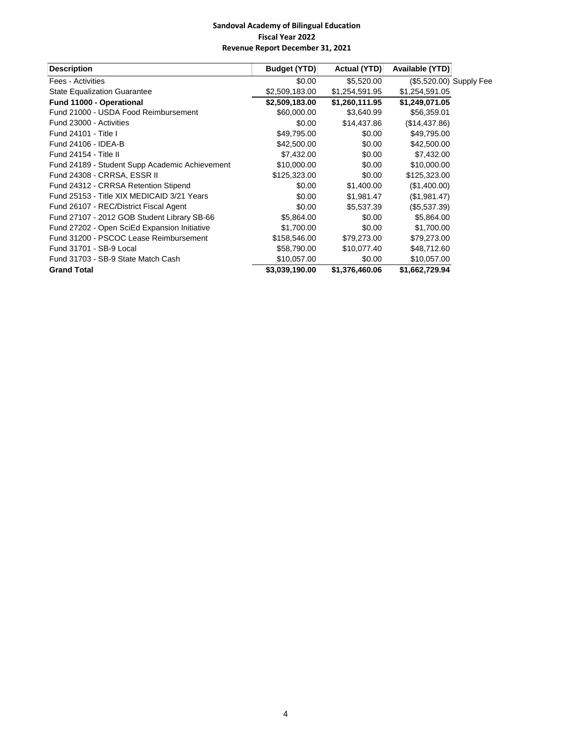**Sandoval Academy of Bilingual Education**
**Fiscal Year 2022**
**Revenue Report December 31, 2021**

| Description | Budget (YTD) | Actual (YTD) | Available (YTD) | |
|---|---|---|---|---|
| Fees - Activities | $0.00 | $5,520.00 | ($5,520.00) | Supply Fee |
| State Equalization Guarantee | $2,509,183.00 | $1,254,591.95 | $1,254,591.05 | |
| **Fund 11000 - Operational** | **$2,509,183.00** | **$1,260,111.95** | **$1,249,071.05** | |
| Fund 21000 - USDA Food Reimbursement | $60,000.00 | $3,640.99 | $56,359.01 | |
| Fund 23000 - Activities | $0.00 | $14,437.86 | ($14,437.86) | |
| Fund 24101 - Title I | $49,795.00 | $0.00 | $49,795.00 | |
| Fund 24106 - IDEA-B | $42,500.00 | $0.00 | $42,500.00 | |
| Fund 24154 - Title II | $7,432.00 | $0.00 | $7,432.00 | |
| Fund 24189 - Student Supp Academic Achievement | $10,000.00 | $0.00 | $10,000.00 | |
| Fund 24308 - CRRSA, ESSR II | $125,323.00 | $0.00 | $125,323.00 | |
| Fund 24312 - CRRSA Retention Stipend | $0.00 | $1,400.00 | ($1,400.00) | |
| Fund 25153 - Title XIX MEDICAID 3/21 Years | $0.00 | $1,981.47 | ($1,981.47) | |
| Fund 26107 - REC/District Fiscal Agent | $0.00 | $5,537.39 | ($5,537.39) | |
| Fund 27107 - 2012 GOB Student Library SB-66 | $5,864.00 | $0.00 | $5,864.00 | |
| Fund 27202 - Open SciEd Expansion Initiative | $1,700.00 | $0.00 | $1,700.00 | |
| Fund 31200 - PSCOC Lease Reimbursement | $158,546.00 | $79,273.00 | $79,273.00 | |
| Fund 31701 - SB-9 Local | $58,790.00 | $10,077.40 | $48,712.60 | |
| Fund 31703 - SB-9 State Match Cash | $10,057.00 | $0.00 | $10,057.00 | |
| **Grand Total** | **$3,039,190.00** | **$1,376,460.06** | **$1,662,729.94** | |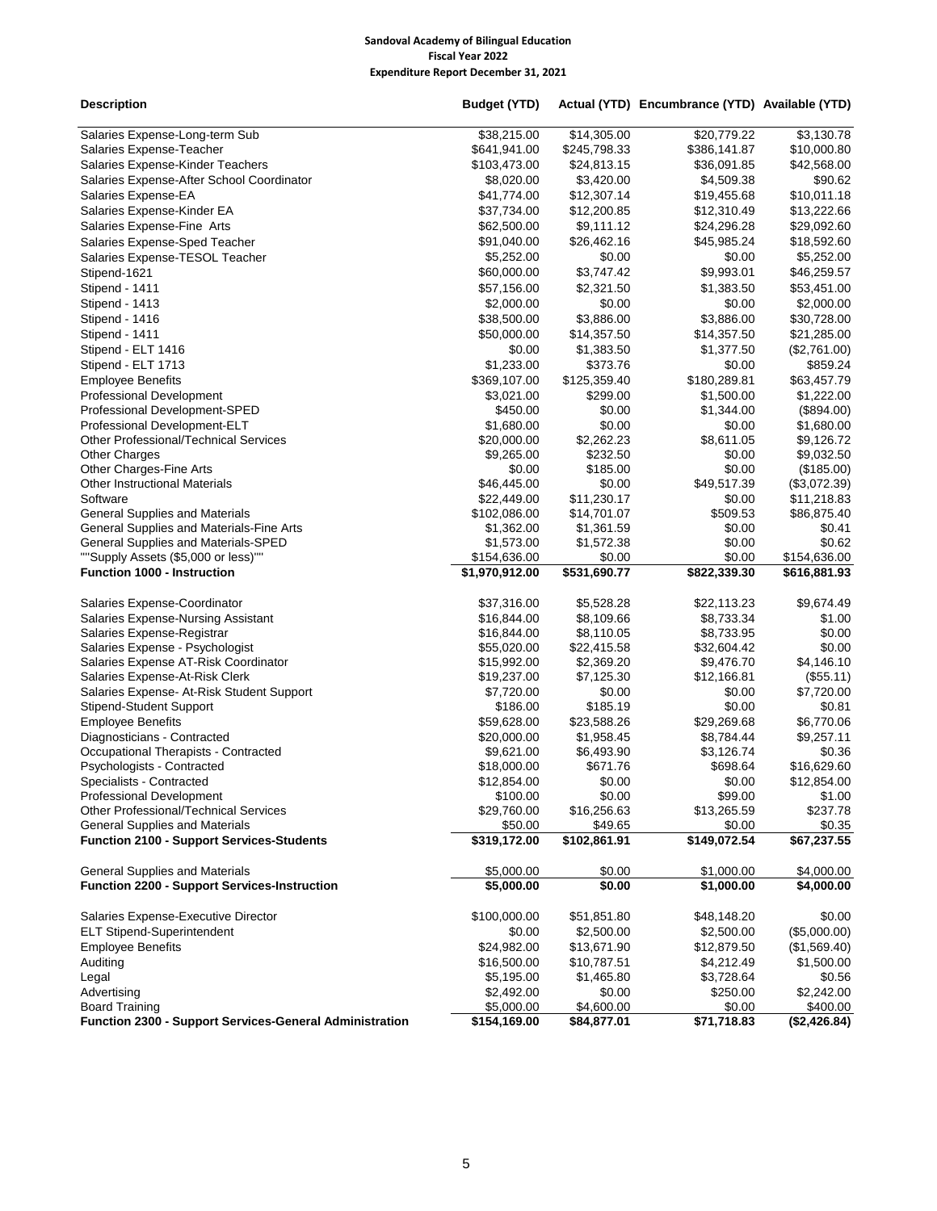**Sandoval Academy of Bilingual Education**
**Fiscal Year 2022**
**Expenditure Report December 31, 2021**

| Description | Budget (YTD) | Actual (YTD) | Encumbrance (YTD) | Available (YTD) |
|---|---|---|---|---|
| Salaries Expense-Long-term Sub | $38,215.00 | $14,305.00 | $20,779.22 | $3,130.78 |
| Salaries Expense-Teacher | $641,941.00 | $245,798.33 | $386,141.87 | $10,000.80 |
| Salaries Expense-Kinder Teachers | $103,473.00 | $24,813.15 | $36,091.85 | $42,568.00 |
| Salaries Expense-After School Coordinator | $8,020.00 | $3,420.00 | $4,509.38 | $90.62 |
| Salaries Expense-EA | $41,774.00 | $12,307.14 | $19,455.68 | $10,011.18 |
| Salaries Expense-Kinder EA | $37,734.00 | $12,200.85 | $12,310.49 | $13,222.66 |
| Salaries Expense-Fine Arts | $62,500.00 | $9,111.12 | $24,296.28 | $29,092.60 |
| Salaries Expense-Sped Teacher | $91,040.00 | $26,462.16 | $45,985.24 | $18,592.60 |
| Salaries Expense-TESOL Teacher | $5,252.00 | $0.00 | $0.00 | $5,252.00 |
| Stipend-1621 | $60,000.00 | $3,747.42 | $9,993.01 | $46,259.57 |
| Stipend - 1411 | $57,156.00 | $2,321.50 | $1,383.50 | $53,451.00 |
| Stipend - 1413 | $2,000.00 | $0.00 | $0.00 | $2,000.00 |
| Stipend - 1416 | $38,500.00 | $3,886.00 | $3,886.00 | $30,728.00 |
| Stipend - 1411 | $50,000.00 | $14,357.50 | $14,357.50 | $21,285.00 |
| Stipend - ELT 1416 | $0.00 | $1,383.50 | $1,377.50 | ($2,761.00) |
| Stipend - ELT 1713 | $1,233.00 | $373.76 | $0.00 | $859.24 |
| Employee Benefits | $369,107.00 | $125,359.40 | $180,289.81 | $63,457.79 |
| Professional Development | $3,021.00 | $299.00 | $1,500.00 | $1,222.00 |
| Professional Development-SPED | $450.00 | $0.00 | $1,344.00 | ($894.00) |
| Professional Development-ELT | $1,680.00 | $0.00 | $0.00 | $1,680.00 |
| Other Professional/Technical Services | $20,000.00 | $2,262.23 | $8,611.05 | $9,126.72 |
| Other Charges | $9,265.00 | $232.50 | $0.00 | $9,032.50 |
| Other Charges-Fine Arts | $0.00 | $185.00 | $0.00 | ($185.00) |
| Other Instructional Materials | $46,445.00 | $0.00 | $49,517.39 | ($3,072.39) |
| Software | $22,449.00 | $11,230.17 | $0.00 | $11,218.83 |
| General Supplies and Materials | $102,086.00 | $14,701.07 | $509.53 | $86,875.40 |
| General Supplies and Materials-Fine Arts | $1,362.00 | $1,361.59 | $0.00 | $0.41 |
| General Supplies and Materials-SPED | $1,573.00 | $1,572.38 | $0.00 | $0.62 |
| ""Supply Assets ($5,000 or less)"" | $154,636.00 | $0.00 | $0.00 | $154,636.00 |
| **Function 1000 - Instruction** | **$1,970,912.00** | **$531,690.77** | **$822,339.30** | **$616,881.93** |
| Salaries Expense-Coordinator | $37,316.00 | $5,528.28 | $22,113.23 | $9,674.49 |
| Salaries Expense-Nursing Assistant | $16,844.00 | $8,109.66 | $8,733.34 | $1.00 |
| Salaries Expense-Registrar | $16,844.00 | $8,110.05 | $8,733.95 | $0.00 |
| Salaries Expense - Psychologist | $55,020.00 | $22,415.58 | $32,604.42 | $0.00 |
| Salaries Expense AT-Risk Coordinator | $15,992.00 | $2,369.20 | $9,476.70 | $4,146.10 |
| Salaries Expense-At-Risk Clerk | $19,237.00 | $7,125.30 | $12,166.81 | ($55.11) |
| Salaries Expense- At-Risk Student Support | $7,720.00 | $0.00 | $0.00 | $7,720.00 |
| Stipend-Student Support | $186.00 | $185.19 | $0.00 | $0.81 |
| Employee Benefits | $59,628.00 | $23,588.26 | $29,269.68 | $6,770.06 |
| Diagnosticians - Contracted | $20,000.00 | $1,958.45 | $8,784.44 | $9,257.11 |
| Occupational Therapists - Contracted | $9,621.00 | $6,493.90 | $3,126.74 | $0.36 |
| Psychologists - Contracted | $18,000.00 | $671.76 | $698.64 | $16,629.60 |
| Specialists - Contracted | $12,854.00 | $0.00 | $0.00 | $12,854.00 |
| Professional Development | $100.00 | $0.00 | $99.00 | $1.00 |
| Other Professional/Technical Services | $29,760.00 | $16,256.63 | $13,265.59 | $237.78 |
| General Supplies and Materials | $50.00 | $49.65 | $0.00 | $0.35 |
| **Function 2100 - Support Services-Students** | **$319,172.00** | **$102,861.91** | **$149,072.54** | **$67,237.55** |
| General Supplies and Materials | $5,000.00 | $0.00 | $1,000.00 | $4,000.00 |
| **Function 2200 - Support Services-Instruction** | **$5,000.00** | **$0.00** | **$1,000.00** | **$4,000.00** |
| Salaries Expense-Executive Director | $100,000.00 | $51,851.80 | $48,148.20 | $0.00 |
| ELT Stipend-Superintendent | $0.00 | $2,500.00 | $2,500.00 | ($5,000.00) |
| Employee Benefits | $24,982.00 | $13,671.90 | $12,879.50 | ($1,569.40) |
| Auditing | $16,500.00 | $10,787.51 | $4,212.49 | $1,500.00 |
| Legal | $5,195.00 | $1,465.80 | $3,728.64 | $0.56 |
| Advertising | $2,492.00 | $0.00 | $250.00 | $2,242.00 |
| Board Training | $5,000.00 | $4,600.00 | $0.00 | $400.00 |
| **Function 2300 - Support Services-General Administration** | **$154,169.00** | **$84,877.01** | **$71,718.83** | **($2,426.84)** |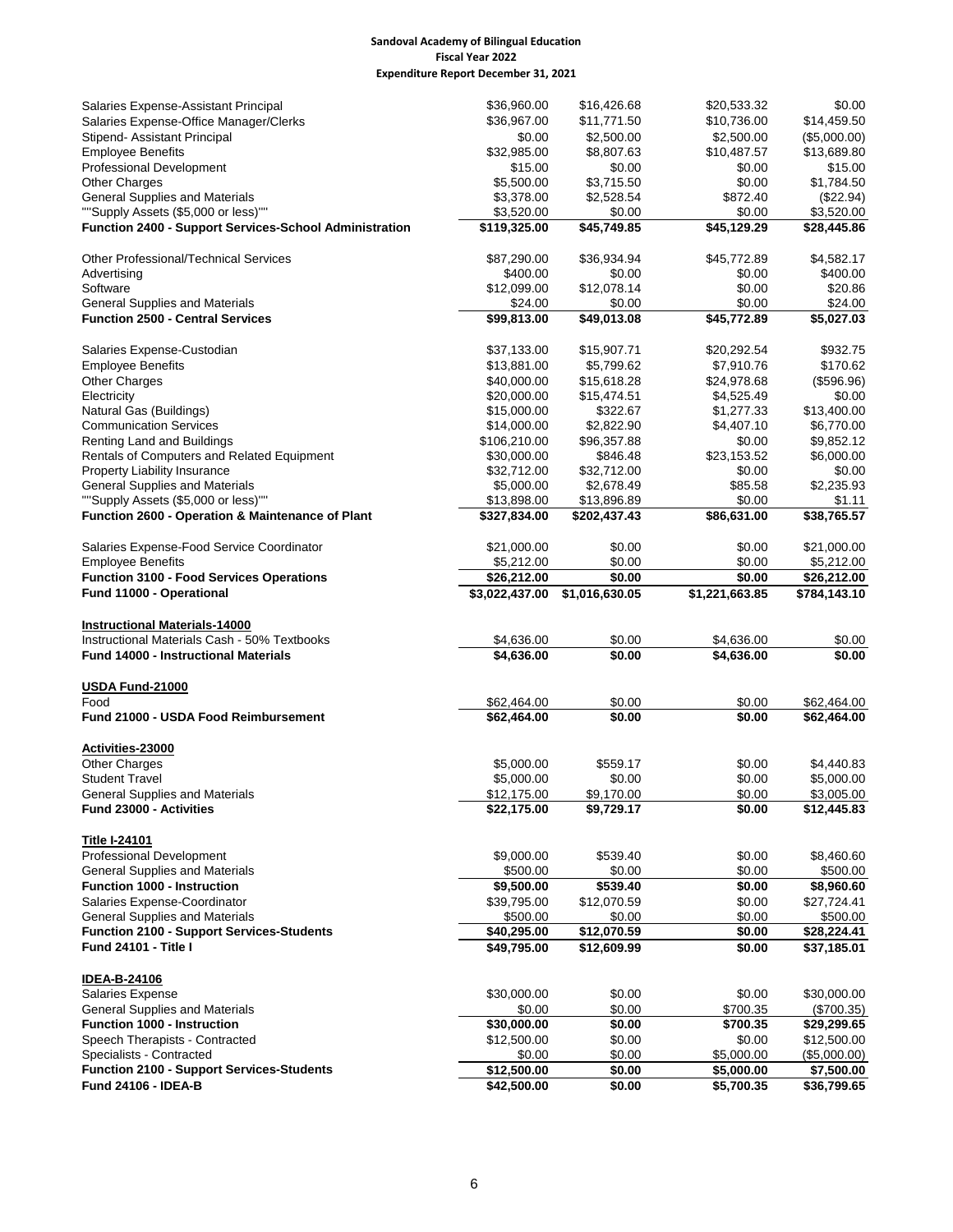**Sandoval Academy of Bilingual Education**
**Fiscal Year 2022**
**Expenditure Report December 31, 2021**

| | | | | |
|---|---|---|---|---|
| Salaries Expense-Assistant Principal | $36,960.00 | $16,426.68 | $20,533.32 | $0.00 |
| Salaries Expense-Office Manager/Clerks | $36,967.00 | $11,771.50 | $10,736.00 | $14,459.50 |
| Stipend- Assistant Principal | $0.00 | $2,500.00 | $2,500.00 | ($5,000.00) |
| Employee Benefits | $32,985.00 | $8,807.63 | $10,487.57 | $13,689.80 |
| Professional Development | $15.00 | $0.00 | $0.00 | $15.00 |
| Other Charges | $5,500.00 | $3,715.50 | $0.00 | $1,784.50 |
| General Supplies and Materials | $3,378.00 | $2,528.54 | $872.40 | ($22.94) |
| ""Supply Assets ($5,000 or less)"" | $3,520.00 | $0.00 | $0.00 | $3,520.00 |
| **Function 2400 - Support Services-School Administration** | **$119,325.00** | **$45,749.85** | **$45,129.29** | **$28,445.86** |
| | | | | |
| Other Professional/Technical Services | $87,290.00 | $36,934.94 | $45,772.89 | $4,582.17 |
| Advertising | $400.00 | $0.00 | $0.00 | $400.00 |
| Software | $12,099.00 | $12,078.14 | $0.00 | $20.86 |
| General Supplies and Materials | $24.00 | $0.00 | $0.00 | $24.00 |
| **Function 2500 - Central Services** | **$99,813.00** | **$49,013.08** | **$45,772.89** | **$5,027.03** |
| | | | | |
| Salaries Expense-Custodian | $37,133.00 | $15,907.71 | $20,292.54 | $932.75 |
| Employee Benefits | $13,881.00 | $5,799.62 | $7,910.76 | $170.62 |
| Other Charges | $40,000.00 | $15,618.28 | $24,978.68 | ($596.96) |
| Electricity | $20,000.00 | $15,474.51 | $4,525.49 | $0.00 |
| Natural Gas (Buildings) | $15,000.00 | $322.67 | $1,277.33 | $13,400.00 |
| Communication Services | $14,000.00 | $2,822.90 | $4,407.10 | $6,770.00 |
| Renting Land and Buildings | $106,210.00 | $96,357.88 | $0.00 | $9,852.12 |
| Rentals of Computers and Related Equipment | $30,000.00 | $846.48 | $23,153.52 | $6,000.00 |
| Property Liability Insurance | $32,712.00 | $32,712.00 | $0.00 | $0.00 |
| General Supplies and Materials | $5,000.00 | $2,678.49 | $85.58 | $2,235.93 |
| ""Supply Assets ($5,000 or less)"" | $13,898.00 | $13,896.89 | $0.00 | $1.11 |
| **Function 2600 - Operation & Maintenance of Plant** | **$327,834.00** | **$202,437.43** | **$86,631.00** | **$38,765.57** |
| | | | | |
| Salaries Expense-Food Service Coordinator | $21,000.00 | $0.00 | $0.00 | $21,000.00 |
| Employee Benefits | $5,212.00 | $0.00 | $0.00 | $5,212.00 |
| **Function 3100 - Food Services Operations** | **$26,212.00** | **$0.00** | **$0.00** | **$26,212.00** |
| **Fund 11000 - Operational** | **$3,022,437.00** | **$1,016,630.05** | **$1,221,663.85** | **$784,143.10** |
| | | | | |
| **Instructional Materials-14000** | | | | |
| Instructional Materials Cash - 50% Textbooks | $4,636.00 | $0.00 | $4,636.00 | $0.00 |
| **Fund 14000 - Instructional Materials** | **$4,636.00** | **$0.00** | **$4,636.00** | **$0.00** |
| | | | | |
| **USDA Fund-21000** | | | | |
| Food | $62,464.00 | $0.00 | $0.00 | $62,464.00 |
| **Fund 21000 - USDA Food Reimbursement** | **$62,464.00** | **$0.00** | **$0.00** | **$62,464.00** |
| | | | | |
| **Activities-23000** | | | | |
| Other Charges | $5,000.00 | $559.17 | $0.00 | $4,440.83 |
| Student Travel | $5,000.00 | $0.00 | $0.00 | $5,000.00 |
| General Supplies and Materials | $12,175.00 | $9,170.00 | $0.00 | $3,005.00 |
| **Fund 23000 - Activities** | **$22,175.00** | **$9,729.17** | **$0.00** | **$12,445.83** |
| | | | | |
| **Title I-24101** | | | | |
| Professional Development | $9,000.00 | $539.40 | $0.00 | $8,460.60 |
| General Supplies and Materials | $500.00 | $0.00 | $0.00 | $500.00 |
| **Function 1000 - Instruction** | **$9,500.00** | **$539.40** | **$0.00** | **$8,960.60** |
| Salaries Expense-Coordinator | $39,795.00 | $12,070.59 | $0.00 | $27,724.41 |
| General Supplies and Materials | $500.00 | $0.00 | $0.00 | $500.00 |
| **Function 2100 - Support Services-Students** | **$40,295.00** | **$12,070.59** | **$0.00** | **$28,224.41** |
| **Fund 24101 - Title I** | **$49,795.00** | **$12,609.99** | **$0.00** | **$37,185.01** |
| | | | | |
| **IDEA-B-24106** | | | | |
| Salaries Expense | $30,000.00 | $0.00 | $0.00 | $30,000.00 |
| General Supplies and Materials | $0.00 | $0.00 | $700.35 | ($700.35) |
| **Function 1000 - Instruction** | **$30,000.00** | **$0.00** | **$700.35** | **$29,299.65** |
| Speech Therapists - Contracted | $12,500.00 | $0.00 | $0.00 | $12,500.00 |
| Specialists - Contracted | $0.00 | $0.00 | $5,000.00 | ($5,000.00) |
| **Function 2100 - Support Services-Students** | **$12,500.00** | **$0.00** | **$5,000.00** | **$7,500.00** |
| **Fund 24106 - IDEA-B** | **$42,500.00** | **$0.00** | **$5,700.35** | **$36,799.65** |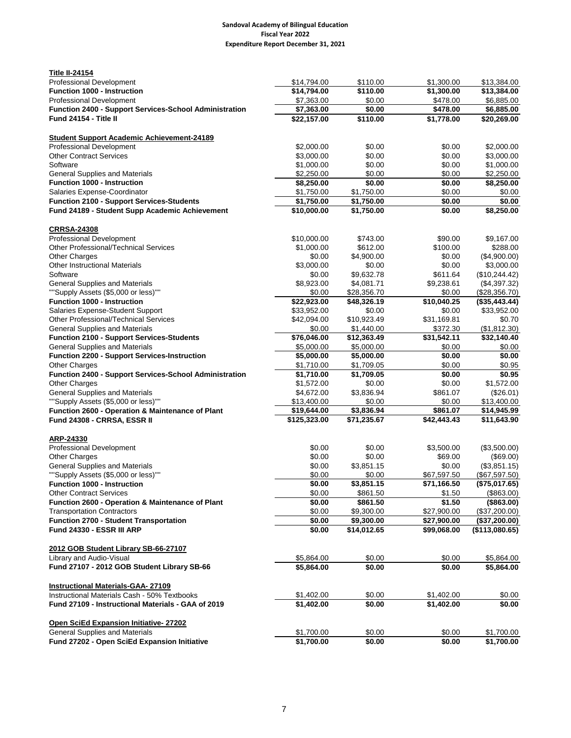**Sandoval Academy of Bilingual Education**
**Fiscal Year 2022**
**Expenditure Report December 31, 2021**

| | | | | |
|---|---|---|---|---|
| **Title II-24154** | | | | |
| Professional Development | $14,794.00 | $110.00 | $1,300.00 | $13,384.00 |
| **Function 1000 - Instruction** | **$14,794.00** | **$110.00** | **$1,300.00** | **$13,384.00** |
| Professional Development | $7,363.00 | $0.00 | $478.00 | $6,885.00 |
| **Function 2400 - Support Services-School Administration** | **$7,363.00** | **$0.00** | **$478.00** | **$6,885.00** |
| **Fund 24154 - Title II** | **$22,157.00** | **$110.00** | **$1,778.00** | **$20,269.00** |
| **Student Support Academic Achievement-24189** | | | | |
| Professional Development | $2,000.00 | $0.00 | $0.00 | $2,000.00 |
| Other Contract Services | $3,000.00 | $0.00 | $0.00 | $3,000.00 |
| Software | $1,000.00 | $0.00 | $0.00 | $1,000.00 |
| General Supplies and Materials | $2,250.00 | $0.00 | $0.00 | $2,250.00 |
| **Function 1000 - Instruction** | **$8,250.00** | **$0.00** | **$0.00** | **$8,250.00** |
| Salaries Expense-Coordinator | $1,750.00 | $1,750.00 | $0.00 | $0.00 |
| **Function 2100 - Support Services-Students** | **$1,750.00** | **$1,750.00** | **$0.00** | **$0.00** |
| **Fund 24189 - Student Supp Academic Achievement** | **$10,000.00** | **$1,750.00** | **$0.00** | **$8,250.00** |
| **CRRSA-24308** | | | | |
| Professional Development | $10,000.00 | $743.00 | $90.00 | $9,167.00 |
| Other Professional/Technical Services | $1,000.00 | $612.00 | $100.00 | $288.00 |
| Other Charges | $0.00 | $4,900.00 | $0.00 | ($4,900.00) |
| Other Instructional Materials | $3,000.00 | $0.00 | $0.00 | $3,000.00 |
| Software | $0.00 | $9,632.78 | $611.64 | ($10,244.42) |
| General Supplies and Materials | $8,923.00 | $4,081.71 | $9,238.61 | ($4,397.32) |
| ""Supply Assets ($5,000 or less)"" | $0.00 | $28,356.70 | $0.00 | ($28,356.70) |
| **Function 1000 - Instruction** | **$22,923.00** | **$48,326.19** | **$10,040.25** | **($35,443.44)** |
| Salaries Expense-Student Support | $33,952.00 | $0.00 | $0.00 | $33,952.00 |
| Other Professional/Technical Services | $42,094.00 | $10,923.49 | $31,169.81 | $0.70 |
| General Supplies and Materials | $0.00 | $1,440.00 | $372.30 | ($1,812.30) |
| **Function 2100 - Support Services-Students** | **$76,046.00** | **$12,363.49** | **$31,542.11** | **$32,140.40** |
| General Supplies and Materials | $5,000.00 | $5,000.00 | $0.00 | $0.00 |
| **Function 2200 - Support Services-Instruction** | **$5,000.00** | **$5,000.00** | **$0.00** | **$0.00** |
| Other Charges | $1,710.00 | $1,709.05 | $0.00 | $0.95 |
| **Function 2400 - Support Services-School Administration** | **$1,710.00** | **$1,709.05** | **$0.00** | **$0.95** |
| Other Charges | $1,572.00 | $0.00 | $0.00 | $1,572.00 |
| General Supplies and Materials | $4,672.00 | $3,836.94 | $861.07 | ($26.01) |
| ""Supply Assets ($5,000 or less)"" | $13,400.00 | $0.00 | $0.00 | $13,400.00 |
| **Function 2600 - Operation & Maintenance of Plant** | **$19,644.00** | **$3,836.94** | **$861.07** | **$14,945.99** |
| **Fund 24308 - CRRSA, ESSR II** | **$125,323.00** | **$71,235.67** | **$42,443.43** | **$11,643.90** |
| **ARP-24330** | | | | |
| Professional Development | $0.00 | $0.00 | $3,500.00 | ($3,500.00) |
| Other Charges | $0.00 | $0.00 | $69.00 | ($69.00) |
| General Supplies and Materials | $0.00 | $3,851.15 | $0.00 | ($3,851.15) |
| ""Supply Assets ($5,000 or less)"" | $0.00 | $0.00 | $67,597.50 | ($67,597.50) |
| **Function 1000 - Instruction** | **$0.00** | **$3,851.15** | **$71,166.50** | **($75,017.65)** |
| Other Contract Services | $0.00 | $861.50 | $1.50 | ($863.00) |
| **Function 2600 - Operation & Maintenance of Plant** | **$0.00** | **$861.50** | **$1.50** | **($863.00)** |
| Transportation Contractors | $0.00 | $9,300.00 | $27,900.00 | ($37,200.00) |
| **Function 2700 - Student Transportation** | **$0.00** | **$9,300.00** | **$27,900.00** | **($37,200.00)** |
| **Fund 24330 - ESSR III ARP** | **$0.00** | **$14,012.65** | **$99,068.00** | **($113,080.65)** |
| **2012 GOB Student Library SB-66-27107** | | | | |
| Library and Audio-Visual | $5,864.00 | $0.00 | $0.00 | $5,864.00 |
| **Fund 27107 - 2012 GOB Student Library SB-66** | **$5,864.00** | **$0.00** | **$0.00** | **$5,864.00** |
| **Instructional Materials-GAA- 27109** | | | | |
| Instructional Materials Cash - 50% Textbooks | $1,402.00 | $0.00 | $1,402.00 | $0.00 |
| **Fund 27109 - Instructional Materials - GAA of 2019** | **$1,402.00** | **$0.00** | **$1,402.00** | **$0.00** |
| **Open SciEd Expansion Initiative- 27202** | | | | |
| General Supplies and Materials | $1,700.00 | $0.00 | $0.00 | $1,700.00 |
| **Fund 27202 - Open SciEd Expansion Initiative** | **$1,700.00** | **$0.00** | **$0.00** | **$1,700.00** |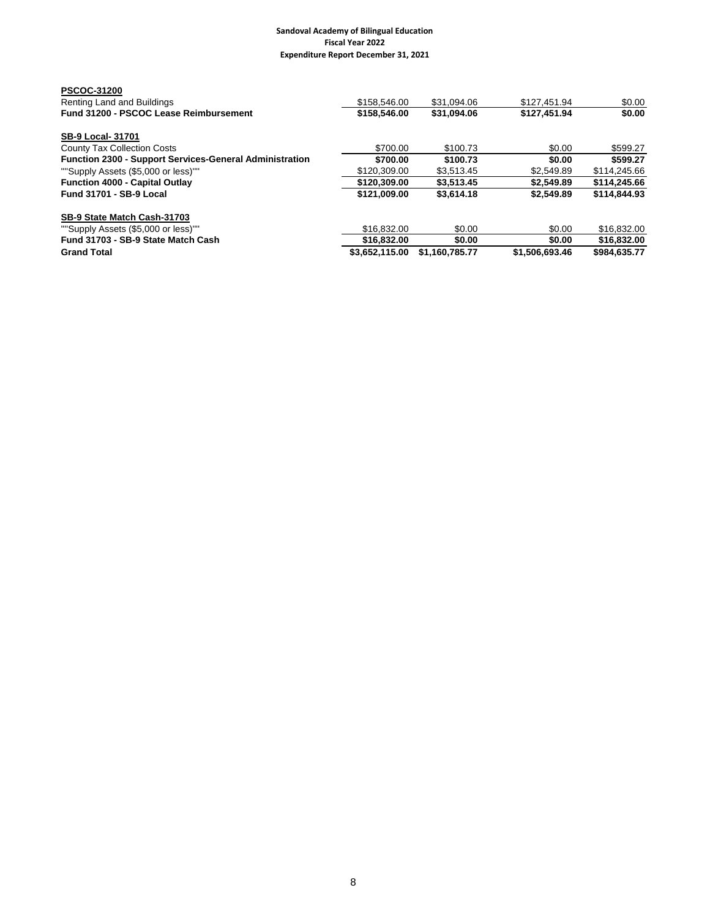**Sandoval Academy of Bilingual Education**
**Fiscal Year 2022**
**Expenditure Report December 31, 2021**

| | | | | |
|---|---|---|---|---|
| **PSCOC-31200** | | | | |
| Renting Land and Buildings | $158,546.00 | $31,094.06 | $127,451.94 | $0.00 |
| **Fund 31200 - PSCOC Lease Reimbursement** | **$158,546.00** | **$31,094.06** | **$127,451.94** | **$0.00** |
| | | | | |
| **SB-9 Local- 31701** | | | | |
| County Tax Collection Costs | $700.00 | $100.73 | $0.00 | $599.27 |
| **Function 2300 - Support Services-General Administration** | **$700.00** | **$100.73** | **$0.00** | **$599.27** |
| ""Supply Assets ($5,000 or less)"" | $120,309.00 | $3,513.45 | $2,549.89 | $114,245.66 |
| **Function 4000 - Capital Outlay** | **$120,309.00** | **$3,513.45** | **$2,549.89** | **$114,245.66** |
| **Fund 31701 - SB-9 Local** | **$121,009.00** | **$3,614.18** | **$2,549.89** | **$114,844.93** |
| | | | | |
| **SB-9 State Match Cash-31703** | | | | |
| ""Supply Assets ($5,000 or less)"" | $16,832.00 | $0.00 | $0.00 | $16,832.00 |
| **Fund 31703 - SB-9 State Match Cash** | **$16,832.00** | **$0.00** | **$0.00** | **$16,832.00** |
| **Grand Total** | **$3,652,115.00** | **$1,160,785.77** | **$1,506,693.46** | **$984,635.77** |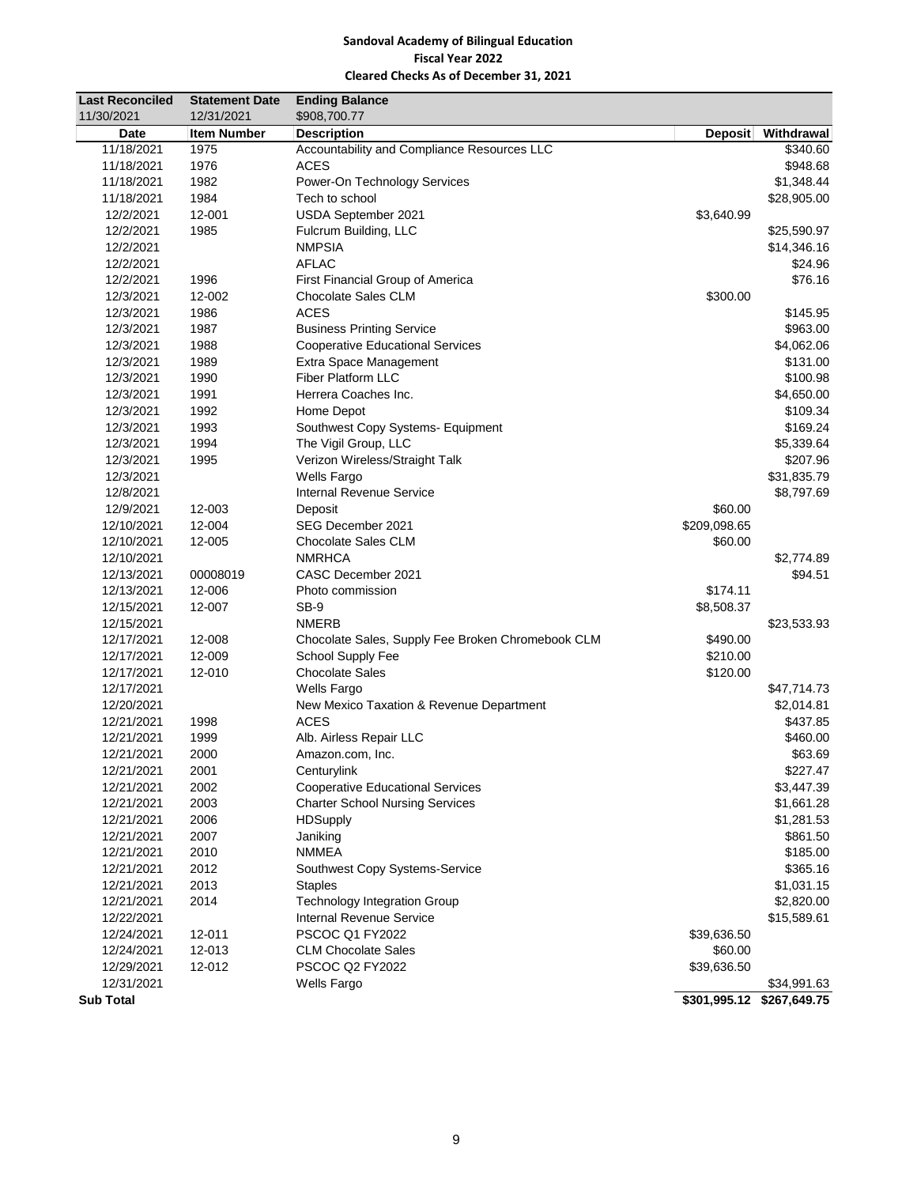**Sandoval Academy of Bilingual Education**
**Fiscal Year 2022**
**Cleared Checks As of December 31, 2021**

| Last Reconciled | Statement Date | Ending Balance | | |
|---|---|---|---|---|
| 11/30/2021 | 12/31/2021 | $908,700.77 | | |
| **Date** | **Item Number** | **Description** | **Deposit** | **Withdrawal** |
| 11/18/2021 | 1975 | Accountability and Compliance Resources LLC | | $340.60 |
| 11/18/2021 | 1976 | ACES | | $948.68 |
| 11/18/2021 | 1982 | Power-On Technology Services | | $1,348.44 |
| 11/18/2021 | 1984 | Tech to school | | $28,905.00 |
| 12/2/2021 | 12-001 | USDA September 2021 | $3,640.99 | |
| 12/2/2021 | 1985 | Fulcrum Building, LLC | | $25,590.97 |
| 12/2/2021 | | NMPSIA | | $14,346.16 |
| 12/2/2021 | | AFLAC | | $24.96 |
| 12/2/2021 | 1996 | First Financial Group of America | | $76.16 |
| 12/3/2021 | 12-002 | Chocolate Sales CLM | $300.00 | |
| 12/3/2021 | 1986 | ACES | | $145.95 |
| 12/3/2021 | 1987 | Business Printing Service | | $963.00 |
| 12/3/2021 | 1988 | Cooperative Educational Services | | $4,062.06 |
| 12/3/2021 | 1989 | Extra Space Management | | $131.00 |
| 12/3/2021 | 1990 | Fiber Platform LLC | | $100.98 |
| 12/3/2021 | 1991 | Herrera Coaches Inc. | | $4,650.00 |
| 12/3/2021 | 1992 | Home Depot | | $109.34 |
| 12/3/2021 | 1993 | Southwest Copy Systems- Equipment | | $169.24 |
| 12/3/2021 | 1994 | The Vigil Group, LLC | | $5,339.64 |
| 12/3/2021 | 1995 | Verizon Wireless/Straight Talk | | $207.96 |
| 12/3/2021 | | Wells Fargo | | $31,835.79 |
| 12/8/2021 | | Internal Revenue Service | | $8,797.69 |
| 12/9/2021 | 12-003 | Deposit | $60.00 | |
| 12/10/2021 | 12-004 | SEG December 2021 | $209,098.65 | |
| 12/10/2021 | 12-005 | Chocolate Sales CLM | $60.00 | |
| 12/10/2021 | | NMRHCA | | $2,774.89 |
| 12/13/2021 | 00008019 | CASC December 2021 | | $94.51 |
| 12/13/2021 | 12-006 | Photo commission | $174.11 | |
| 12/15/2021 | 12-007 | SB-9 | $8,508.37 | |
| 12/15/2021 | | NMERB | | $23,533.93 |
| 12/17/2021 | 12-008 | Chocolate Sales, Supply Fee Broken Chromebook CLM | $490.00 | |
| 12/17/2021 | 12-009 | School Supply Fee | $210.00 | |
| 12/17/2021 | 12-010 | Chocolate Sales | $120.00 | |
| 12/17/2021 | | Wells Fargo | | $47,714.73 |
| 12/20/2021 | | New Mexico Taxation & Revenue Department | | $2,014.81 |
| 12/21/2021 | 1998 | ACES | | $437.85 |
| 12/21/2021 | 1999 | Alb. Airless Repair LLC | | $460.00 |
| 12/21/2021 | 2000 | Amazon.com, Inc. | | $63.69 |
| 12/21/2021 | 2001 | Centurylink | | $227.47 |
| 12/21/2021 | 2002 | Cooperative Educational Services | | $3,447.39 |
| 12/21/2021 | 2003 | Charter School Nursing Services | | $1,661.28 |
| 12/21/2021 | 2006 | HDSupply | | $1,281.53 |
| 12/21/2021 | 2007 | Janiking | | $861.50 |
| 12/21/2021 | 2010 | NMMEA | | $185.00 |
| 12/21/2021 | 2012 | Southwest Copy Systems-Service | | $365.16 |
| 12/21/2021 | 2013 | Staples | | $1,031.15 |
| 12/21/2021 | 2014 | Technology Integration Group | | $2,820.00 |
| 12/22/2021 | | Internal Revenue Service | | $15,589.61 |
| 12/24/2021 | 12-011 | PSCOC Q1 FY2022 | $39,636.50 | |
| 12/24/2021 | 12-013 | CLM Chocolate Sales | $60.00 | |
| 12/29/2021 | 12-012 | PSCOC Q2 FY2022 | $39,636.50 | |
| 12/31/2021 | | Wells Fargo | | $34,991.63 |
| **Sub Total** | | | **$301,995.12** | **$267,649.75** |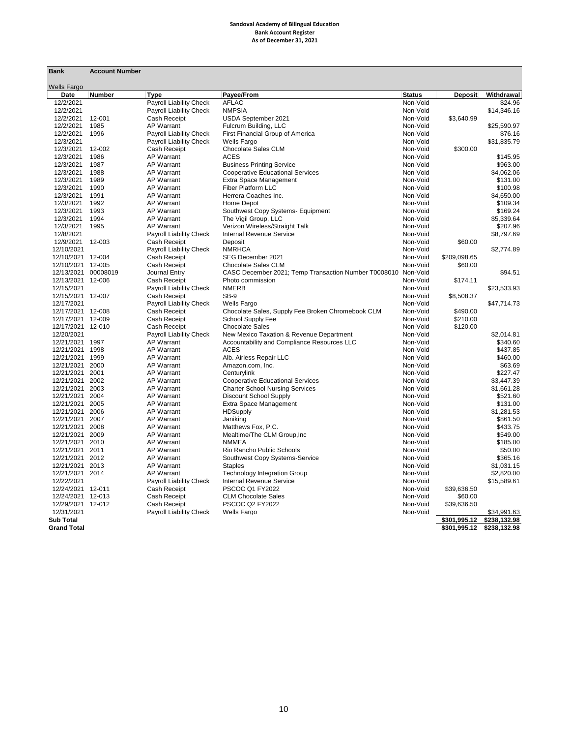**Sandoval Academy of Bilingual Education**
**Bank Account Register**
**As of December 31, 2021**

| Bank | Account Number | | | | | |
|---|---|---|---|---|---|---|
| Wells Fargo | | | | | | |
| **Date** | **Number** | **Type** | **Payee/From** | **Status** | **Deposit** | **Withdrawal** |
| 12/2/2021 | | Payroll Liability Check | AFLAC | Non-Void | | $24.96 |
| 12/2/2021 | | Payroll Liability Check | NMPSIA | Non-Void | | $14,346.16 |
| 12/2/2021 | 12-001 | Cash Receipt | USDA September 2021 | Non-Void | $3,640.99 | |
| 12/2/2021 | 1985 | AP Warrant | Fulcrum Building, LLC | Non-Void | | $25,590.97 |
| 12/2/2021 | 1996 | Payroll Liability Check | First Financial Group of America | Non-Void | | $76.16 |
| 12/3/2021 | | Payroll Liability Check | Wells Fargo | Non-Void | | $31,835.79 |
| 12/3/2021 | 12-002 | Cash Receipt | Chocolate Sales CLM | Non-Void | $300.00 | |
| 12/3/2021 | 1986 | AP Warrant | ACES | Non-Void | | $145.95 |
| 12/3/2021 | 1987 | AP Warrant | Business Printing Service | Non-Void | | $963.00 |
| 12/3/2021 | 1988 | AP Warrant | Cooperative Educational Services | Non-Void | | $4,062.06 |
| 12/3/2021 | 1989 | AP Warrant | Extra Space Management | Non-Void | | $131.00 |
| 12/3/2021 | 1990 | AP Warrant | Fiber Platform LLC | Non-Void | | $100.98 |
| 12/3/2021 | 1991 | AP Warrant | Herrera Coaches Inc. | Non-Void | | $4,650.00 |
| 12/3/2021 | 1992 | AP Warrant | Home Depot | Non-Void | | $109.34 |
| 12/3/2021 | 1993 | AP Warrant | Southwest Copy Systems- Equipment | Non-Void | | $169.24 |
| 12/3/2021 | 1994 | AP Warrant | The Vigil Group, LLC | Non-Void | | $5,339.64 |
| 12/3/2021 | 1995 | AP Warrant | Verizon Wireless/Straight Talk | Non-Void | | $207.96 |
| 12/8/2021 | | Payroll Liability Check | Internal Revenue Service | Non-Void | | $8,797.69 |
| 12/9/2021 | 12-003 | Cash Receipt | Deposit | Non-Void | $60.00 | |
| 12/10/2021 | | Payroll Liability Check | NMRHCA | Non-Void | | $2,774.89 |
| 12/10/2021 | 12-004 | Cash Receipt | SEG December 2021 | Non-Void | $209,098.65 | |
| 12/10/2021 | 12-005 | Cash Receipt | Chocolate Sales CLM | Non-Void | $60.00 | |
| 12/13/2021 | 00008019 | Journal Entry | CASC December 2021; Temp Transaction Number T0008010 | Non-Void | | $94.51 |
| 12/13/2021 | 12-006 | Cash Receipt | Photo commission | Non-Void | $174.11 | |
| 12/15/2021 | | Payroll Liability Check | NMERB | Non-Void | | $23,533.93 |
| 12/15/2021 | 12-007 | Cash Receipt | SB-9 | Non-Void | $8,508.37 | |
| 12/17/2021 | | Payroll Liability Check | Wells Fargo | Non-Void | | $47,714.73 |
| 12/17/2021 | 12-008 | Cash Receipt | Chocolate Sales, Supply Fee Broken Chromebook CLM | Non-Void | $490.00 | |
| 12/17/2021 | 12-009 | Cash Receipt | School Supply Fee | Non-Void | $210.00 | |
| 12/17/2021 | 12-010 | Cash Receipt | Chocolate Sales | Non-Void | $120.00 | |
| 12/20/2021 | | Payroll Liability Check | New Mexico Taxation & Revenue Department | Non-Void | | $2,014.81 |
| 12/21/2021 | 1997 | AP Warrant | Accountability and Compliance Resources LLC | Non-Void | | $340.60 |
| 12/21/2021 | 1998 | AP Warrant | ACES | Non-Void | | $437.85 |
| 12/21/2021 | 1999 | AP Warrant | Alb. Airless Repair LLC | Non-Void | | $460.00 |
| 12/21/2021 | 2000 | AP Warrant | Amazon.com, Inc. | Non-Void | | $63.69 |
| 12/21/2021 | 2001 | AP Warrant | Centurylink | Non-Void | | $227.47 |
| 12/21/2021 | 2002 | AP Warrant | Cooperative Educational Services | Non-Void | | $3,447.39 |
| 12/21/2021 | 2003 | AP Warrant | Charter School Nursing Services | Non-Void | | $1,661.28 |
| 12/21/2021 | 2004 | AP Warrant | Discount School Supply | Non-Void | | $521.60 |
| 12/21/2021 | 2005 | AP Warrant | Extra Space Management | Non-Void | | $131.00 |
| 12/21/2021 | 2006 | AP Warrant | HDSupply | Non-Void | | $1,281.53 |
| 12/21/2021 | 2007 | AP Warrant | Janiking | Non-Void | | $861.50 |
| 12/21/2021 | 2008 | AP Warrant | Matthews Fox, P.C. | Non-Void | | $433.75 |
| 12/21/2021 | 2009 | AP Warrant | Mealtime/The CLM Group,Inc | Non-Void | | $549.00 |
| 12/21/2021 | 2010 | AP Warrant | NMMEA | Non-Void | | $185.00 |
| 12/21/2021 | 2011 | AP Warrant | Rio Rancho Public Schools | Non-Void | | $50.00 |
| 12/21/2021 | 2012 | AP Warrant | Southwest Copy Systems-Service | Non-Void | | $365.16 |
| 12/21/2021 | 2013 | AP Warrant | Staples | Non-Void | | $1,031.15 |
| 12/21/2021 | 2014 | AP Warrant | Technology Integration Group | Non-Void | | $2,820.00 |
| 12/22/2021 | | Payroll Liability Check | Internal Revenue Service | Non-Void | | $15,589.61 |
| 12/24/2021 | 12-011 | Cash Receipt | PSCOC Q1 FY2022 | Non-Void | $39,636.50 | |
| 12/24/2021 | 12-013 | Cash Receipt | CLM Chocolate Sales | Non-Void | $60.00 | |
| 12/29/2021 | 12-012 | Cash Receipt | PSCOC Q2 FY2022 | Non-Void | $39,636.50 | |
| 12/31/2021 | | Payroll Liability Check | Wells Fargo | Non-Void | | $34,991.63 |
| **Sub Total** | | | | | **$301,995.12** | **$238,132.98** |
| **Grand Total** | | | | | **$301,995.12** | **$238,132.98** |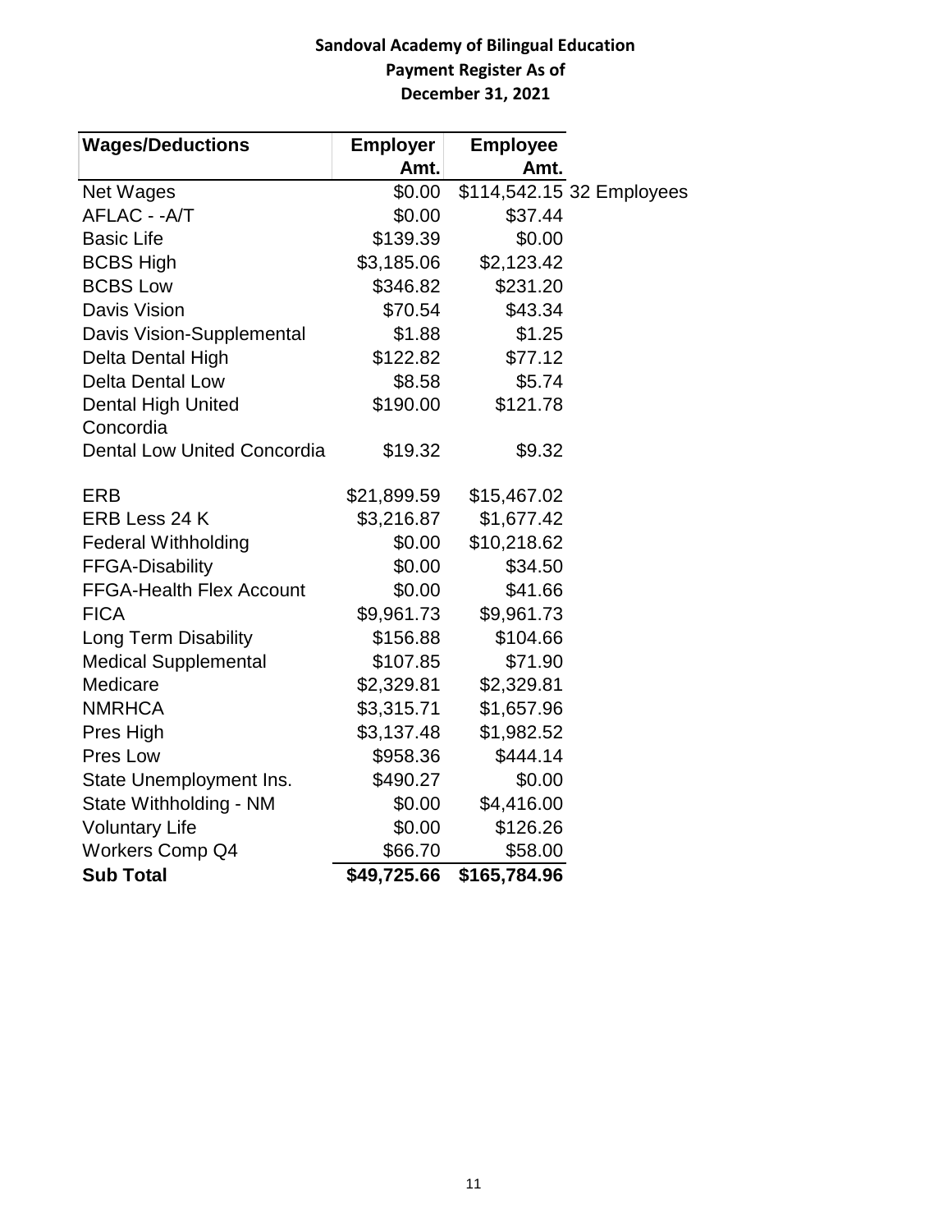**Sandoval Academy of Bilingual Education**
**Payment Register As of**
**December 31, 2021**

| Wages/Deductions | Employer Amt. | Employee Amt. | |
|---|---|---|---|
| Net Wages | $0.00 | $114,542.15 | 32 Employees |
| AFLAC - -A/T | $0.00 | $37.44 | |
| Basic Life | $139.39 | $0.00 | |
| BCBS High | $3,185.06 | $2,123.42 | |
| BCBS Low | $346.82 | $231.20 | |
| Davis Vision | $70.54 | $43.34 | |
| Davis Vision-Supplemental | $1.88 | $1.25 | |
| Delta Dental High | $122.82 | $77.12 | |
| Delta Dental Low | $8.58 | $5.74 | |
| Dental High United Concordia | $190.00 | $121.78 | |
| Dental Low United Concordia | $19.32 | $9.32 | |
| ERB | $21,899.59 | $15,467.02 | |
| ERB Less 24 K | $3,216.87 | $1,677.42 | |
| Federal Withholding | $0.00 | $10,218.62 | |
| FFGA-Disability | $0.00 | $34.50 | |
| FFGA-Health Flex Account | $0.00 | $41.66 | |
| FICA | $9,961.73 | $9,961.73 | |
| Long Term Disability | $156.88 | $104.66 | |
| Medical Supplemental | $107.85 | $71.90 | |
| Medicare | $2,329.81 | $2,329.81 | |
| NMRHCA | $3,315.71 | $1,657.96 | |
| Pres High | $3,137.48 | $1,982.52 | |
| Pres Low | $958.36 | $444.14 | |
| State Unemployment Ins. | $490.27 | $0.00 | |
| State Withholding - NM | $0.00 | $4,416.00 | |
| Voluntary Life | $0.00 | $126.26 | |
| Workers Comp Q4 | $66.70 | $58.00 | |
| **Sub Total** | **$49,725.66** | **$165,784.96** | |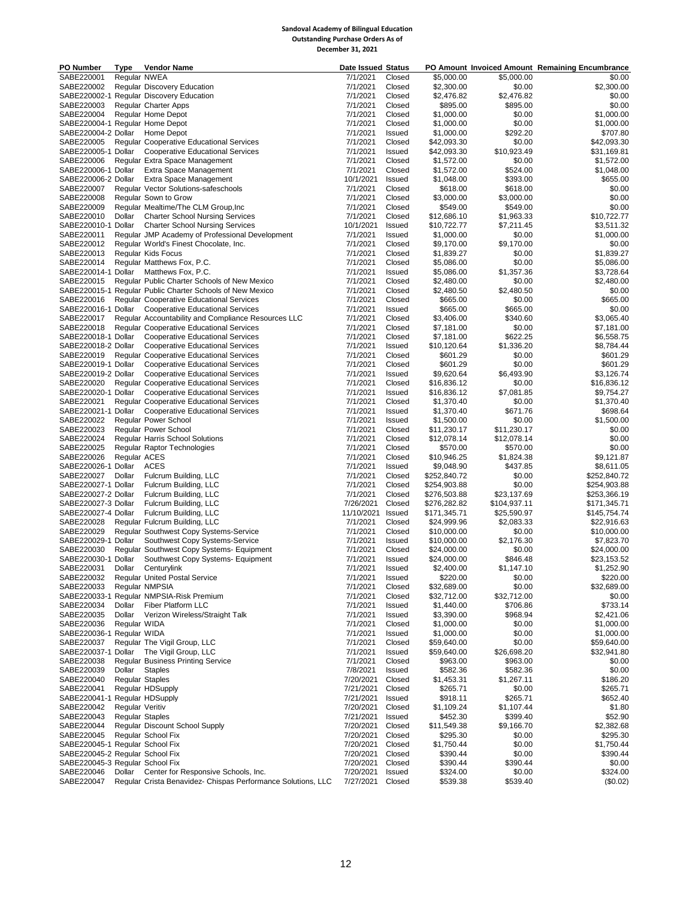**Sandoval Academy of Bilingual Education**
**Outstanding Purchase Orders As of**
**December 31, 2021**

| PO Number | Type | Vendor Name | Date Issued | Status | PO Amount | Invoiced Amount | Remaining Encumbrance |
|---|---|---|---|---|---|---|---|
| SABE220001 | Regular | NWEA | 7/1/2021 | Closed | $5,000.00 | $5,000.00 | $0.00 |
| SABE220002 | Regular | Discovery Education | 7/1/2021 | Closed | $2,300.00 | $0.00 | $2,300.00 |
| SABE220002-1 | Regular | Discovery Education | 7/1/2021 | Closed | $2,476.82 | $2,476.82 | $0.00 |
| SABE220003 | Regular | Charter Apps | 7/1/2021 | Closed | $895.00 | $895.00 | $0.00 |
| SABE220004 | Regular | Home Depot | 7/1/2021 | Closed | $1,000.00 | $0.00 | $1,000.00 |
| SABE220004-1 | Regular | Home Depot | 7/1/2021 | Closed | $1,000.00 | $0.00 | $1,000.00 |
| SABE220004-2 | Dollar | Home Depot | 7/1/2021 | Issued | $1,000.00 | $292.20 | $707.80 |
| SABE220005 | Regular | Cooperative Educational Services | 7/1/2021 | Closed | $42,093.30 | $0.00 | $42,093.30 |
| SABE220005-1 | Dollar | Cooperative Educational Services | 7/1/2021 | Issued | $42,093.30 | $10,923.49 | $31,169.81 |
| SABE220006 | Regular | Extra Space Management | 7/1/2021 | Closed | $1,572.00 | $0.00 | $1,572.00 |
| SABE220006-1 | Dollar | Extra Space Management | 7/1/2021 | Closed | $1,572.00 | $524.00 | $1,048.00 |
| SABE220006-2 | Dollar | Extra Space Management | 10/1/2021 | Issued | $1,048.00 | $393.00 | $655.00 |
| SABE220007 | Regular | Vector Solutions-safeschools | 7/1/2021 | Closed | $618.00 | $618.00 | $0.00 |
| SABE220008 | Regular | Sown to Grow | 7/1/2021 | Closed | $3,000.00 | $3,000.00 | $0.00 |
| SABE220009 | Regular | Mealtime/The CLM Group,Inc | 7/1/2021 | Closed | $549.00 | $549.00 | $0.00 |
| SABE220010 | Dollar | Charter School Nursing Services | 7/1/2021 | Closed | $12,686.10 | $1,963.33 | $10,722.77 |
| SABE220010-1 | Dollar | Charter School Nursing Services | 10/1/2021 | Issued | $10,722.77 | $7,211.45 | $3,511.32 |
| SABE220011 | Regular | JMP Academy of Professional Development | 7/1/2021 | Issued | $1,000.00 | $0.00 | $1,000.00 |
| SABE220012 | Regular | World's Finest Chocolate, Inc. | 7/1/2021 | Closed | $9,170.00 | $9,170.00 | $0.00 |
| SABE220013 | Regular | Kids Focus | 7/1/2021 | Closed | $1,839.27 | $0.00 | $1,839.27 |
| SABE220014 | Regular | Matthews Fox, P.C. | 7/1/2021 | Closed | $5,086.00 | $0.00 | $5,086.00 |
| SABE220014-1 | Dollar | Matthews Fox, P.C. | 7/1/2021 | Issued | $5,086.00 | $1,357.36 | $3,728.64 |
| SABE220015 | Regular | Public Charter Schools of New Mexico | 7/1/2021 | Closed | $2,480.00 | $0.00 | $2,480.00 |
| SABE220015-1 | Regular | Public Charter Schools of New Mexico | 7/1/2021 | Closed | $2,480.50 | $2,480.50 | $0.00 |
| SABE220016 | Regular | Cooperative Educational Services | 7/1/2021 | Closed | $665.00 | $0.00 | $665.00 |
| SABE220016-1 | Dollar | Cooperative Educational Services | 7/1/2021 | Issued | $665.00 | $665.00 | $0.00 |
| SABE220017 | Regular | Accountability and Compliance Resources LLC | 7/1/2021 | Closed | $3,406.00 | $340.60 | $3,065.40 |
| SABE220018 | Regular | Cooperative Educational Services | 7/1/2021 | Closed | $7,181.00 | $0.00 | $7,181.00 |
| SABE220018-1 | Dollar | Cooperative Educational Services | 7/1/2021 | Closed | $7,181.00 | $622.25 | $6,558.75 |
| SABE220018-2 | Dollar | Cooperative Educational Services | 7/1/2021 | Issued | $10,120.64 | $1,336.20 | $8,784.44 |
| SABE220019 | Regular | Cooperative Educational Services | 7/1/2021 | Closed | $601.29 | $0.00 | $601.29 |
| SABE220019-1 | Dollar | Cooperative Educational Services | 7/1/2021 | Closed | $601.29 | $0.00 | $601.29 |
| SABE220019-2 | Dollar | Cooperative Educational Services | 7/1/2021 | Issued | $9,620.64 | $6,493.90 | $3,126.74 |
| SABE220020 | Regular | Cooperative Educational Services | 7/1/2021 | Closed | $16,836.12 | $0.00 | $16,836.12 |
| SABE220020-1 | Dollar | Cooperative Educational Services | 7/1/2021 | Issued | $16,836.12 | $7,081.85 | $9,754.27 |
| SABE220021 | Regular | Cooperative Educational Services | 7/1/2021 | Closed | $1,370.40 | $0.00 | $1,370.40 |
| SABE220021-1 | Dollar | Cooperative Educational Services | 7/1/2021 | Issued | $1,370.40 | $671.76 | $698.64 |
| SABE220022 | Regular | Power School | 7/1/2021 | Issued | $1,500.00 | $0.00 | $1,500.00 |
| SABE220023 | Regular | Power School | 7/1/2021 | Closed | $11,230.17 | $11,230.17 | $0.00 |
| SABE220024 | Regular | Harris School Solutions | 7/1/2021 | Closed | $12,078.14 | $12,078.14 | $0.00 |
| SABE220025 | Regular | Raptor Technologies | 7/1/2021 | Closed | $570.00 | $570.00 | $0.00 |
| SABE220026 | Regular | ACES | 7/1/2021 | Closed | $10,946.25 | $1,824.38 | $9,121.87 |
| SABE220026-1 | Dollar | ACES | 7/1/2021 | Issued | $9,048.90 | $437.85 | $8,611.05 |
| SABE220027 | Dollar | Fulcrum Building, LLC | 7/1/2021 | Closed | $252,840.72 | $0.00 | $252,840.72 |
| SABE220027-1 | Dollar | Fulcrum Building, LLC | 7/1/2021 | Closed | $254,903.88 | $0.00 | $254,903.88 |
| SABE220027-2 | Dollar | Fulcrum Building, LLC | 7/1/2021 | Closed | $276,503.88 | $23,137.69 | $253,366.19 |
| SABE220027-3 | Dollar | Fulcrum Building, LLC | 7/26/2021 | Closed | $276,282.82 | $104,937.11 | $171,345.71 |
| SABE220027-4 | Dollar | Fulcrum Building, LLC | 11/10/2021 | Issued | $171,345.71 | $25,590.97 | $145,754.74 |
| SABE220028 | Regular | Fulcrum Building, LLC | 7/1/2021 | Closed | $24,999.96 | $2,083.33 | $22,916.63 |
| SABE220029 | Regular | Southwest Copy Systems-Service | 7/1/2021 | Closed | $10,000.00 | $0.00 | $10,000.00 |
| SABE220029-1 | Dollar | Southwest Copy Systems-Service | 7/1/2021 | Issued | $10,000.00 | $2,176.30 | $7,823.70 |
| SABE220030 | Regular | Southwest Copy Systems- Equipment | 7/1/2021 | Closed | $24,000.00 | $0.00 | $24,000.00 |
| SABE220030-1 | Dollar | Southwest Copy Systems- Equipment | 7/1/2021 | Issued | $24,000.00 | $846.48 | $23,153.52 |
| SABE220031 | Dollar | Centurylink | 7/1/2021 | Issued | $2,400.00 | $1,147.10 | $1,252.90 |
| SABE220032 | Regular | United Postal Service | 7/1/2021 | Issued | $220.00 | $0.00 | $220.00 |
| SABE220033 | Regular | NMPSIA | 7/1/2021 | Closed | $32,689.00 | $0.00 | $32,689.00 |
| SABE220033-1 | Regular | NMPSIA-Risk Premium | 7/1/2021 | Closed | $32,712.00 | $32,712.00 | $0.00 |
| SABE220034 | Dollar | Fiber Platform LLC | 7/1/2021 | Issued | $1,440.00 | $706.86 | $733.14 |
| SABE220035 | Dollar | Verizon Wireless/Straight Talk | 7/1/2021 | Issued | $3,390.00 | $968.94 | $2,421.06 |
| SABE220036 | Regular | WIDA | 7/1/2021 | Closed | $1,000.00 | $0.00 | $1,000.00 |
| SABE220036-1 | Regular | WIDA | 7/1/2021 | Issued | $1,000.00 | $0.00 | $1,000.00 |
| SABE220037 | Regular | The Vigil Group, LLC | 7/1/2021 | Closed | $59,640.00 | $0.00 | $59,640.00 |
| SABE220037-1 | Dollar | The Vigil Group, LLC | 7/1/2021 | Issued | $59,640.00 | $26,698.20 | $32,941.80 |
| SABE220038 | Regular | Business Printing Service | 7/1/2021 | Closed | $963.00 | $963.00 | $0.00 |
| SABE220039 | Dollar | Staples | 7/8/2021 | Issued | $582.36 | $582.36 | $0.00 |
| SABE220040 | Regular | Staples | 7/20/2021 | Closed | $1,453.31 | $1,267.11 | $186.20 |
| SABE220041 | Regular | HDSupply | 7/21/2021 | Closed | $265.71 | $0.00 | $265.71 |
| SABE220041-1 | Regular | HDSupply | 7/21/2021 | Issued | $918.11 | $265.71 | $652.40 |
| SABE220042 | Regular | Veritiv | 7/20/2021 | Closed | $1,109.24 | $1,107.44 | $1.80 |
| SABE220043 | Regular | Staples | 7/21/2021 | Issued | $452.30 | $399.40 | $52.90 |
| SABE220044 | Regular | Discount School Supply | 7/20/2021 | Closed | $11,549.38 | $9,166.70 | $2,382.68 |
| SABE220045 | Regular | School Fix | 7/20/2021 | Closed | $295.30 | $0.00 | $295.30 |
| SABE220045-1 | Regular | School Fix | 7/20/2021 | Closed | $1,750.44 | $0.00 | $1,750.44 |
| SABE220045-2 | Regular | School Fix | 7/20/2021 | Closed | $390.44 | $0.00 | $390.44 |
| SABE220045-3 | Regular | School Fix | 7/20/2021 | Closed | $390.44 | $390.44 | $0.00 |
| SABE220046 | Dollar | Center for Responsive Schools, Inc. | 7/20/2021 | Issued | $324.00 | $0.00 | $324.00 |
| SABE220047 | Regular | Crista Benavidez- Chispas Performance Solutions, LLC | 7/27/2021 | Closed | $539.38 | $539.40 | ($0.02) |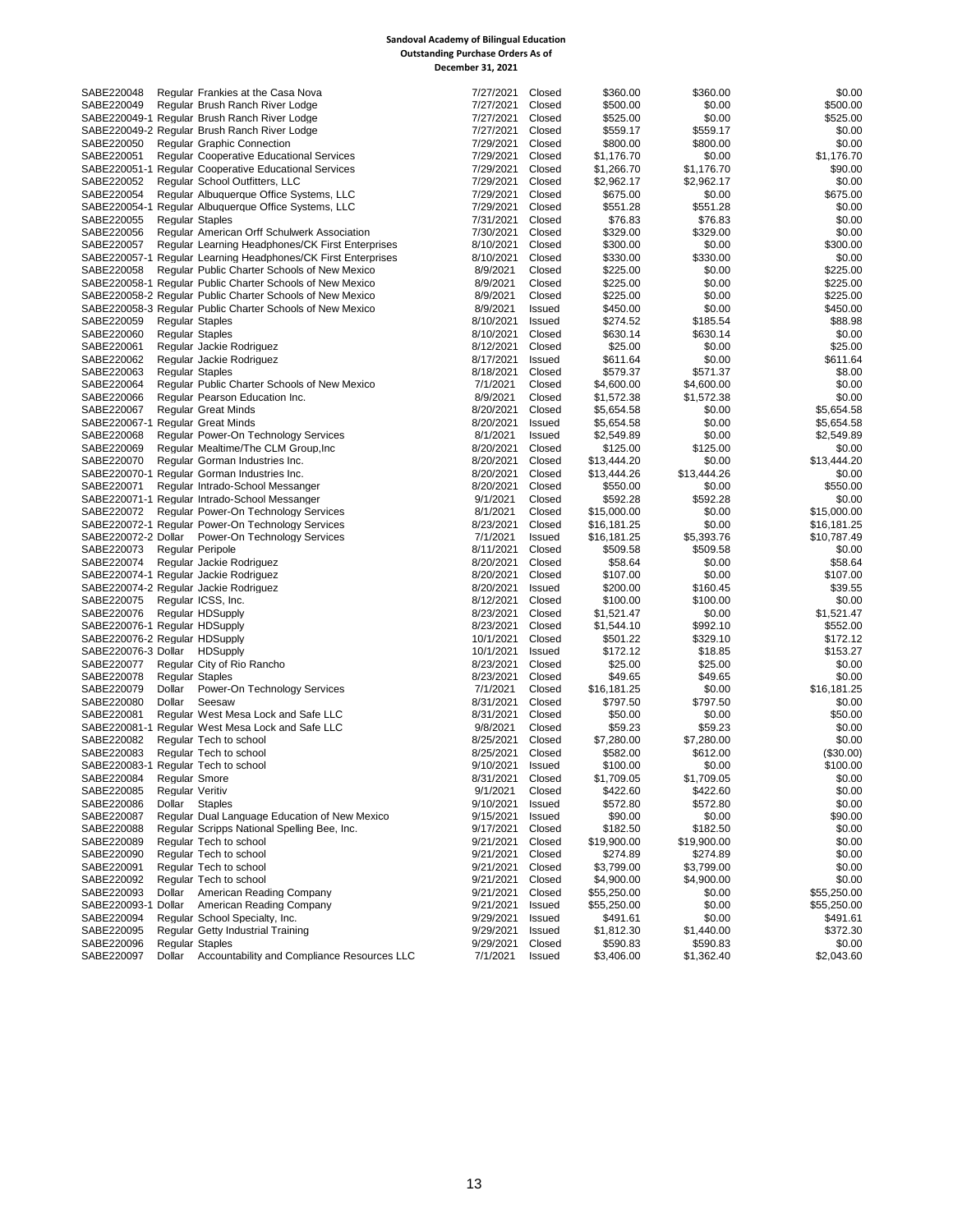**Sandoval Academy of Bilingual Education**
**Outstanding Purchase Orders As of**
**December 31, 2021**

| PO Number | Type | Vendor | Date | Status | Amount | Paid | Outstanding |
|---|---|---|---|---|---|---|---|
| SABE220048 | Regular | Frankies at the Casa Nova | 7/27/2021 | Closed | $360.00 | $360.00 | $0.00 |
| SABE220049 | Regular | Brush Ranch River Lodge | 7/27/2021 | Closed | $500.00 | $0.00 | $500.00 |
| SABE220049-1 | Regular | Brush Ranch River Lodge | 7/27/2021 | Closed | $525.00 | $0.00 | $525.00 |
| SABE220049-2 | Regular | Brush Ranch River Lodge | 7/27/2021 | Closed | $559.17 | $559.17 | $0.00 |
| SABE220050 | Regular | Graphic Connection | 7/29/2021 | Closed | $800.00 | $800.00 | $0.00 |
| SABE220051 | Regular | Cooperative Educational Services | 7/29/2021 | Closed | $1,176.70 | $0.00 | $1,176.70 |
| SABE220051-1 | Regular | Cooperative Educational Services | 7/29/2021 | Closed | $1,266.70 | $1,176.70 | $90.00 |
| SABE220052 | Regular | School Outfitters, LLC | 7/29/2021 | Closed | $2,962.17 | $2,962.17 | $0.00 |
| SABE220054 | Regular | Albuquerque Office Systems, LLC | 7/29/2021 | Closed | $675.00 | $0.00 | $675.00 |
| SABE220054-1 | Regular | Albuquerque Office Systems, LLC | 7/29/2021 | Closed | $551.28 | $551.28 | $0.00 |
| SABE220055 | Regular | Staples | 7/31/2021 | Closed | $76.83 | $76.83 | $0.00 |
| SABE220056 | Regular | American Orff Schulwerk Association | 7/30/2021 | Closed | $329.00 | $329.00 | $0.00 |
| SABE220057 | Regular | Learning Headphones/CK First Enterprises | 8/10/2021 | Closed | $300.00 | $0.00 | $300.00 |
| SABE220057-1 | Regular | Learning Headphones/CK First Enterprises | 8/10/2021 | Closed | $330.00 | $330.00 | $0.00 |
| SABE220058 | Regular | Public Charter Schools of New Mexico | 8/9/2021 | Closed | $225.00 | $0.00 | $225.00 |
| SABE220058-1 | Regular | Public Charter Schools of New Mexico | 8/9/2021 | Closed | $225.00 | $0.00 | $225.00 |
| SABE220058-2 | Regular | Public Charter Schools of New Mexico | 8/9/2021 | Closed | $225.00 | $0.00 | $225.00 |
| SABE220058-3 | Regular | Public Charter Schools of New Mexico | 8/9/2021 | Issued | $450.00 | $0.00 | $450.00 |
| SABE220059 | Regular | Staples | 8/10/2021 | Issued | $274.52 | $185.54 | $88.98 |
| SABE220060 | Regular | Staples | 8/10/2021 | Closed | $630.14 | $630.14 | $0.00 |
| SABE220061 | Regular | Jackie Rodriguez | 8/12/2021 | Closed | $25.00 | $0.00 | $25.00 |
| SABE220062 | Regular | Jackie Rodriguez | 8/17/2021 | Issued | $611.64 | $0.00 | $611.64 |
| SABE220063 | Regular | Staples | 8/18/2021 | Closed | $579.37 | $571.37 | $8.00 |
| SABE220064 | Regular | Public Charter Schools of New Mexico | 7/1/2021 | Closed | $4,600.00 | $4,600.00 | $0.00 |
| SABE220066 | Regular | Pearson Education Inc. | 8/9/2021 | Closed | $1,572.38 | $1,572.38 | $0.00 |
| SABE220067 | Regular | Great Minds | 8/20/2021 | Closed | $5,654.58 | $0.00 | $5,654.58 |
| SABE220067-1 | Regular | Great Minds | 8/20/2021 | Issued | $5,654.58 | $0.00 | $5,654.58 |
| SABE220068 | Regular | Power-On Technology Services | 8/1/2021 | Issued | $2,549.89 | $0.00 | $2,549.89 |
| SABE220069 | Regular | Mealtime/The CLM Group,Inc | 8/20/2021 | Closed | $125.00 | $125.00 | $0.00 |
| SABE220070 | Regular | Gorman Industries Inc. | 8/20/2021 | Closed | $13,444.20 | $0.00 | $13,444.20 |
| SABE220070-1 | Regular | Gorman Industries Inc. | 8/20/2021 | Closed | $13,444.26 | $13,444.26 | $0.00 |
| SABE220071 | Regular | Intrado-School Messanger | 8/20/2021 | Closed | $550.00 | $0.00 | $550.00 |
| SABE220071-1 | Regular | Intrado-School Messanger | 9/1/2021 | Closed | $592.28 | $592.28 | $0.00 |
| SABE220072 | Regular | Power-On Technology Services | 8/1/2021 | Closed | $15,000.00 | $0.00 | $15,000.00 |
| SABE220072-1 | Regular | Power-On Technology Services | 8/23/2021 | Closed | $16,181.25 | $0.00 | $16,181.25 |
| SABE220072-2 | Dollar | Power-On Technology Services | 7/1/2021 | Issued | $16,181.25 | $5,393.76 | $10,787.49 |
| SABE220073 | Regular | Peripole | 8/11/2021 | Closed | $509.58 | $509.58 | $0.00 |
| SABE220074 | Regular | Jackie Rodriguez | 8/20/2021 | Closed | $58.64 | $0.00 | $58.64 |
| SABE220074-1 | Regular | Jackie Rodriguez | 8/20/2021 | Closed | $107.00 | $0.00 | $107.00 |
| SABE220074-2 | Regular | Jackie Rodriguez | 8/20/2021 | Issued | $200.00 | $160.45 | $39.55 |
| SABE220075 | Regular | ICSS, Inc. | 8/12/2021 | Closed | $100.00 | $100.00 | $0.00 |
| SABE220076 | Regular | HDSupply | 8/23/2021 | Closed | $1,521.47 | $0.00 | $1,521.47 |
| SABE220076-1 | Regular | HDSupply | 8/23/2021 | Closed | $1,544.10 | $992.10 | $552.00 |
| SABE220076-2 | Regular | HDSupply | 10/1/2021 | Closed | $501.22 | $329.10 | $172.12 |
| SABE220076-3 | Dollar | HDSupply | 10/1/2021 | Issued | $172.12 | $18.85 | $153.27 |
| SABE220077 | Regular | City of Rio Rancho | 8/23/2021 | Closed | $25.00 | $25.00 | $0.00 |
| SABE220078 | Regular | Staples | 8/23/2021 | Closed | $49.65 | $49.65 | $0.00 |
| SABE220079 | Dollar | Power-On Technology Services | 7/1/2021 | Closed | $16,181.25 | $0.00 | $16,181.25 |
| SABE220080 | Dollar | Seesaw | 8/31/2021 | Closed | $797.50 | $797.50 | $0.00 |
| SABE220081 | Regular | West Mesa Lock and Safe LLC | 8/31/2021 | Closed | $50.00 | $0.00 | $50.00 |
| SABE220081-1 | Regular | West Mesa Lock and Safe LLC | 9/8/2021 | Closed | $59.23 | $59.23 | $0.00 |
| SABE220082 | Regular | Tech to school | 8/25/2021 | Closed | $7,280.00 | $7,280.00 | $0.00 |
| SABE220083 | Regular | Tech to school | 8/25/2021 | Closed | $582.00 | $612.00 | ($30.00) |
| SABE220083-1 | Regular | Tech to school | 9/10/2021 | Issued | $100.00 | $0.00 | $100.00 |
| SABE220084 | Regular | Smore | 8/31/2021 | Closed | $1,709.05 | $1,709.05 | $0.00 |
| SABE220085 | Regular | Veritiv | 9/1/2021 | Closed | $422.60 | $422.60 | $0.00 |
| SABE220086 | Dollar | Staples | 9/10/2021 | Issued | $572.80 | $572.80 | $0.00 |
| SABE220087 | Regular | Dual Language Education of New Mexico | 9/15/2021 | Issued | $90.00 | $0.00 | $90.00 |
| SABE220088 | Regular | Scripps National Spelling Bee, Inc. | 9/17/2021 | Closed | $182.50 | $182.50 | $0.00 |
| SABE220089 | Regular | Tech to school | 9/21/2021 | Closed | $19,900.00 | $19,900.00 | $0.00 |
| SABE220090 | Regular | Tech to school | 9/21/2021 | Closed | $274.89 | $274.89 | $0.00 |
| SABE220091 | Regular | Tech to school | 9/21/2021 | Closed | $3,799.00 | $3,799.00 | $0.00 |
| SABE220092 | Regular | Tech to school | 9/21/2021 | Closed | $4,900.00 | $4,900.00 | $0.00 |
| SABE220093 | Dollar | American Reading Company | 9/21/2021 | Closed | $55,250.00 | $0.00 | $55,250.00 |
| SABE220093-1 | Dollar | American Reading Company | 9/21/2021 | Issued | $55,250.00 | $0.00 | $55,250.00 |
| SABE220094 | Regular | School Specialty, Inc. | 9/29/2021 | Issued | $491.61 | $0.00 | $491.61 |
| SABE220095 | Regular | Getty Industrial Training | 9/29/2021 | Issued | $1,812.30 | $1,440.00 | $372.30 |
| SABE220096 | Regular | Staples | 9/29/2021 | Closed | $590.83 | $590.83 | $0.00 |
| SABE220097 | Dollar | Accountability and Compliance Resources LLC | 7/1/2021 | Issued | $3,406.00 | $1,362.40 | $2,043.60 |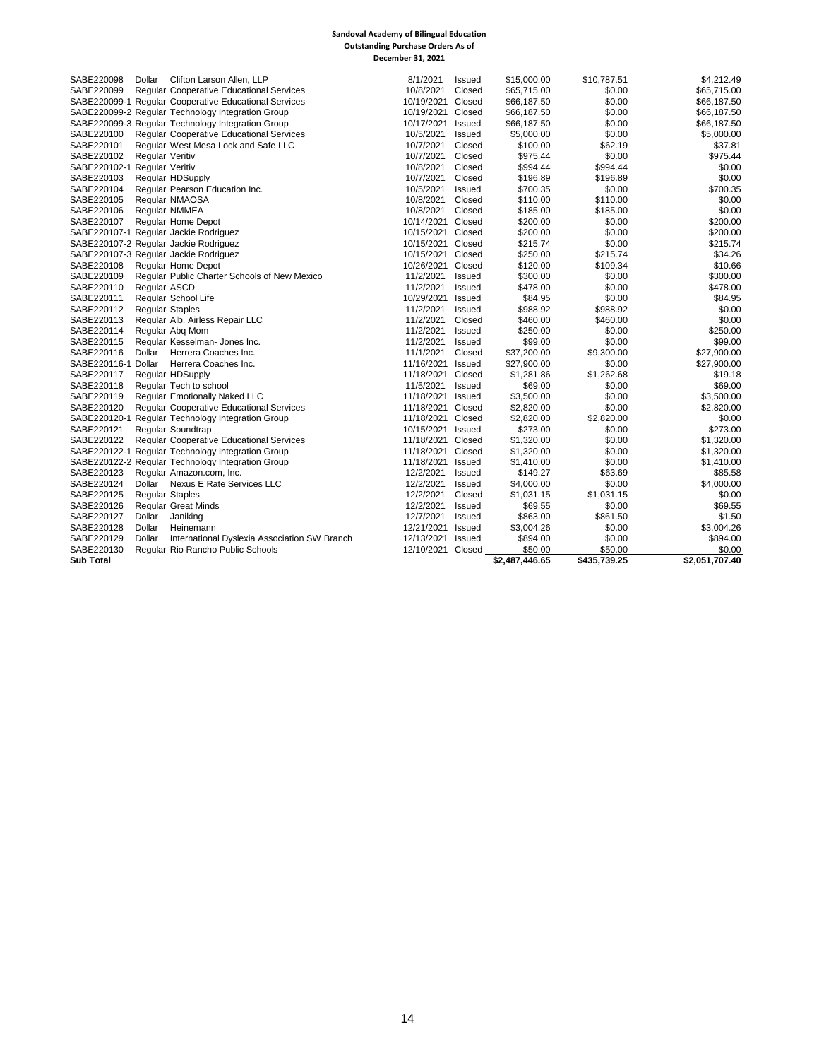**Sandoval Academy of Bilingual Education**
**Outstanding Purchase Orders As of**
**December 31, 2021**

| PO Number | Type | Vendor | Date | Status | Amount | Paid | Outstanding |
|---|---|---|---|---|---|---|---|
| SABE220098 | Dollar | Clifton Larson Allen, LLP | 8/1/2021 | Issued | $15,000.00 | $10,787.51 | $4,212.49 |
| SABE220099 | Regular | Cooperative Educational Services | 10/8/2021 | Closed | $65,715.00 | $0.00 | $65,715.00 |
| SABE220099-1 | Regular | Cooperative Educational Services | 10/19/2021 | Closed | $66,187.50 | $0.00 | $66,187.50 |
| SABE220099-2 | Regular | Technology Integration Group | 10/19/2021 | Closed | $66,187.50 | $0.00 | $66,187.50 |
| SABE220099-3 | Regular | Technology Integration Group | 10/17/2021 | Issued | $66,187.50 | $0.00 | $66,187.50 |
| SABE220100 | Regular | Cooperative Educational Services | 10/5/2021 | Issued | $5,000.00 | $0.00 | $5,000.00 |
| SABE220101 | Regular | West Mesa Lock and Safe LLC | 10/7/2021 | Closed | $100.00 | $62.19 | $37.81 |
| SABE220102 | Regular | Veritiv | 10/7/2021 | Closed | $975.44 | $0.00 | $975.44 |
| SABE220102-1 | Regular | Veritiv | 10/8/2021 | Closed | $994.44 | $994.44 | $0.00 |
| SABE220103 | Regular | HDSupply | 10/7/2021 | Closed | $196.89 | $196.89 | $0.00 |
| SABE220104 | Regular | Pearson Education Inc. | 10/5/2021 | Issued | $700.35 | $0.00 | $700.35 |
| SABE220105 | Regular | NMAOSA | 10/8/2021 | Closed | $110.00 | $110.00 | $0.00 |
| SABE220106 | Regular | NMMEA | 10/8/2021 | Closed | $185.00 | $185.00 | $0.00 |
| SABE220107 | Regular | Home Depot | 10/14/2021 | Closed | $200.00 | $0.00 | $200.00 |
| SABE220107-1 | Regular | Jackie Rodriguez | 10/15/2021 | Closed | $200.00 | $0.00 | $200.00 |
| SABE220107-2 | Regular | Jackie Rodriguez | 10/15/2021 | Closed | $215.74 | $0.00 | $215.74 |
| SABE220107-3 | Regular | Jackie Rodriguez | 10/15/2021 | Closed | $250.00 | $215.74 | $34.26 |
| SABE220108 | Regular | Home Depot | 10/26/2021 | Closed | $120.00 | $109.34 | $10.66 |
| SABE220109 | Regular | Public Charter Schools of New Mexico | 11/2/2021 | Issued | $300.00 | $0.00 | $300.00 |
| SABE220110 | Regular | ASCD | 11/2/2021 | Issued | $478.00 | $0.00 | $478.00 |
| SABE220111 | Regular | School Life | 10/29/2021 | Issued | $84.95 | $0.00 | $84.95 |
| SABE220112 | Regular | Staples | 11/2/2021 | Issued | $988.92 | $988.92 | $0.00 |
| SABE220113 | Regular | Alb. Airless Repair LLC | 11/2/2021 | Closed | $460.00 | $460.00 | $0.00 |
| SABE220114 | Regular | Abq Mom | 11/2/2021 | Issued | $250.00 | $0.00 | $250.00 |
| SABE220115 | Regular | Kesselman- Jones Inc. | 11/2/2021 | Issued | $99.00 | $0.00 | $99.00 |
| SABE220116 | Dollar | Herrera Coaches Inc. | 11/1/2021 | Closed | $37,200.00 | $9,300.00 | $27,900.00 |
| SABE220116-1 | Dollar | Herrera Coaches Inc. | 11/16/2021 | Issued | $27,900.00 | $0.00 | $27,900.00 |
| SABE220117 | Regular | HDSupply | 11/18/2021 | Closed | $1,281.86 | $1,262.68 | $19.18 |
| SABE220118 | Regular | Tech to school | 11/5/2021 | Issued | $69.00 | $0.00 | $69.00 |
| SABE220119 | Regular | Emotionally Naked LLC | 11/18/2021 | Issued | $3,500.00 | $0.00 | $3,500.00 |
| SABE220120 | Regular | Cooperative Educational Services | 11/18/2021 | Closed | $2,820.00 | $0.00 | $2,820.00 |
| SABE220120-1 | Regular | Technology Integration Group | 11/18/2021 | Closed | $2,820.00 | $2,820.00 | $0.00 |
| SABE220121 | Regular | Soundtrap | 10/15/2021 | Issued | $273.00 | $0.00 | $273.00 |
| SABE220122 | Regular | Cooperative Educational Services | 11/18/2021 | Closed | $1,320.00 | $0.00 | $1,320.00 |
| SABE220122-1 | Regular | Technology Integration Group | 11/18/2021 | Closed | $1,320.00 | $0.00 | $1,320.00 |
| SABE220122-2 | Regular | Technology Integration Group | 11/18/2021 | Issued | $1,410.00 | $0.00 | $1,410.00 |
| SABE220123 | Regular | Amazon.com, Inc. | 12/2/2021 | Issued | $149.27 | $63.69 | $85.58 |
| SABE220124 | Dollar | Nexus E Rate Services LLC | 12/2/2021 | Issued | $4,000.00 | $0.00 | $4,000.00 |
| SABE220125 | Regular | Staples | 12/2/2021 | Closed | $1,031.15 | $1,031.15 | $0.00 |
| SABE220126 | Regular | Great Minds | 12/2/2021 | Issued | $69.55 | $0.00 | $69.55 |
| SABE220127 | Dollar | Janiking | 12/7/2021 | Issued | $863.00 | $861.50 | $1.50 |
| SABE220128 | Dollar | Heinemann | 12/21/2021 | Issued | $3,004.26 | $0.00 | $3,004.26 |
| SABE220129 | Dollar | International Dyslexia Association SW Branch | 12/13/2021 | Issued | $894.00 | $0.00 | $894.00 |
| SABE220130 | Regular | Rio Rancho Public Schools | 12/10/2021 | Closed | $50.00 | $50.00 | $0.00 |
| **Sub Total** | | | | | **$2,487,446.65** | **$435,739.25** | **$2,051,707.40** |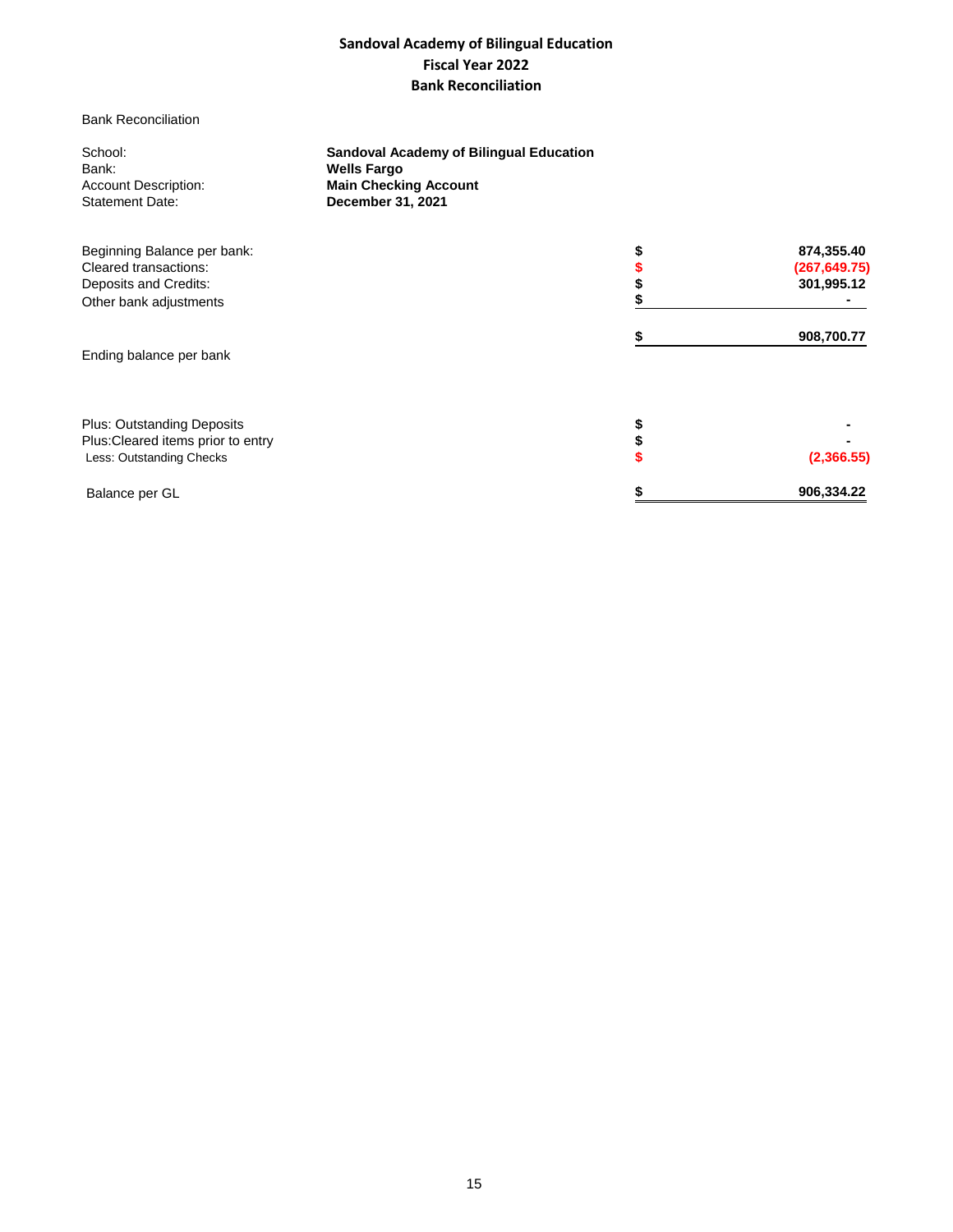# Sandoval Academy of Bilingual Education
## Fiscal Year 2022
## Bank Reconciliation

Bank Reconciliation

| | |
|---|---|
| School: | **Sandoval Academy of Bilingual Education** |
| Bank: | **Wells Fargo** |
| Account Description: | **Main Checking Account** |
| Statement Date: | **December 31, 2021** |

| | | |
|---|---|---|
| Beginning Balance per bank: | $ | **874,355.40** |
| Cleared transactions: | $ | **(267,649.75)** |
| Deposits and Credits: | $ | **301,995.12** |
| Other bank adjustments | $ | **-** |
| | $ | **908,700.77** |
| Ending balance per bank | | |
| | | |
| Plus: Outstanding Deposits | $ | **-** |
| Plus:Cleared items prior to entry | $ | **-** |
| Less: Outstanding Checks | $ | **(2,366.55)** |
| Balance per GL | $ | **906,334.22** |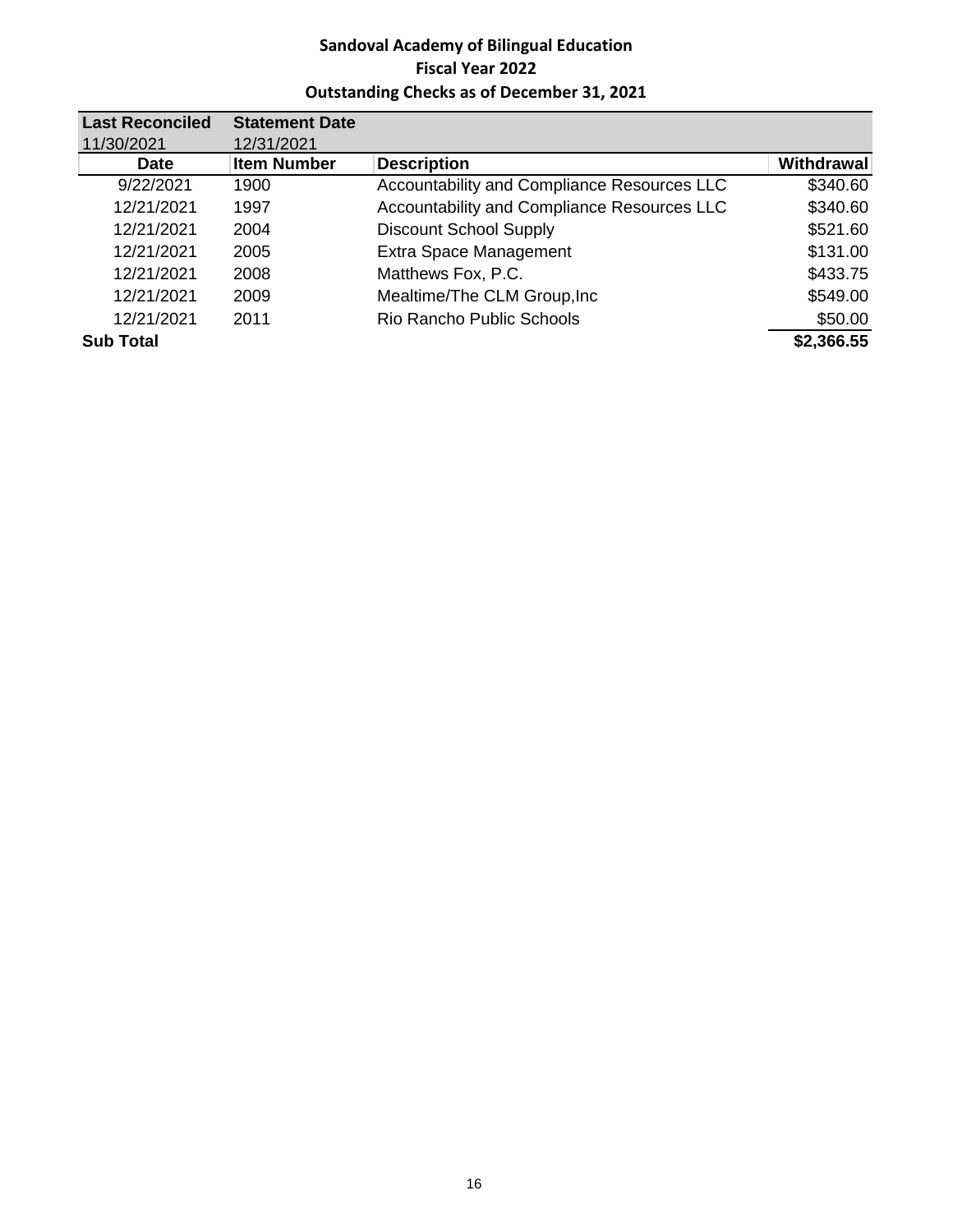**Sandoval Academy of Bilingual Education**
**Fiscal Year 2022**
**Outstanding Checks as of December 31, 2021**

| Last Reconciled | Statement Date | | |
|---|---|---|---|
| 11/30/2021 | 12/31/2021 | | |
| **Date** | **Item Number** | **Description** | **Withdrawal** |
| 9/22/2021 | 1900 | Accountability and Compliance Resources LLC | $340.60 |
| 12/21/2021 | 1997 | Accountability and Compliance Resources LLC | $340.60 |
| 12/21/2021 | 2004 | Discount School Supply | $521.60 |
| 12/21/2021 | 2005 | Extra Space Management | $131.00 |
| 12/21/2021 | 2008 | Matthews Fox, P.C. | $433.75 |
| 12/21/2021 | 2009 | Mealtime/The CLM Group,Inc | $549.00 |
| 12/21/2021 | 2011 | Rio Rancho Public Schools | $50.00 |
| **Sub Total** | | | **$2,366.55** |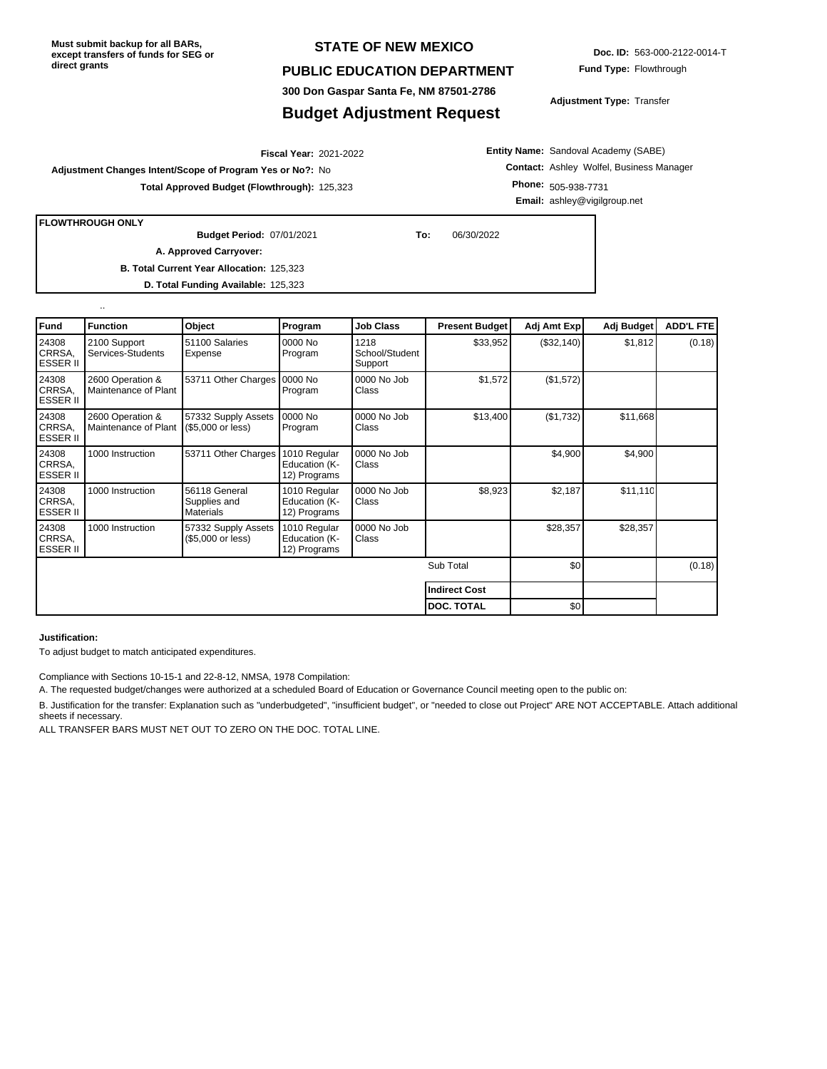Must submit backup for all BARs, except transfers of funds for SEG or direct grants

# STATE OF NEW MEXICO

## PUBLIC EDUCATION DEPARTMENT

**300 Don Gaspar Santa Fe, NM 87501-2786**

## Budget Adjustment Request

**Doc. ID:** 563-000-2122-0014-T
**Fund Type:** Flowthrough
**Adjustment Type:** Transfer

**Fiscal Year:** 2021-2022
**Adjustment Changes Intent/Scope of Program Yes or No?:** No
**Total Approved Budget (Flowthrough):** 125,323

**Entity Name:** Sandoval Academy (SABE)
**Contact:** Ashley Wolfel, Business Manager
**Phone:** 505-938-7731
**Email:** ashley@vigilgroup.net

**FLOWTHROUGH ONLY**

**Budget Period:** 07/01/2021 **To:** 06/30/2022
**A. Approved Carryover:**
**B. Total Current Year Allocation:** 125,323
**D. Total Funding Available:** 125,323

..

| Fund | Function | Object | Program | Job Class | Present Budget | Adj Amt Exp | Adj Budget | ADD'L FTE |
|---|---|---|---|---|---|---|---|---|
| 24308 CRRSA, ESSER II | 2100 Support Services-Students | 51100 Salaries Expense | 0000 No Program | 1218 School/Student Support | $33,952 | ($32,140) | $1,812 | (0.18) |
| 24308 CRRSA, ESSER II | 2600 Operation & Maintenance of Plant | 53711 Other Charges | 0000 No Program | 0000 No Job Class | $1,572 | ($1,572) | | |
| 24308 CRRSA, ESSER II | 2600 Operation & Maintenance of Plant | 57332 Supply Assets ($5,000 or less) | 0000 No Program | 0000 No Job Class | $13,400 | ($1,732) | $11,668 | |
| 24308 CRRSA, ESSER II | 1000 Instruction | 53711 Other Charges | 1010 Regular Education (K-12) Programs | 0000 No Job Class | | $4,900 | $4,900 | |
| 24308 CRRSA, ESSER II | 1000 Instruction | 56118 General Supplies and Materials | 1010 Regular Education (K-12) Programs | 0000 No Job Class | $8,923 | $2,187 | $11,110 | |
| 24308 CRRSA, ESSER II | 1000 Instruction | 57332 Supply Assets ($5,000 or less) | 1010 Regular Education (K-12) Programs | 0000 No Job Class | | $28,357 | $28,357 | |
| | | | | | Sub Total | $0 | | (0.18) |
| | | | | | **Indirect Cost** | | | |
| | | | | | **DOC. TOTAL** | $0 | | |

**Justification:**

To adjust budget to match anticipated expenditures.

Compliance with Sections 10-15-1 and 22-8-12, NMSA, 1978 Compilation:

A. The requested budget/changes were authorized at a scheduled Board of Education or Governance Council meeting open to the public on:

B. Justification for the transfer: Explanation such as "underbudgeted", "insufficient budget", or "needed to close out Project" ARE NOT ACCEPTABLE. Attach additional sheets if necessary.

ALL TRANSFER BARS MUST NET OUT TO ZERO ON THE DOC. TOTAL LINE.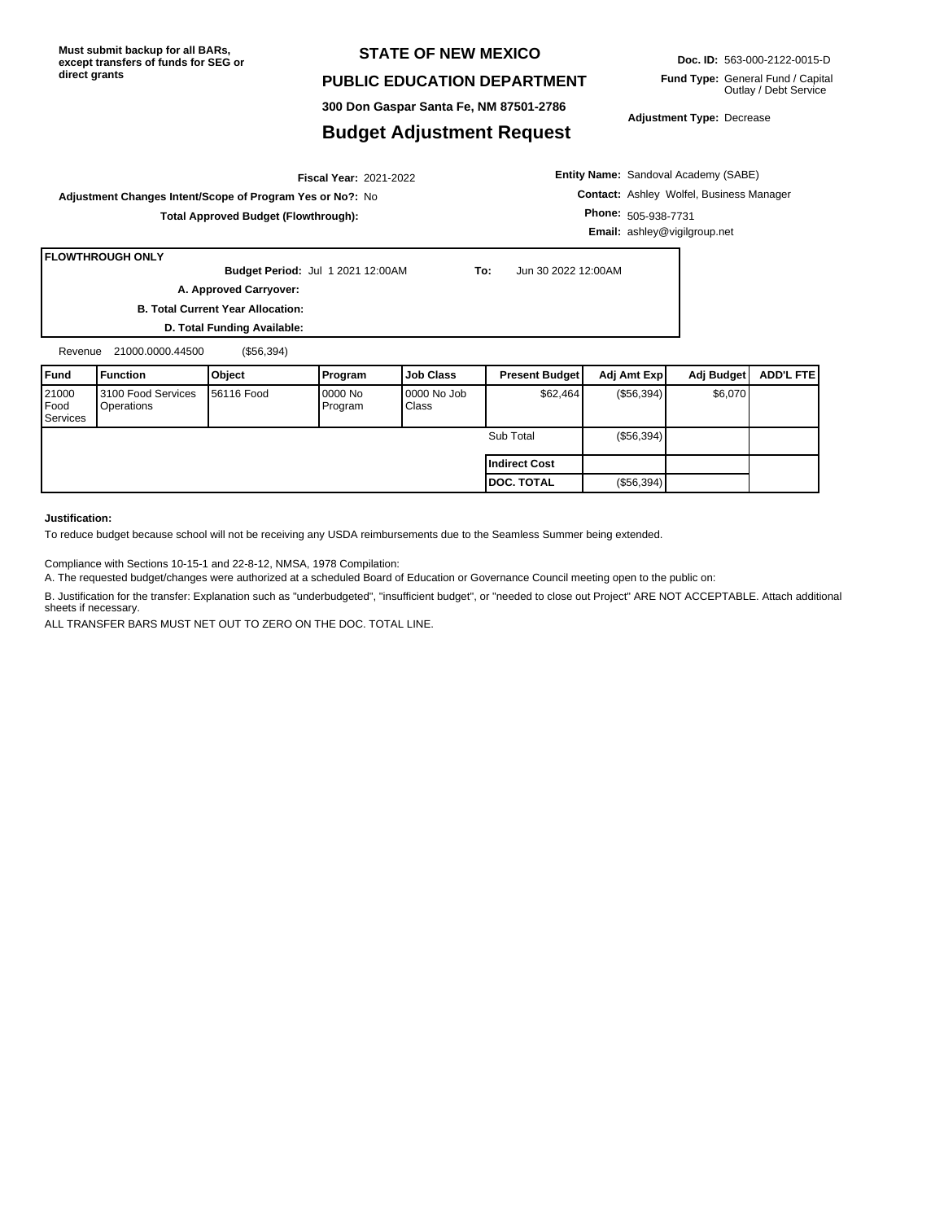**Must submit backup for all BARs, except transfers of funds for SEG or direct grants**

## STATE OF NEW MEXICO

## PUBLIC EDUCATION DEPARTMENT

**300 Don Gaspar Santa Fe, NM 87501-2786**

# Budget Adjustment Request

**Doc. ID:** 563-000-2122-0015-D

**Fund Type:** General Fund / Capital Outlay / Debt Service

**Adjustment Type:** Decrease

**Fiscal Year:** 2021-2022

**Adjustment Changes Intent/Scope of Program Yes or No?:** No

**Total Approved Budget (Flowthrough):**

**Entity Name:** Sandoval Academy (SABE)

**Contact:** Ashley Wolfel, Business Manager

**Phone:** 505-938-7731

**Email:** ashley@vigilgroup.net

**FLOWTHROUGH ONLY**

**Budget Period:** Jul 1 2021 12:00AM **To:** Jun 30 2022 12:00AM

**A. Approved Carryover:**

**B. Total Current Year Allocation:**

**D. Total Funding Available:**

Revenue 21000.0000.44500 ($56,394)

| Fund | Function | Object | Program | Job Class | Present Budget | Adj Amt Exp | Adj Budget | ADD'L FTE |
|---|---|---|---|---|---|---|---|---|
| 21000 Food Services | 3100 Food Services Operations | 56116 Food | 0000 No Program | 0000 No Job Class | $62,464 | ($56,394) | $6,070 | |
| | | | | | Sub Total | ($56,394) | | |
| | | | | | **Indirect Cost** | | | |
| | | | | | **DOC. TOTAL** | ($56,394) | | |

**Justification:**

To reduce budget because school will not be receiving any USDA reimbursements due to the Seamless Summer being extended.

Compliance with Sections 10-15-1 and 22-8-12, NMSA, 1978 Compilation:

A. The requested budget/changes were authorized at a scheduled Board of Education or Governance Council meeting open to the public on:

B. Justification for the transfer: Explanation such as "underbudgeted", "insufficient budget", or "needed to close out Project" ARE NOT ACCEPTABLE. Attach additional sheets if necessary.

ALL TRANSFER BARS MUST NET OUT TO ZERO ON THE DOC. TOTAL LINE.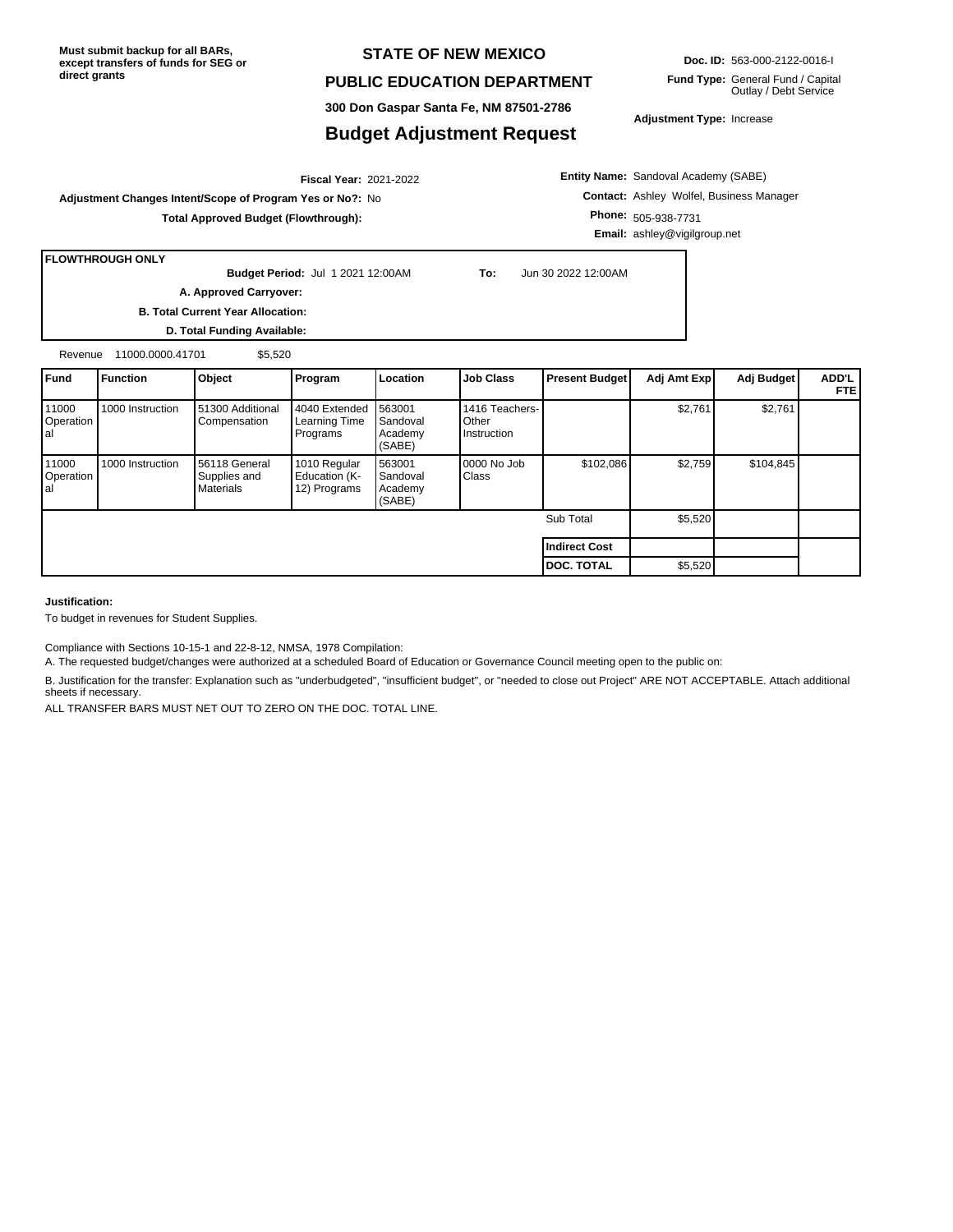**Must submit backup for all BARs, except transfers of funds for SEG or direct grants**

## STATE OF NEW MEXICO

## PUBLIC EDUCATION DEPARTMENT

**300 Don Gaspar Santa Fe, NM 87501-2786**

# Budget Adjustment Request

**Doc. ID:** 563-000-2122-0016-I

**Fund Type:** General Fund / Capital Outlay / Debt Service

**Adjustment Type:** Increase

**Fiscal Year:** 2021-2022

**Adjustment Changes Intent/Scope of Program Yes or No?:** No

**Total Approved Budget (Flowthrough):**

**Entity Name:** Sandoval Academy (SABE)

**Contact:** Ashley Wolfel, Business Manager

**Phone:** 505-938-7731

**Email:** ashley@vigilgroup.net

**FLOWTHROUGH ONLY**

**Budget Period:** Jul 1 2021 12:00AM **To:** Jun 30 2022 12:00AM

**A. Approved Carryover:**

**B. Total Current Year Allocation:**

**D. Total Funding Available:**

Revenue 11000.0000.41701 $5,520

| Fund | Function | Object | Program | Location | Job Class | Present Budget | Adj Amt Exp | Adj Budget | ADD'L FTE |
|---|---|---|---|---|---|---|---|---|---|
| 11000 Operational | 1000 Instruction | 51300 Additional Compensation | 4040 Extended Learning Time Programs | 563001 Sandoval Academy (SABE) | 1416 Teachers-Other Instruction | | $2,761 | $2,761 | |
| 11000 Operational | 1000 Instruction | 56118 General Supplies and Materials | 1010 Regular Education (K-12) Programs | 563001 Sandoval Academy (SABE) | 0000 No Job Class | $102,086 | $2,759 | $104,845 | |
| | | | | | | Sub Total | $5,520 | | |
| | | | | | | **Indirect Cost** | | | |
| | | | | | | **DOC. TOTAL** | $5,520 | | |

**Justification:**

To budget in revenues for Student Supplies.

Compliance with Sections 10-15-1 and 22-8-12, NMSA, 1978 Compilation:

A. The requested budget/changes were authorized at a scheduled Board of Education or Governance Council meeting open to the public on:

B. Justification for the transfer: Explanation such as "underbudgeted", "insufficient budget", or "needed to close out Project" ARE NOT ACCEPTABLE. Attach additional sheets if necessary.

ALL TRANSFER BARS MUST NET OUT TO ZERO ON THE DOC. TOTAL LINE.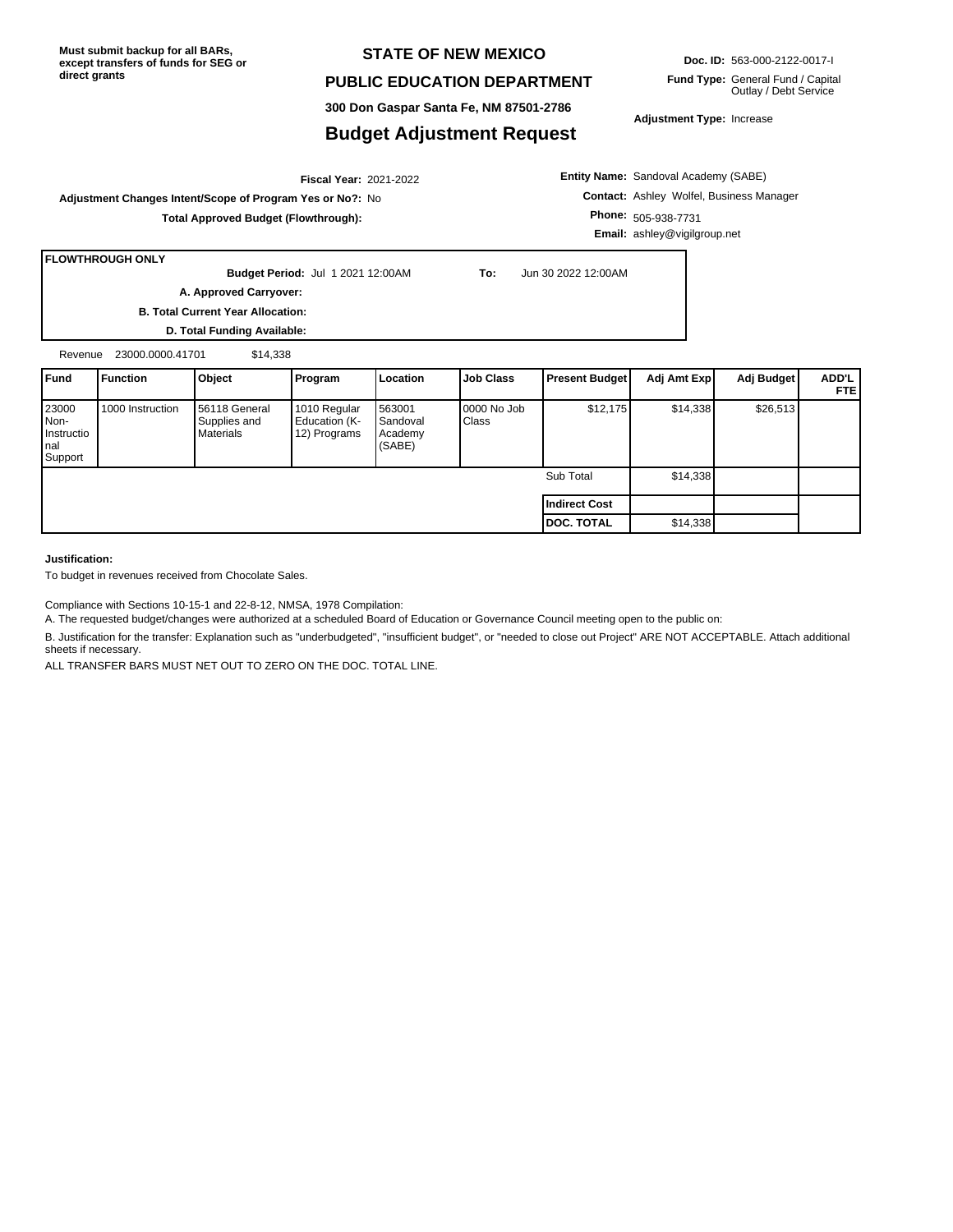Must submit backup for all BARs, except transfers of funds for SEG or direct grants

# STATE OF NEW MEXICO

## PUBLIC EDUCATION DEPARTMENT

**300 Don Gaspar Santa Fe, NM 87501-2786**

## Budget Adjustment Request

**Doc. ID:** 563-000-2122-0017-I

**Fund Type:** General Fund / Capital Outlay / Debt Service

**Adjustment Type:** Increase

**Fiscal Year:** 2021-2022

**Adjustment Changes Intent/Scope of Program Yes or No?:** No

**Total Approved Budget (Flowthrough):**

**Entity Name:** Sandoval Academy (SABE)

**Contact:** Ashley Wolfel, Business Manager

**Phone:** 505-938-7731

**Email:** ashley@vigilgroup.net

**FLOWTHROUGH ONLY**

**Budget Period:** Jul 1 2021 12:00AM **To:** Jun 30 2022 12:00AM

**A. Approved Carryover:**

**B. Total Current Year Allocation:**

**D. Total Funding Available:**

Revenue 23000.0000.41701 $14,338

| Fund | Function | Object | Program | Location | Job Class | Present Budget | Adj Amt Exp | Adj Budget | ADD'L FTE |
|---|---|---|---|---|---|---|---|---|---|
| 23000 Non-Instructional Support | 1000 Instruction | 56118 General Supplies and Materials | 1010 Regular Education (K-12) Programs | 563001 Sandoval Academy (SABE) | 0000 No Job Class | $12,175 | $14,338 | $26,513 | |
| | | | | | | Sub Total | $14,338 | | |
| | | | | | | **Indirect Cost** | | | |
| | | | | | | **DOC. TOTAL** | $14,338 | | |

**Justification:**

To budget in revenues received from Chocolate Sales.

Compliance with Sections 10-15-1 and 22-8-12, NMSA, 1978 Compilation:

A. The requested budget/changes were authorized at a scheduled Board of Education or Governance Council meeting open to the public on:

B. Justification for the transfer: Explanation such as "underbudgeted", "insufficient budget", or "needed to close out Project" ARE NOT ACCEPTABLE. Attach additional sheets if necessary.

ALL TRANSFER BARS MUST NET OUT TO ZERO ON THE DOC. TOTAL LINE.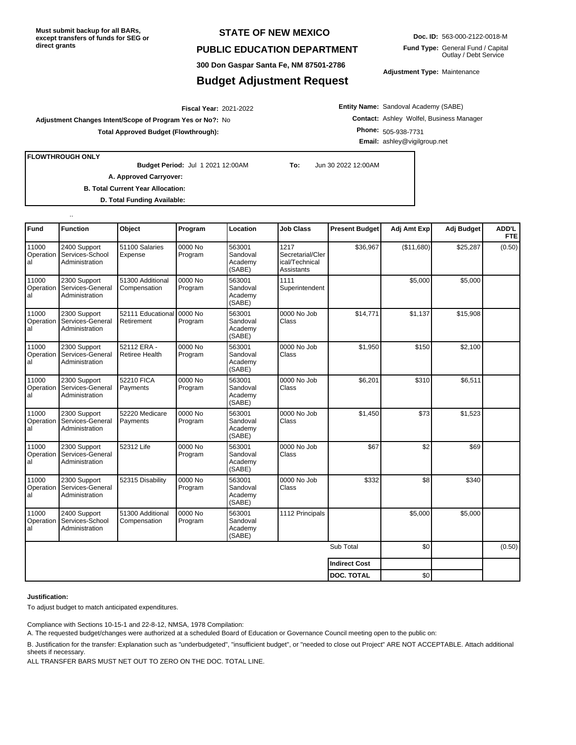Must submit backup for all BARs, except transfers of funds for SEG or direct grants

# STATE OF NEW MEXICO

## PUBLIC EDUCATION DEPARTMENT

300 Don Gaspar Santa Fe, NM 87501-2786

## Budget Adjustment Request

**Doc. ID:** 563-000-2122-0018-M

**Fund Type:** General Fund / Capital Outlay / Debt Service

**Adjustment Type:** Maintenance

**Fiscal Year:** 2021-2022

**Adjustment Changes Intent/Scope of Program Yes or No?:** No

**Total Approved Budget (Flowthrough):**

**Entity Name:** Sandoval Academy (SABE)

**Contact:** Ashley Wolfel, Business Manager

**Phone:** 505-938-7731

**Email:** ashley@vigilgroup.net

**FLOWTHROUGH ONLY**

**Budget Period:** Jul 1 2021 12:00AM **To:** Jun 30 2022 12:00AM

**A. Approved Carryover:**

**B. Total Current Year Allocation:**

**D. Total Funding Available:**

..

| Fund | Function | Object | Program | Location | Job Class | Present Budget | Adj Amt Exp | Adj Budget | ADD'L FTE |
|---|---|---|---|---|---|---|---|---|---|
| 11000 Operational | 2400 Support Services-School Administration | 51100 Salaries Expense | 0000 No Program | 563001 Sandoval Academy (SABE) | 1217 Secretarial/Clerical/Technical Assistants | $36,967 | ($11,680) | $25,287 | (0.50) |
| 11000 Operational | 2300 Support Services-General Administration | 51300 Additional Compensation | 0000 No Program | 563001 Sandoval Academy (SABE) | 1111 Superintendent | | $5,000 | $5,000 | |
| 11000 Operational | 2300 Support Services-General Administration | 52111 Educational Retirement | 0000 No Program | 563001 Sandoval Academy (SABE) | 0000 No Job Class | $14,771 | $1,137 | $15,908 | |
| 11000 Operational | 2300 Support Services-General Administration | 52112 ERA - Retiree Health | 0000 No Program | 563001 Sandoval Academy (SABE) | 0000 No Job Class | $1,950 | $150 | $2,100 | |
| 11000 Operational | 2300 Support Services-General Administration | 52210 FICA Payments | 0000 No Program | 563001 Sandoval Academy (SABE) | 0000 No Job Class | $6,201 | $310 | $6,511 | |
| 11000 Operational | 2300 Support Services-General Administration | 52220 Medicare Payments | 0000 No Program | 563001 Sandoval Academy (SABE) | 0000 No Job Class | $1,450 | $73 | $1,523 | |
| 11000 Operational | 2300 Support Services-General Administration | 52312 Life | 0000 No Program | 563001 Sandoval Academy (SABE) | 0000 No Job Class | $67 | $2 | $69 | |
| 11000 Operational | 2300 Support Services-General Administration | 52315 Disability | 0000 No Program | 563001 Sandoval Academy (SABE) | 0000 No Job Class | $332 | $8 | $340 | |
| 11000 Operational | 2400 Support Services-School Administration | 51300 Additional Compensation | 0000 No Program | 563001 Sandoval Academy (SABE) | 1112 Principals | | $5,000 | $5,000 | |
| | | | | | | Sub Total | $0 | | (0.50) |
| | | | | | | **Indirect Cost** | | | |
| | | | | | | **DOC. TOTAL** | $0 | | |

**Justification:**

To adjust budget to match anticipated expenditures.

Compliance with Sections 10-15-1 and 22-8-12, NMSA, 1978 Compilation:

A. The requested budget/changes were authorized at a scheduled Board of Education or Governance Council meeting open to the public on:

B. Justification for the transfer: Explanation such as "underbudgeted", "insufficient budget", or "needed to close out Project" ARE NOT ACCEPTABLE. Attach additional sheets if necessary.

ALL TRANSFER BARS MUST NET OUT TO ZERO ON THE DOC. TOTAL LINE.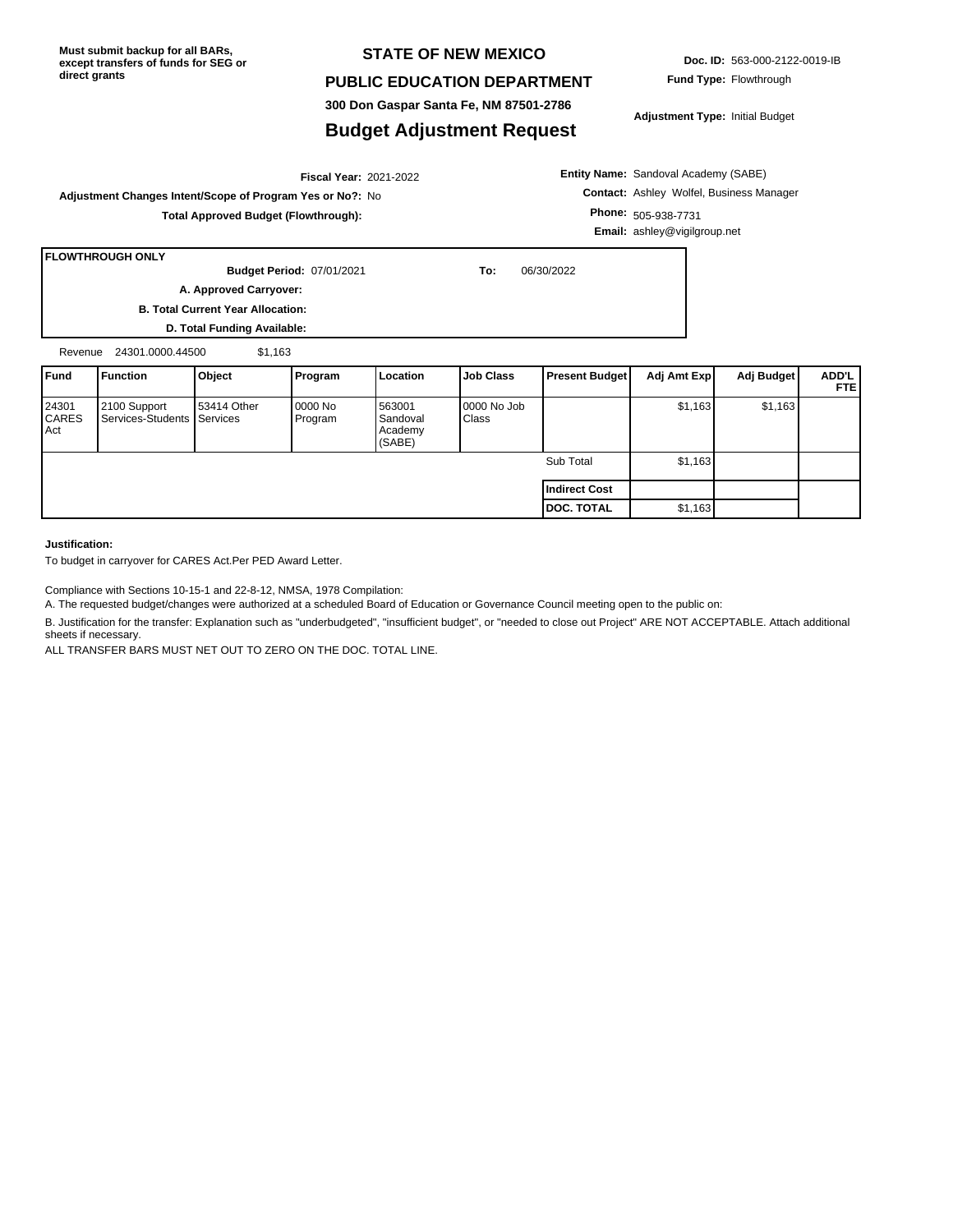**Must submit backup for all BARs, except transfers of funds for SEG or direct grants**

# STATE OF NEW MEXICO

## PUBLIC EDUCATION DEPARTMENT

**300 Don Gaspar Santa Fe, NM 87501-2786**

## Budget Adjustment Request

**Doc. ID:** 563-000-2122-0019-IB

**Fund Type:** Flowthrough

**Adjustment Type:** Initial Budget

**Fiscal Year:** 2021-2022

**Adjustment Changes Intent/Scope of Program Yes or No?:** No

**Total Approved Budget (Flowthrough):**

**Entity Name:** Sandoval Academy (SABE)

**Contact:** Ashley Wolfel, Business Manager

**Phone:** 505-938-7731

**Email:** ashley@vigilgroup.net

**FLOWTHROUGH ONLY**

**Budget Period:** 07/01/2021 **To:** 06/30/2022

**A. Approved Carryover:**

**B. Total Current Year Allocation:**

**D. Total Funding Available:**

Revenue 24301.0000.44500 $1,163

| Fund | Function | Object | Program | Location | Job Class | Present Budget | Adj Amt Exp | Adj Budget | ADD'L FTE |
|---|---|---|---|---|---|---|---|---|---|
| 24301 CARES Act | 2100 Support Services-Students | 53414 Other Services | 0000 No Program | 563001 Sandoval Academy (SABE) | 0000 No Job Class | | $1,163 | $1,163 | |
| | | | | | | Sub Total | $1,163 | | |
| | | | | | | **Indirect Cost** | | | |
| | | | | | | **DOC. TOTAL** | $1,163 | | |

**Justification:**

To budget in carryover for CARES Act.Per PED Award Letter.

Compliance with Sections 10-15-1 and 22-8-12, NMSA, 1978 Compilation:

A. The requested budget/changes were authorized at a scheduled Board of Education or Governance Council meeting open to the public on:

B. Justification for the transfer: Explanation such as "underbudgeted", "insufficient budget", or "needed to close out Project" ARE NOT ACCEPTABLE. Attach additional sheets if necessary.

ALL TRANSFER BARS MUST NET OUT TO ZERO ON THE DOC. TOTAL LINE.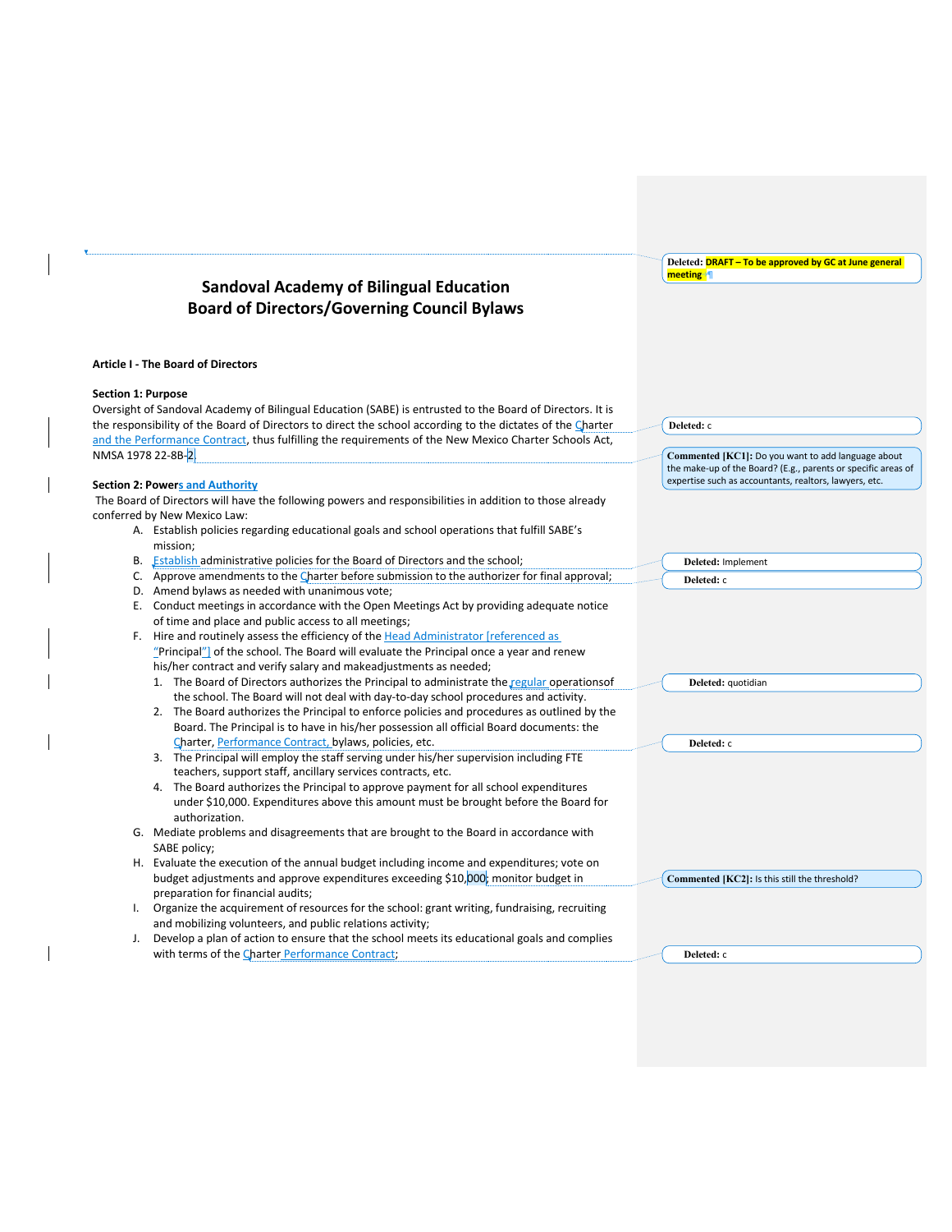# Sandoval Academy of Bilingual Education
# Board of Directors/Governing Council Bylaws

**Article I - The Board of Directors**

**Section 1: Purpose**

Oversight of Sandoval Academy of Bilingual Education (SABE) is entrusted to the Board of Directors. It is the responsibility of the Board of Directors to direct the school according to the dictates of the Charter and the Performance Contract, thus fulfilling the requirements of the New Mexico Charter Schools Act, NMSA 1978 22-8B-2.

**Section 2: Powers and Authority**

The Board of Directors will have the following powers and responsibilities in addition to those already conferred by New Mexico Law:

A. Establish policies regarding educational goals and school operations that fulfill SABE's mission;
B. Establish administrative policies for the Board of Directors and the school;
C. Approve amendments to the Charter before submission to the authorizer for final approval;
D. Amend bylaws as needed with unanimous vote;
E. Conduct meetings in accordance with the Open Meetings Act by providing adequate notice of time and place and public access to all meetings;
F. Hire and routinely assess the efficiency of the Head Administrator [referenced as "Principal"] of the school. The Board will evaluate the Principal once a year and renew his/her contract and verify salary and makeadjustments as needed;
   1. The Board of Directors authorizes the Principal to administrate the regular operationsof the school. The Board will not deal with day-to-day school procedures and activity.
   2. The Board authorizes the Principal to enforce policies and procedures as outlined by the Board. The Principal is to have in his/her possession all official Board documents: the Charter, Performance Contract, bylaws, policies, etc.
   3. The Principal will employ the staff serving under his/her supervision including FTE teachers, support staff, ancillary services contracts, etc.
   4. The Board authorizes the Principal to approve payment for all school expenditures under $10,000. Expenditures above this amount must be brought before the Board for authorization.
G. Mediate problems and disagreements that are brought to the Board in accordance with SABE policy;
H. Evaluate the execution of the annual budget including income and expenditures; vote on budget adjustments and approve expenditures exceeding $10,000; monitor budget in preparation for financial audits;
I. Organize the acquirement of resources for the school: grant writing, fundraising, recruiting and mobilizing volunteers, and public relations activity;
J. Develop a plan of action to ensure that the school meets its educational goals and complies with terms of the Charter Performance Contract;

Deleted: DRAFT – To be approved by GC at June general meeting

Deleted: c

Commented [KC1]: Do you want to add language about the make-up of the Board? (E.g., parents or specific areas of expertise such as accountants, realtors, lawyers, etc.

Deleted: Implement

Deleted: c

Deleted: quotidian

Deleted: c

Commented [KC2]: Is this still the threshold?

Deleted: c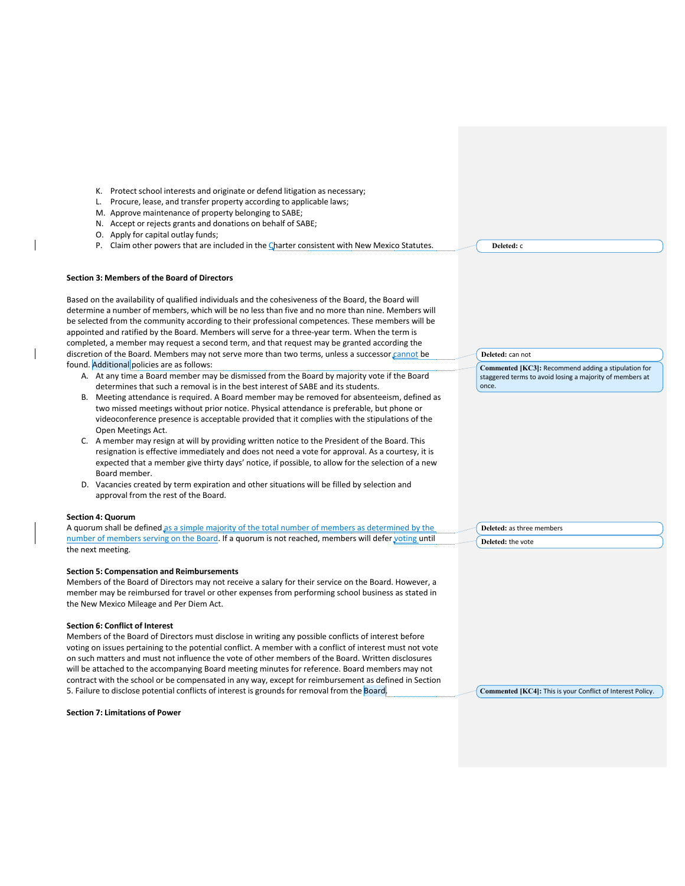K. Protect school interests and originate or defend litigation as necessary;
L. Procure, lease, and transfer property according to applicable laws;
M. Approve maintenance of property belonging to SABE;
N. Accept or rejects grants and donations on behalf of SABE;
O. Apply for capital outlay funds;
P. Claim other powers that are included in the Charter consistent with New Mexico Statutes.

**Section 3: Members of the Board of Directors**

Based on the availability of qualified individuals and the cohesiveness of the Board, the Board will determine a number of members, which will be no less than five and no more than nine. Members will be selected from the community according to their professional competences. These members will be appointed and ratified by the Board. Members will serve for a three-year term. When the term is completed, a member may request a second term, and that request may be granted according the discretion of the Board. Members may not serve more than two terms, unless a successor cannot be found. Additional policies are as follows:

A. At any time a Board member may be dismissed from the Board by majority vote if the Board determines that such a removal is in the best interest of SABE and its students.
B. Meeting attendance is required. A Board member may be removed for absenteeism, defined as two missed meetings without prior notice. Physical attendance is preferable, but phone or videoconference presence is acceptable provided that it complies with the stipulations of the Open Meetings Act.
C. A member may resign at will by providing written notice to the President of the Board. This resignation is effective immediately and does not need a vote for approval. As a courtesy, it is expected that a member give thirty days' notice, if possible, to allow for the selection of a new Board member.
D. Vacancies created by term expiration and other situations will be filled by selection and approval from the rest of the Board.

**Section 4: Quorum**

A quorum shall be defined as a simple majority of the total number of members as determined by the number of members serving on the Board. If a quorum is not reached, members will defer voting until the next meeting.

**Section 5: Compensation and Reimbursements**

Members of the Board of Directors may not receive a salary for their service on the Board. However, a member may be reimbursed for travel or other expenses from performing school business as stated in the New Mexico Mileage and Per Diem Act.

**Section 6: Conflict of Interest**

Members of the Board of Directors must disclose in writing any possible conflicts of interest before voting on issues pertaining to the potential conflict. A member with a conflict of interest must not vote on such matters and must not influence the vote of other members of the Board. Written disclosures will be attached to the accompanying Board meeting minutes for reference. Board members may not contract with the school or be compensated in any way, except for reimbursement as defined in Section 5. Failure to disclose potential conflicts of interest is grounds for removal from the Board.

**Section 7: Limitations of Power**

Deleted: c

Deleted: can not

Commented [KC3]: Recommend adding a stipulation for staggered terms to avoid losing a majority of members at once.

Deleted: as three members

Deleted: the vote

Commented [KC4]: This is your Conflict of Interest Policy.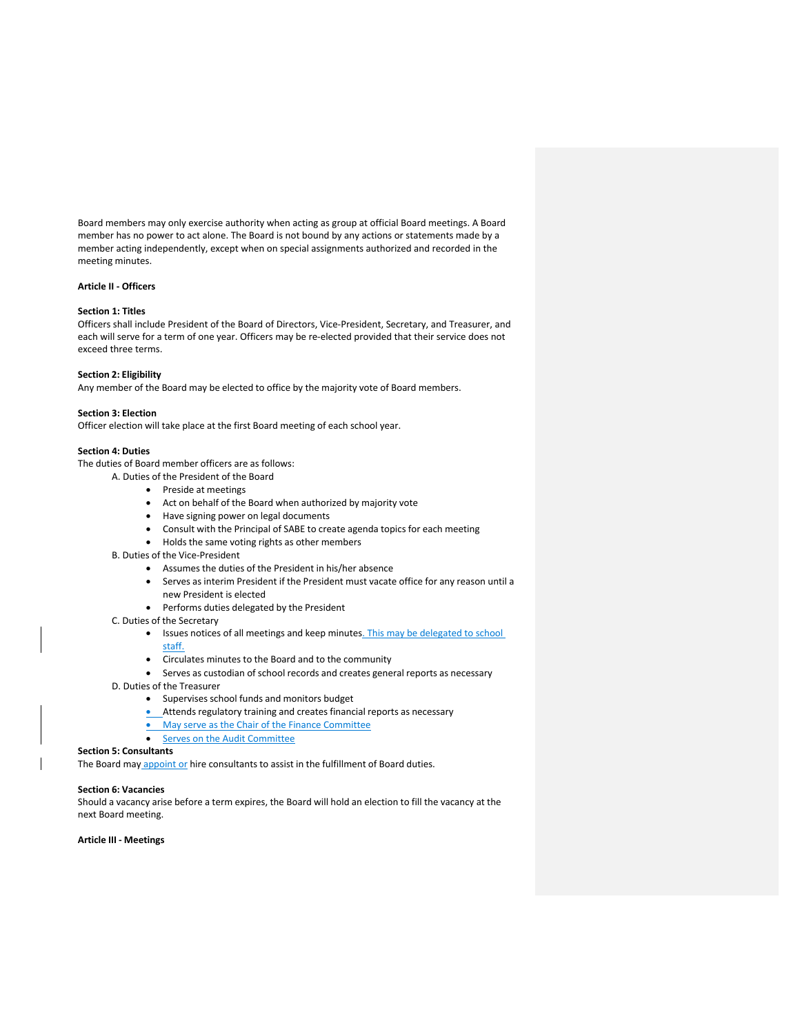Board members may only exercise authority when acting as group at official Board meetings. A Board member has no power to act alone. The Board is not bound by any actions or statements made by a member acting independently, except when on special assignments authorized and recorded in the meeting minutes.

**Article II - Officers**

**Section 1: Titles**
Officers shall include President of the Board of Directors, Vice-President, Secretary, and Treasurer, and each will serve for a term of one year. Officers may be re-elected provided that their service does not exceed three terms.

**Section 2: Eligibility**
Any member of the Board may be elected to office by the majority vote of Board members.

**Section 3: Election**
Officer election will take place at the first Board meeting of each school year.

**Section 4: Duties**
The duties of Board member officers are as follows:

A. Duties of the President of the Board
- Preside at meetings
- Act on behalf of the Board when authorized by majority vote
- Have signing power on legal documents
- Consult with the Principal of SABE to create agenda topics for each meeting
- Holds the same voting rights as other members

B. Duties of the Vice-President
- Assumes the duties of the President in his/her absence
- Serves as interim President if the President must vacate office for any reason until a new President is elected
- Performs duties delegated by the President

C. Duties of the Secretary
- Issues notices of all meetings and keep minutes. This may be delegated to school staff.
- Circulates minutes to the Board and to the community
- Serves as custodian of school records and creates general reports as necessary

D. Duties of the Treasurer
- Supervises school funds and monitors budget
- Attends regulatory training and creates financial reports as necessary
- May serve as the Chair of the Finance Committee
- Serves on the Audit Committee

**Section 5: Consultants**
The Board may appoint or hire consultants to assist in the fulfillment of Board duties.

**Section 6: Vacancies**
Should a vacancy arise before a term expires, the Board will hold an election to fill the vacancy at the next Board meeting.

**Article III - Meetings**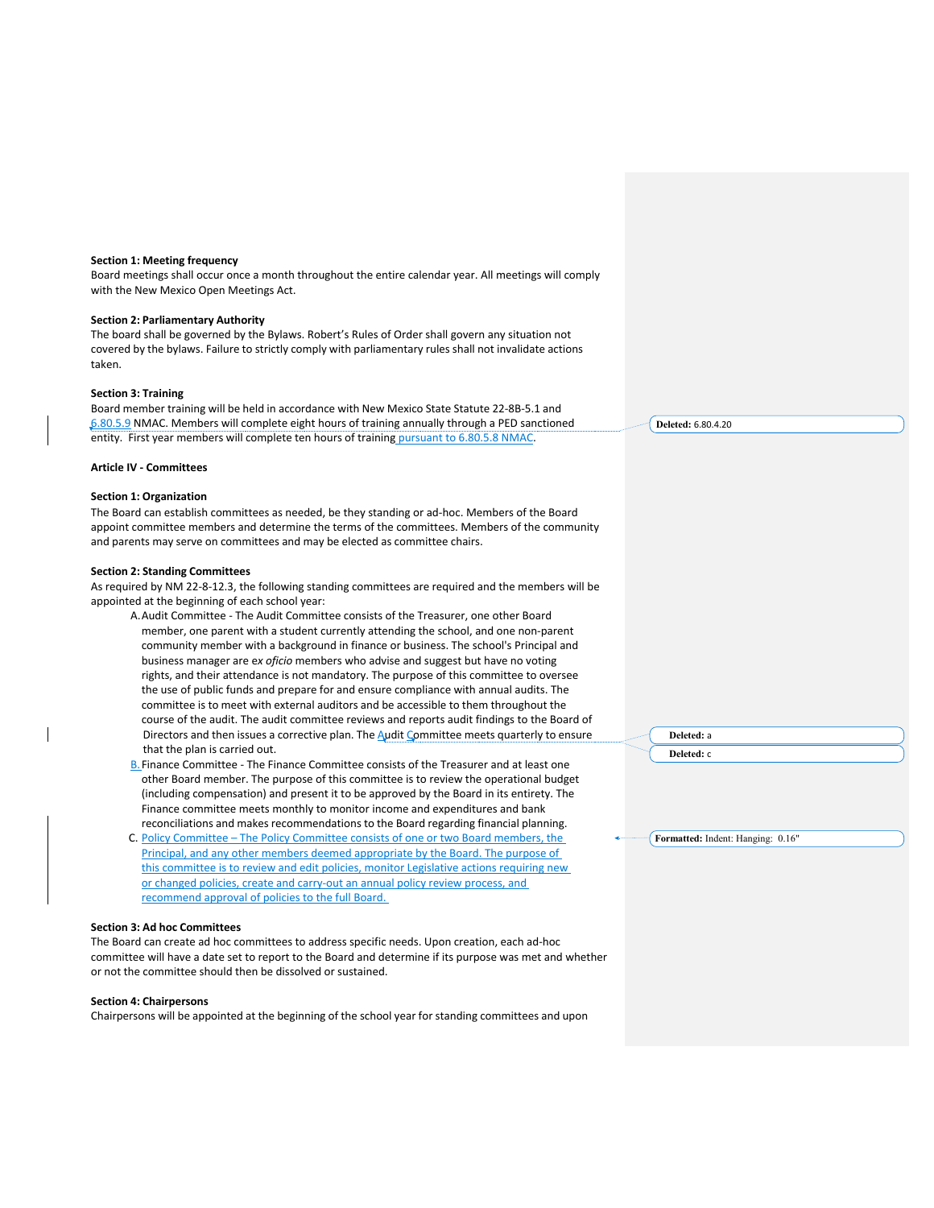**Section 1: Meeting frequency**

Board meetings shall occur once a month throughout the entire calendar year. All meetings will comply with the New Mexico Open Meetings Act.

**Section 2: Parliamentary Authority**

The board shall be governed by the Bylaws. Robert's Rules of Order shall govern any situation not covered by the bylaws. Failure to strictly comply with parliamentary rules shall not invalidate actions taken.

**Section 3: Training**

Board member training will be held in accordance with New Mexico State Statute 22-8B-5.1 and 6.80.5.9 NMAC. Members will complete eight hours of training annually through a PED sanctioned entity. First year members will complete ten hours of training pursuant to 6.80.5.8 NMAC.

**Article IV - Committees**

**Section 1: Organization**

The Board can establish committees as needed, be they standing or ad-hoc. Members of the Board appoint committee members and determine the terms of the committees. Members of the community and parents may serve on committees and may be elected as committee chairs.

**Section 2: Standing Committees**

As required by NM 22-8-12.3, the following standing committees are required and the members will be appointed at the beginning of each school year:

A. Audit Committee - The Audit Committee consists of the Treasurer, one other Board member, one parent with a student currently attending the school, and one non-parent community member with a background in finance or business. The school's Principal and business manager are ex *oficio* members who advise and suggest but have no voting rights, and their attendance is not mandatory. The purpose of this committee to oversee the use of public funds and prepare for and ensure compliance with annual audits. The committee is to meet with external auditors and be accessible to them throughout the course of the audit. The audit committee reviews and reports audit findings to the Board of Directors and then issues a corrective plan. The Audit Committee meets quarterly to ensure that the plan is carried out.

B. Finance Committee - The Finance Committee consists of the Treasurer and at least one other Board member. The purpose of this committee is to review the operational budget (including compensation) and present it to be approved by the Board in its entirety. The Finance committee meets monthly to monitor income and expenditures and bank reconciliations and makes recommendations to the Board regarding financial planning.

C. Policy Committee – The Policy Committee consists of one or two Board members, the Principal, and any other members deemed appropriate by the Board. The purpose of this committee is to review and edit policies, monitor Legislative actions requiring new or changed policies, create and carry-out an annual policy review process, and recommend approval of policies to the full Board.

**Section 3: Ad hoc Committees**

The Board can create ad hoc committees to address specific needs. Upon creation, each ad-hoc committee will have a date set to report to the Board and determine if its purpose was met and whether or not the committee should then be dissolved or sustained.

**Section 4: Chairpersons**

Chairpersons will be appointed at the beginning of the school year for standing committees and upon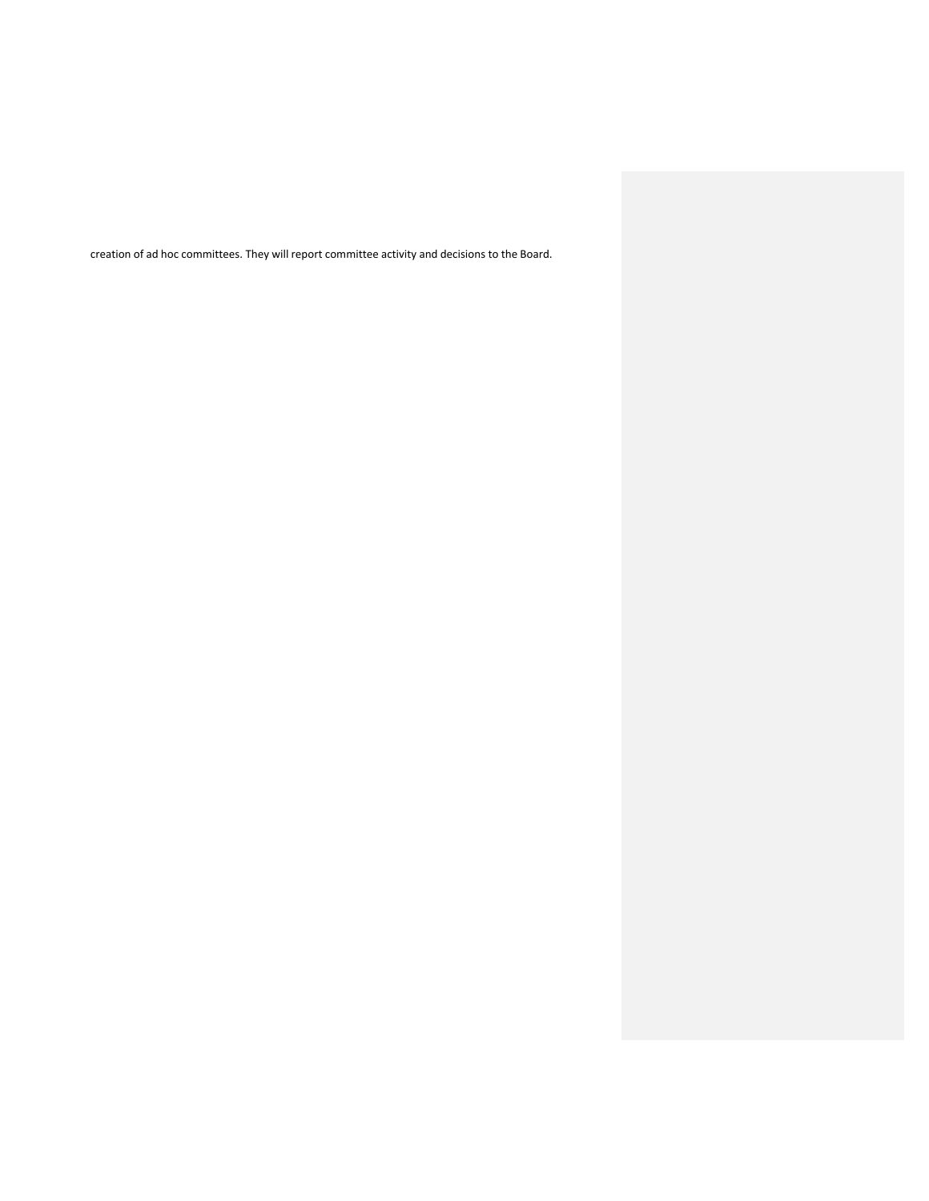creation of ad hoc committees. They will report committee activity and decisions to the Board.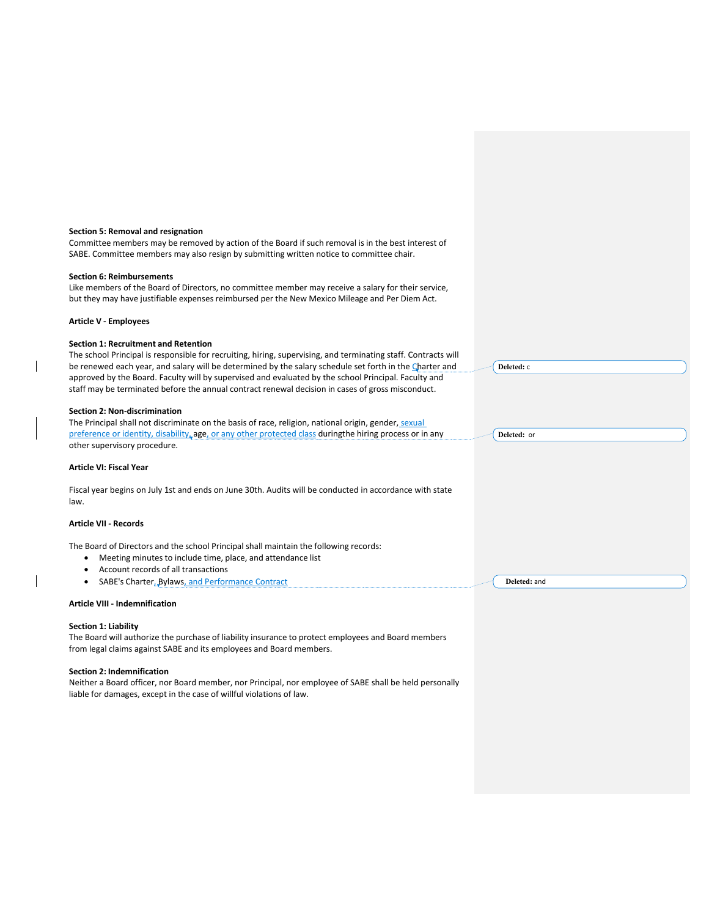**Section 5: Removal and resignation**
Committee members may be removed by action of the Board if such removal is in the best interest of SABE. Committee members may also resign by submitting written notice to committee chair.

**Section 6: Reimbursements**
Like members of the Board of Directors, no committee member may receive a salary for their service, but they may have justifiable expenses reimbursed per the New Mexico Mileage and Per Diem Act.

**Article V - Employees**

**Section 1: Recruitment and Retention**
The school Principal is responsible for recruiting, hiring, supervising, and terminating staff. Contracts will be renewed each year, and salary will be determined by the salary schedule set forth in the Charter and approved by the Board. Faculty will by supervised and evaluated by the school Principal. Faculty and staff may be terminated before the annual contract renewal decision in cases of gross misconduct.

**Section 2: Non-discrimination**
The Principal shall not discriminate on the basis of race, religion, national origin, gender, sexual preference or identity, disability, age, or any other protected class duringthe hiring process or in any other supervisory procedure.

**Article VI: Fiscal Year**

Fiscal year begins on July 1st and ends on June 30th. Audits will be conducted in accordance with state law.

**Article VII - Records**

The Board of Directors and the school Principal shall maintain the following records:

- Meeting minutes to include time, place, and attendance list
- Account records of all transactions
- SABE's Charter, Bylaws, and Performance Contract

**Article VIII - Indemnification**

**Section 1: Liability**
The Board will authorize the purchase of liability insurance to protect employees and Board members from legal claims against SABE and its employees and Board members.

**Section 2: Indemnification**
Neither a Board officer, nor Board member, nor Principal, nor employee of SABE shall be held personally liable for damages, except in the case of willful violations of law.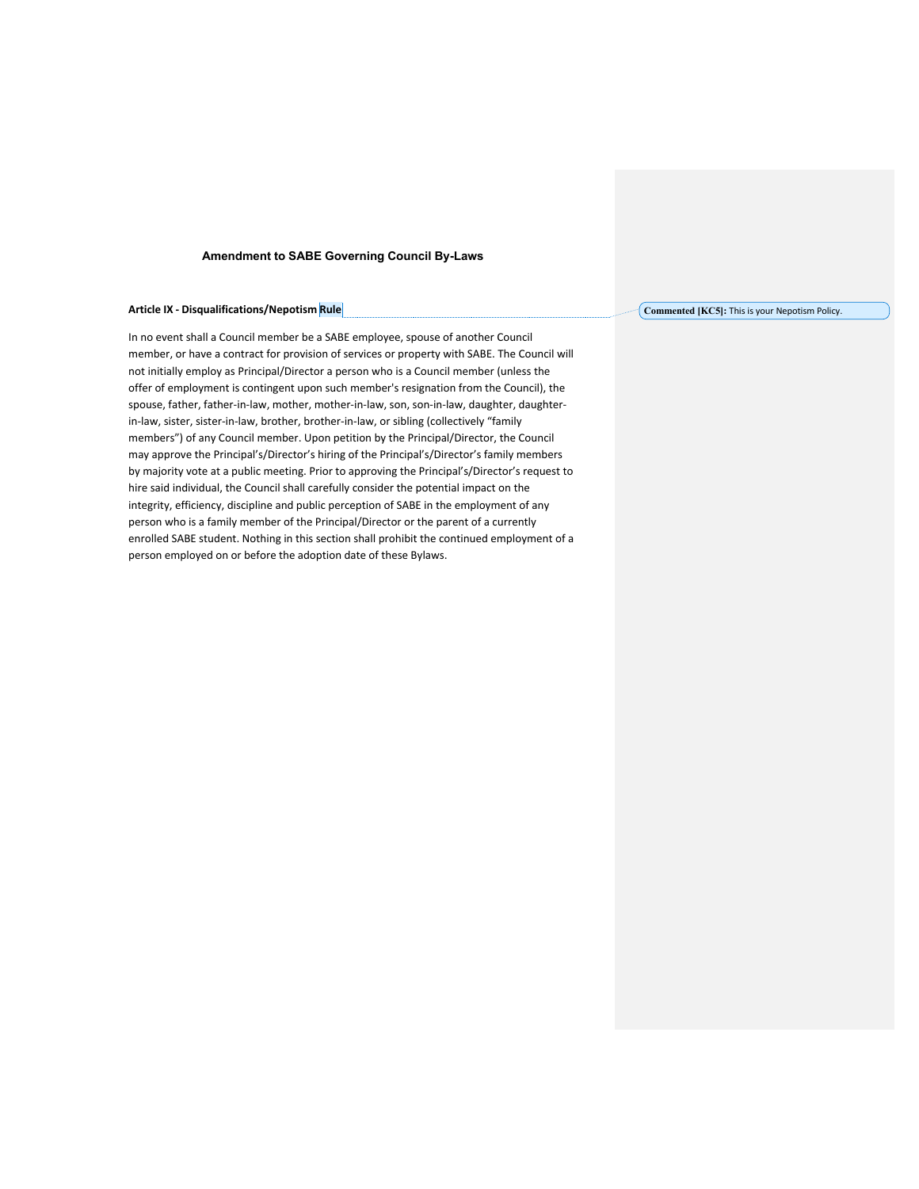## Amendment to SABE Governing Council By-Laws

**Article IX - Disqualifications/Nepotism Rule**

Commented [KC5]: This is your Nepotism Policy.

In no event shall a Council member be a SABE employee, spouse of another Council member, or have a contract for provision of services or property with SABE. The Council will not initially employ as Principal/Director a person who is a Council member (unless the offer of employment is contingent upon such member's resignation from the Council), the spouse, father, father-in-law, mother, mother-in-law, son, son-in-law, daughter, daughter-in-law, sister, sister-in-law, brother, brother-in-law, or sibling (collectively "family members") of any Council member. Upon petition by the Principal/Director, the Council may approve the Principal's/Director's hiring of the Principal's/Director's family members by majority vote at a public meeting. Prior to approving the Principal's/Director's request to hire said individual, the Council shall carefully consider the potential impact on the integrity, efficiency, discipline and public perception of SABE in the employment of any person who is a family member of the Principal/Director or the parent of a currently enrolled SABE student. Nothing in this section shall prohibit the continued employment of a person employed on or before the adoption date of these Bylaws.